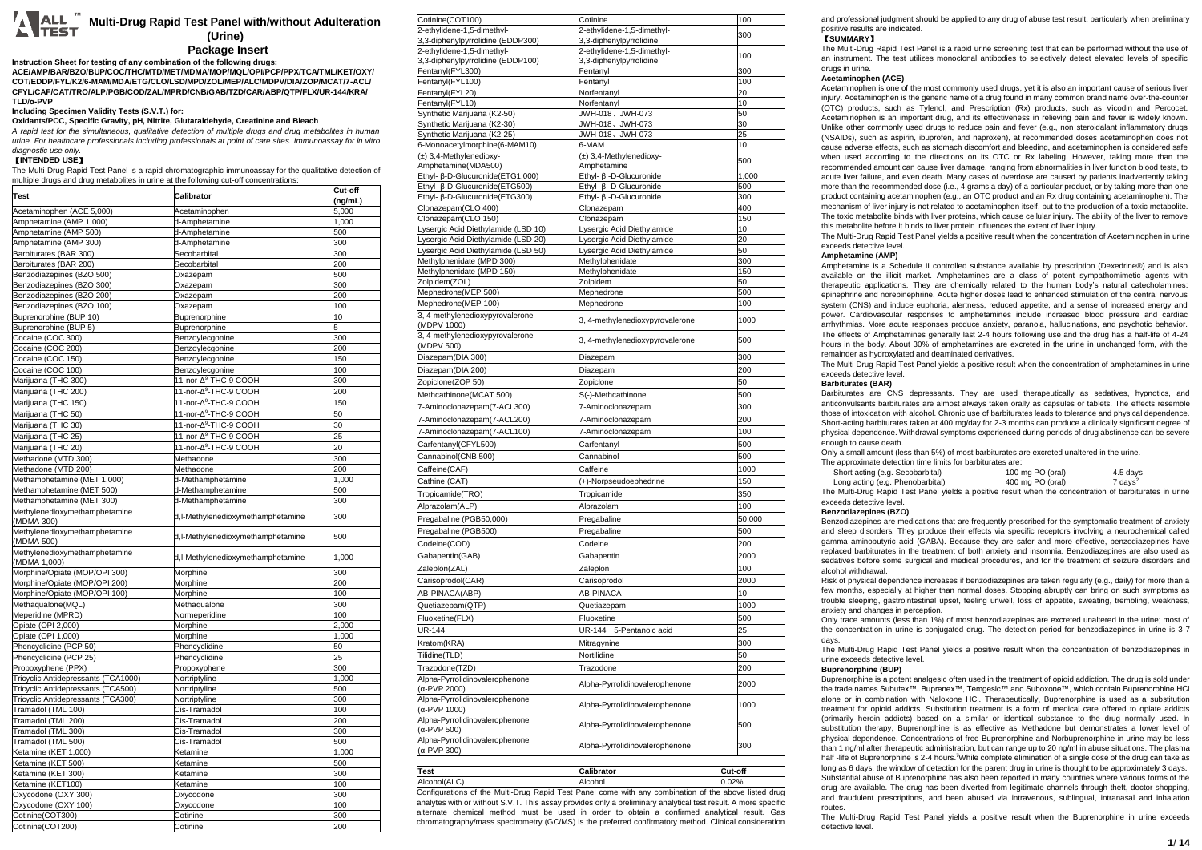# Multi-Drug Rapid Test Panel with/without Adulteration (Urine)

## Package Insert

**Instruction Sheet for testing of any combination of the following drugs:**

**ACE/AMP/BAR/BZO/BUP/COC/THC/MTD/MET/MDMA/MOP/MQL/OPI/PCP/PPX/TCA/TML/KET/OXY/COT/EDDP/FYL/K2/6-MAM/MDA/ETG/CLO/LSD/MPD/ZOL/MEP/ALC/MDPV/DIA/ZOP/MCAT/7-ACL/CFYL/CAF/CAT/TRO/ALP/PGB/COD/ZAL/MPRD/CNB/GAB/TZD/CAR/ABP/QTP/FLX/UR-144/KRA/TLD/α-PVP**

**Including Specimen Validity Tests (S.V.T.) for:**

**Oxidants/PCC, Specific Gravity, pH, Nitrite, Glutaraldehyde, Creatinine and Bleach**

*A rapid test for the simultaneous, qualitative detection of multiple drugs and drug metabolites in human urine. For healthcare professionals including professionals at point of care sites. Immunoassay for in vitro diagnostic use only.*

## 【INTENDED USE】

The Multi-Drug Rapid Test Panel is a rapid chromatographic immunoassay for the qualitative detection of multiple drugs and drug metabolites in urine at the following cut-off concentrations:

| Test | Calibrator | Cut-off (ng/mL) |
|---|---|---|
| Acetaminophen (ACE 5,000) | Acetaminophen | 5,000 |
| Amphetamine (AMP 1,000) | d-Amphetamine | 1,000 |
| Amphetamine (AMP 500) | d-Amphetamine | 500 |
| Amphetamine (AMP 300) | d-Amphetamine | 300 |
| Barbiturates (BAR 300) | Secobarbital | 300 |
| Barbiturates (BAR 200) | Secobarbital | 200 |
| Benzodiazepines (BZO 500) | Oxazepam | 500 |
| Benzodiazepines (BZO 300) | Oxazepam | 300 |
| Benzodiazepines (BZO 200) | Oxazepam | 200 |
| Benzodiazepines (BZO 100) | Oxazepam | 100 |
| Buprenorphine (BUP 10) | Buprenorphine | 10 |
| Buprenorphine (BUP 5) | Buprenorphine | 5 |
| Cocaine (COC 300) | Benzoylecgonine | 300 |
| Cocaine (COC 200) | Benzoylecgonine | 200 |
| Cocaine (COC 150) | Benzoylecgonine | 150 |
| Cocaine (COC 100) | Benzoylecgonine | 100 |
| Marijuana (THC 300) | 11-nor-$\Delta^9$-THC-9 COOH | 300 |
| Marijuana (THC 200) | 11-nor-$\Delta^9$-THC-9 COOH | 200 |
| Marijuana (THC 150) | 11-nor-$\Delta^9$-THC-9 COOH | 150 |
| Marijuana (THC 50) | 11-nor-$\Delta^9$-THC-9 COOH | 50 |
| Marijuana (THC 30) | 11-nor-$\Delta^9$-THC-9 COOH | 30 |
| Marijuana (THC 25) | 11-nor-$\Delta^9$-THC-9 COOH | 25 |
| Marijuana (THC 20) | 11-nor-$\Delta^9$-THC-9 COOH | 20 |
| Methadone (MTD 300) | Methadone | 300 |
| Methadone (MTD 200) | Methadone | 200 |
| Methamphetamine (MET 1,000) | d-Methamphetamine | 1,000 |
| Methamphetamine (MET 500) | d-Methamphetamine | 500 |
| Methamphetamine (MET 300) | d-Methamphetamine | 300 |
| Methylenedioxymethamphetamine (MDMA 300) | d,l-Methylenedioxymethamphetamine | 300 |
| Methylenedioxymethamphetamine (MDMA 500) | d,l-Methylenedioxymethamphetamine | 500 |
| Methylenedioxymethamphetamine (MDMA 1,000) | d,l-Methylenedioxymethamphetamine | 1,000 |
| Morphine/Opiate (MOP/OPI 300) | Morphine | 300 |
| Morphine/Opiate (MOP/OPI 200) | Morphine | 200 |
| Morphine/Opiate (MOP/OPI 100) | Morphine | 100 |
| Methaqualone(MQL) | Methaqualone | 300 |
| Meperidine (MPRD) | Normeperidine | 100 |
| Opiate (OPI 2,000) | Morphine | 2,000 |
| Opiate (OPI 1,000) | Morphine | 1,000 |
| Phencyclidine (PCP 50) | Phencyclidine | 50 |
| Phencyclidine (PCP 25) | Phencyclidine | 25 |
| Propoxyphene (PPX) | Propoxyphene | 300 |
| Tricyclic Antidepressants (TCA1000) | Nortriptyline | 1,000 |
| Tricyclic Antidepressants (TCA500) | Nortriptyline | 500 |
| Tricyclic Antidepressants (TCA300) | Nortriptyline | 300 |
| Tramadol (TML 100) | Cis-Tramadol | 100 |
| Tramadol (TML 200) | Cis-Tramadol | 200 |
| Tramadol (TML 300) | Cis-Tramadol | 300 |
| Tramadol (TML 500) | Cis-Tramadol | 500 |
| Ketamine (KET 1,000) | Ketamine | 1,000 |
| Ketamine (KET 500) | Ketamine | 500 |
| Ketamine (KET 300) | Ketamine | 300 |
| Ketamine (KET100) | Ketamine | 100 |
| Oxycodone (OXY 300) | Oxycodone | 300 |
| Oxycodone (OXY 100) | Oxycodone | 100 |
| Cotinine(COT300) | Cotinine | 300 |
| Cotinine(COT200) | Cotinine | 200 |
| Cotinine(COT100) | Cotinine | 100 |
| 2-ethylidene-1,5-dimethyl-3,3-diphenylpyrrolidine (EDDP300) | 2-ethylidene-1,5-dimethyl-3,3-diphenylpyrrolidine | 300 |
| 2-ethylidene-1,5-dimethyl-3,3-diphenylpyrrolidine (EDDP100) | 2-ethylidene-1,5-dimethyl-3,3-diphenylpyrrolidine | 100 |
| Fentanyl(FYL300) | Fentanyl | 300 |
| Fentanyl(FYL100) | Fentanyl | 100 |
| Fentanyl(FYL20) | Norfentanyl | 20 |
| Fentanyl(FYL10) | Norfentanyl | 10 |
| Synthetic Marijuana (K2-50) | JWH-018、JWH-073 | 50 |
| Synthetic Marijuana (K2-30) | JWH-018、JWH-073 | 30 |
| Synthetic Marijuana (K2-25) | JWH-018、JWH-073 | 25 |
| 6-Monoacetylmorphine(6-MAM10) | 6-MAM | 10 |
| (±) 3,4-Methylenedioxy-Amphetamine(MDA500) | (±) 3,4-Methylenedioxy-Amphetamine | 500 |
| Ethyl- β-D-Glucuronide(ETG1,000) | Ethyl- β -D-Glucuronide | 1,000 |
| Ethyl- β-D-Glucuronide(ETG500) | Ethyl- β -D-Glucuronide | 500 |
| Ethyl- β-D-Glucuronide(ETG300) | Ethyl- β -D-Glucuronide | 300 |
| Clonazepam(CLO 400) | Clonazepam | 400 |
| Clonazepam(CLO 150) | Clonazepam | 150 |
| Lysergic Acid Diethylamide (LSD 10) | Lysergic Acid Diethylamide | 10 |
| Lysergic Acid Diethylamide (LSD 20) | Lysergic Acid Diethylamide | 20 |
| Lysergic Acid Diethylamide (LSD 50) | Lysergic Acid Diethylamide | 50 |
| Methylphenidate (MPD 300) | Methylphenidate | 300 |
| Methylphenidate (MPD 150) | Methylphenidate | 150 |
| Zolpidem(ZOL) | Zolpidem | 50 |
| Mephedrone(MEP 500) | Mephedrone | 500 |
| Mephedrone(MEP 100) | Mephedrone | 100 |
| 3, 4-methylenedioxypyrovalerone (MDPV 1000) | 3, 4-methylenedioxypyrovalerone | 1000 |
| 3, 4-methylenedioxypyrovalerone (MDPV 500) | 3, 4-methylenedioxypyrovalerone | 500 |
| Diazepam(DIA 300) | Diazepam | 300 |
| Diazepam(DIA 200) | Diazepam | 200 |
| Zopiclone(ZOP 50) | Zopiclone | 50 |
| Methcathinone(MCAT 500) | S(-)-Methcathinone | 500 |
| 7-Aminoclonazepam(7-ACL300) | 7-Aminoclonazepam | 300 |
| 7-Aminoclonazepam(7-ACL200) | 7-Aminoclonazepam | 200 |
| 7-Aminoclonazepam(7-ACL100) | 7-Aminoclonazepam | 100 |
| Carfentanyl(CFYL500) | Carfentanyl | 500 |
| Cannabinol(CNB 500) | Cannabinol | 500 |
| Caffeine(CAF) | Caffeine | 1000 |
| Cathine (CAT) | (+)-Norpseudoephedrine | 150 |
| Tropicamide(TRO) | Tropicamide | 350 |
| Alprazolam(ALP) | Alprazolam | 100 |
| Pregabaline (PGB50,000) | Pregabaline | 50,000 |
| Pregabaline (PGB500) | Pregabaline | 500 |
| Codeine(COD) | Codeine | 200 |
| Gabapentin(GAB) | Gabapentin | 2000 |
| Zaleplon(ZAL) | Zaleplon | 100 |
| Carisoprodol(CAR) | Carisoprodol | 2000 |
| AB-PINACA(ABP) | AB-PINACA | 10 |
| Quetiazepam(QTP) | Quetiazepam | 1000 |
| Fluoxetine(FLX) | Fluoxetine | 500 |
| UR-144 | UR-144 5-Pentanoic acid | 25 |
| Kratom(KRA) | Mitragynine | 300 |
| Tilidine(TLD) | Nortilidine | 50 |
| Trazodone(TZD) | Trazodone | 200 |
| Alpha-Pyrrolidinovalerophenone (α-PVP 2000) | Alpha-Pyrrolidinovalerophenone | 2000 |
| Alpha-Pyrrolidinovalerophenone (α-PVP 1000) | Alpha-Pyrrolidinovalerophenone | 1000 |
| Alpha-Pyrrolidinovalerophenone (α-PVP 500) | Alpha-Pyrrolidinovalerophenone | 500 |
| Alpha-Pyrrolidinovalerophenone (α-PVP 300) | Alpha-Pyrrolidinovalerophenone | 300 |

| Test | Calibrator | Cut-off |
|---|---|---|
| Alcohol(ALC) | Alcohol | 0.02% |

Configurations of the Multi-Drug Rapid Test Panel come with any combination of the above listed drug analytes with or without S.V.T. This assay provides only a preliminary analytical test result. A more specific alternate chemical method must be used in order to obtain a confirmed analytical result. Gas chromatography/mass spectrometry (GC/MS) is the preferred confirmatory method. Clinical consideration and professional judgment should be applied to any drug of abuse test result, particularly when preliminary positive results are indicated.

## 【SUMMARY】

The Multi-Drug Rapid Test Panel is a rapid urine screening test that can be performed without the use of an instrument. The test utilizes monoclonal antibodies to selectively detect elevated levels of specific drugs in urine.

### Acetaminophen (ACE)

Acetaminophen is one of the most commonly used drugs, yet it is also an important cause of serious liver injury. Acetaminophen is the generic name of a drug found in many common brand name over-the-counter (OTC) products, such as Tylenol, and Prescription (Rx) products, such as Vicodin and Percocet. Acetaminophen is an important drug, and its effectiveness in relieving pain and fever is widely known. Unlike other commonly used drugs to reduce pain and fever (e.g., non steroidalant inflammatory drugs (NSAIDs), such as aspirin, ibuprofen, and naproxen), at recommended doses acetaminophen does not cause adverse effects, such as stomach discomfort and bleeding, and acetaminophen is considered safe when used according to the directions on its OTC or Rx labeling. However, taking more than the recommended amount can cause liver damage, ranging from abnormalities in liver function blood tests, to acute liver failure, and even death. Many cases of overdose are caused by patients inadvertently taking more than the recommended dose (i.e., 4 grams a day) of a particular product, or by taking more than one product containing acetaminophen (e.g., an OTC product and an Rx drug containing acetaminophen). The mechanism of liver injury is not related to acetaminophen itself, but to the production of a toxic metabolite. The toxic metabolite binds with liver proteins, which cause cellular injury. The ability of the liver to remove this metabolite before it binds to liver protein influences the extent of liver injury.

The Multi-Drug Rapid Test Panel yields a positive result when the concentration of Acetaminophen in urine exceeds detective level.

### Amphetamine (AMP)

Amphetamine is a Schedule II controlled substance available by prescription (Dexedrine®) and is also available on the illicit market. Amphetamines are a class of potent sympathomimetic agents with therapeutic applications. They are chemically related to the human body's natural catecholamines: epinephrine and norepinephrine. Acute higher doses lead to enhanced stimulation of the central nervous system (CNS) and induce euphoria, alertness, reduced appetite, and a sense of increased energy and power. Cardiovascular responses to amphetamines include increased blood pressure and cardiac arrhythmias. More acute responses produce anxiety, paranoia, hallucinations, and psychotic behavior. The effects of Amphetamines generally last 2-4 hours following use and the drug has a half-life of 4-24 hours in the body. About 30% of amphetamines are excreted in the urine in unchanged form, with the remainder as hydroxylated and deaminated derivatives.

The Multi-Drug Rapid Test Panel yields a positive result when the concentration of amphetamines in urine exceeds detective level.

### Barbiturates (BAR)

Barbiturates are CNS depressants. They are used therapeutically as sedatives, hypnotics, and anticonvulsants barbiturates are almost always taken orally as capsules or tablets. The effects resemble those of intoxication with alcohol. Chronic use of barbiturates leads to tolerance and physical dependence. Short-acting barbiturates taken at 400 mg/day for 2-3 months can produce a clinically significant degree of physical dependence. Withdrawal symptoms experienced during periods of drug abstinence can be severe enough to cause death.

Only a small amount (less than 5%) of most barbiturates are excreted unaltered in the urine.

The approximate detection time limits for barbiturates are:

| | | |
|---|---|---|
| Short acting (e.g. Secobarbital) | 100 mg PO (oral) | 4.5 days |
| Long acting (e.g. Phenobarbital) | 400 mg PO (oral) | 7 days[2] |

The Multi-Drug Rapid Test Panel yields a positive result when the concentration of barbiturates in urine exceeds detective level.

### Benzodiazepines (BZO)

Benzodiazepines are medications that are frequently prescribed for the symptomatic treatment of anxiety and sleep disorders. They produce their effects via specific receptors involving a neurochemical called gamma aminobutyric acid (GABA). Because they are safer and more effective, benzodiazepines have replaced barbiturates in the treatment of both anxiety and insomnia. Benzodiazepines are also used as sedatives before some surgical and medical procedures, and for the treatment of seizure disorders and alcohol withdrawal.

Risk of physical dependence increases if benzodiazepines are taken regularly (e.g., daily) for more than a few months, especially at higher than normal doses. Stopping abruptly can bring on such symptoms as trouble sleeping, gastrointestinal upset, feeling unwell, loss of appetite, sweating, trembling, weakness, anxiety and changes in perception.

Only trace amounts (less than 1%) of most benzodiazepines are excreted unaltered in the urine; most of the concentration in urine is conjugated drug. The detection period for benzodiazepines in urine is 3-7 days.

The Multi-Drug Rapid Test Panel yields a positive result when the concentration of benzodiazepines in urine exceeds detective level.

### Buprenorphine (BUP)

Buprenorphine is a potent analgesic often used in the treatment of opioid addiction. The drug is sold under the trade names Subutex™, Buprenex™, Temgesic™ and Suboxone™, which contain Buprenorphine HCl alone or in combination with Naloxone HCl. Therapeutically, Buprenorphine is used as a substitution treatment for opioid addicts. Substitution treatment is a form of medical care offered to opiate addicts (primarily heroin addicts) based on a similar or identical substance to the drug normally used. In substitution therapy, Buprenorphine is as effective as Methadone but demonstrates a lower level of physical dependence. Concentrations of free Buprenorphine and Norbuprenorphine in urine may be less than 1 ng/ml after therapeutic administration, but can range up to 20 ng/ml in abuse situations. The plasma half -life of Buprenorphine is 2-4 hours.[3] While complete elimination of a single dose of the drug can take as long as 6 days, the window of detection for the parent drug in urine is thought to be approximately 3 days.

Substantial abuse of Buprenorphine has also been reported in many countries where various forms of the drug are available. The drug has been diverted from legitimate channels through theft, doctor shopping, and fraudulent prescriptions, and been abused via intravenous, sublingual, intranasal and inhalation routes.

The Multi-Drug Rapid Test Panel yields a positive result when the Buprenorphine in urine exceeds detective level.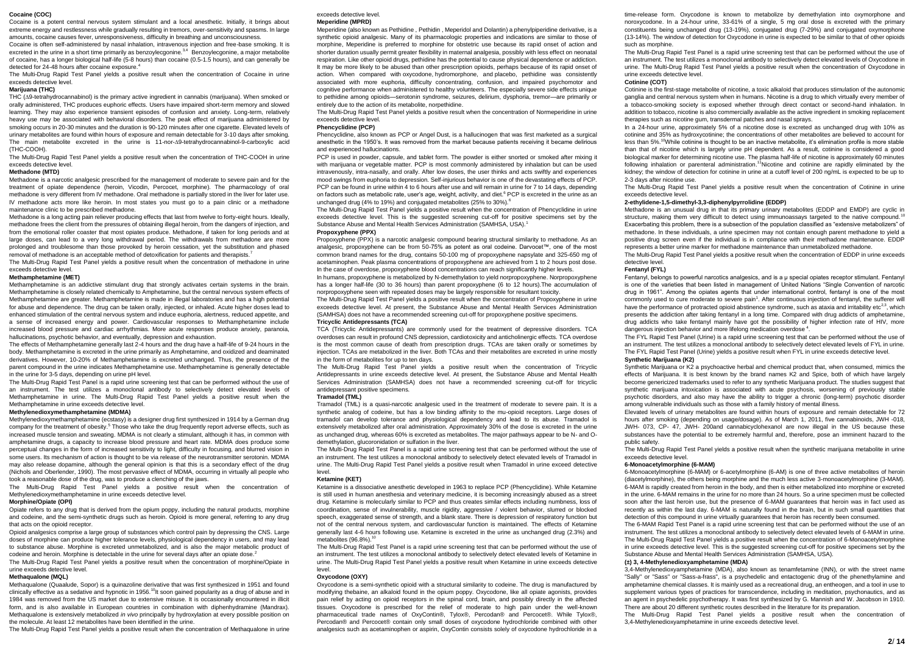**Cocaine (COC)**

Cocaine is a potent central nervous system stimulant and a local anesthetic. Initially, it brings about extreme energy and restlessness while gradually resulting in tremors, over-sensitivity and spasms. In large amounts, cocaine causes fever, unresponsiveness, difficulty in breathing and unconsciousness.

Cocaine is often self-administered by nasal inhalation, intravenous injection and free-base smoking. It is excreted in the urine in a short time primarily as benzoylecgonine.[3,4] Benzoylecgonine, a major metabolite of cocaine, has a longer biological half-life (5-8 hours) than cocaine (0.5-1.5 hours), and can generally be detected for 24-48 hours after cocaine exposure.[4]

The Multi-Drug Rapid Test Panel yields a positive result when the concentration of Cocaine in urine exceeds detective level.

**Marijuana (THC)**

THC (Δ9-tetrahydrocannabinol) is the primary active ingredient in cannabis (marijuana). When smoked or orally administered, THC produces euphoric effects. Users have impaired short-term memory and slowed learning. They may also experience transient episodes of confusion and anxiety. Long-term, relatively heavy use may be associated with behavioral disorders. The peak effect of marijuana administered by smoking occurs in 20-30 minutes and the duration is 90-120 minutes after one cigarette. Elevated levels of urinary metabolites are found within hours of exposure and remain detectable for 3-10 days after smoking. The main metabolite excreted in the urine is 11-nor-Δ9-tetrahydrocannabinol-9-carboxylic acid (THC-COOH).

The Multi-Drug Rapid Test Panel yields a positive result when the concentration of THC-COOH in urine exceeds detective level.

**Methadone (MTD)**

Methadone is a narcotic analgesic prescribed for the management of moderate to severe pain and for the treatment of opiate dependence (heroin, Vicodin, Percocet, morphine). The pharmacology of oral methadone is very different from IV methadone. Oral methadone is partially stored in the liver for later use. IV methadone acts more like heroin. In most states you must go to a pain clinic or a methadone maintenance clinic to be prescribed methadone.

Methadone is a long acting pain reliever producing effects that last from twelve to forty-eight hours. Ideally, methadone frees the client from the pressures of obtaining illegal heroin, from the dangers of injection, and from the emotional roller coaster that most opiates produce. Methadone, if taken for long periods and at large doses, can lead to a very long withdrawal period. The withdrawals from methadone are more prolonged and troublesome than those provoked by heroin cessation, yet the substitution and phased removal of methadone is an acceptable method of detoxification for patients and therapists.[7]

The Multi-Drug Rapid Test Panel yields a positive result when the concentration of methadone in urine exceeds detective level.

**Methamphetamine (MET)**

Methamphetamine is an addictive stimulant drug that strongly activates certain systems in the brain. Methamphetamine is closely related chemically to Amphetamine, but the central nervous system effects of Methamphetamine are greater. Methamphetamine is made in illegal laboratories and has a high potential for abuse and dependence. The drug can be taken orally, injected, or inhaled. Acute higher doses lead to enhanced stimulation of the central nervous system and induce euphoria, alertness, reduced appetite, and a sense of increased energy and power. Cardiovascular responses to Methamphetamine include increased blood pressure and cardiac arrhythmias. More acute responses produce anxiety, paranoia, hallucinations, psychotic behavior, and eventually, depression and exhaustion.

The effects of Methamphetamine generally last 2-4 hours and the drug have a half-life of 9-24 hours in the body. Methamphetamine is excreted in the urine primarily as Amphetamine, and oxidized and deaminated derivatives. However, 10-20% of Methamphetamine is excreted unchanged. Thus, the presence of the parent compound in the urine indicates Methamphetamine use. Methamphetamine is generally detectable in the urine for 3-5 days, depending on urine pH level.

The Multi-Drug Rapid Test Panel is a rapid urine screening test that can be performed without the use of an instrument. The test utilizes a monoclonal antibody to selectively detect elevated levels of Methamphetamine in urine. The Multi-Drug Rapid Test Panel yields a positive result when the Methamphetamine in urine exceeds detective level.

**Methylenedioxymethamphetamine (MDMA)**

Methylenedioxymethamphetamine (ecstasy) is a designer drug first synthesized in 1914 by a German drug company for the treatment of obesity.[5] Those who take the drug frequently report adverse effects, such as increased muscle tension and sweating. MDMA is not clearly a stimulant, although it has, in common with amphetamine drugs, a capacity to increase blood pressure and heart rate. MDMA does produce some perceptual changes in the form of increased sensitivity to light, difficulty in focusing, and blurred vision in some users. Its mechanism of action is thought to be via release of the neurotransmitter serotonin. MDMA may also release dopamine, although the general opinion is that this is a secondary effect of the drug (Nichols and Oberlender, 1990). The most pervasive effect of MDMA, occurring in virtually all people who took a reasonable dose of the drug, was to produce a clenching of the jaws.

The Multi-Drug Rapid Test Panel yields a positive result when the concentration of Methylenedioxymethamphetamine in urine exceeds detective level.

**Morphine/Opiate (OPI)**

Opiate refers to any drug that is derived from the opium poppy, including the natural products, morphine and codeine, and the semi-synthetic drugs such as heroin. Opioid is more general, referring to any drug that acts on the opioid receptor.

Opioid analgesics comprise a large group of substances which control pain by depressing the CNS. Large doses of morphine can produce higher tolerance levels, physiological dependency in users, and may lead to substance abuse. Morphine is excreted unmetabolized, and is also the major metabolic product of codeine and heroin. Morphine is detectable in the urine for several days after an opiate dose.[2]

The Multi-Drug Rapid Test Panel yields a positive result when the concentration of morphine/Opiate in urine exceeds detective level.

**Methaqualone (MQL)**

Methaqualone (Quaalude, Sopor) is a quinazoline derivative that was first synthesized in 1951 and found clinically effective as a sedative and hypnotic in 1956.[10] It soon gained popularity as a drug of abuse and in 1984 was removed from the US market due to extensive misuse. It is occasionally encountered in illicit form, and is also available in European countries in combination with diphenhydramine (Mandrax). Methaqualone is extensively metabolized *in vivo* principally by hydroxylation at every possible position on the molecule. At least 12 metabolites have been identified in the urine.

The Multi-Drug Rapid Test Panel yields a positive result when the concentration of Methaqualone in urine exceeds detective level.

**Meperidine (MPRD)**

Meperidine (also known as Pethidine , Pethidin , Meperidol and Dolantin) a phenylpiperidine derivative, is a synthetic opioid analgesic. Many of its pharmacologic properties and indications are similar to those of morphine, Meperidine is preferred to morphine for obstetric use because its rapid onset of action and shorter duration usually permit greater flexibility in maternal analgesia, possibly with less effect on neonatal respiration. Like other opioid drugs, pethidine has the potential to cause physical dependence or addiction. It may be more likely to be abused than other prescription opioids, perhaps because of its rapid onset of action. When compared with oxycodone, hydromorphone, and placebo, pethidine was consistently associated with more euphoria, difficulty concentrating, confusion, and impaired psychomotor and cognitive performance when administered to healthy volunteers. The especially severe side effects unique to pethidine among opioids—serotonin syndrome, seizures, delirium, dysphoria, tremor—are primarily or entirely due to the action of its metabolite, norpethidine.

The Multi-Drug Rapid Test Panel yields a positive result when the concentration of Normeperidine in urine exceeds detective level.

**Phencyclidine (PCP)**

Phencyclidine, also known as PCP or Angel Dust, is a hallucinogen that was first marketed as a surgical anesthetic in the 1950's. It was removed from the market because patients receiving it became delirious and experienced hallucinations.

PCP is used in powder, capsule, and tablet form. The powder is either snorted or smoked after mixing it with marijuana or vegetable matter. PCP is most commonly administered by inhalation but can be used intravenously, intra-nasally, and orally. After low doses, the user thinks and acts swiftly and experiences mood swings from euphoria to depression. Self-injurious behavior is one of the devastating effects of PCP. PCP can be found in urine within 4 to 6 hours after use and will remain in urine for 7 to 14 days, depending on factors such as metabolic rate, user's age, weight, activity, and diet.[6] PCP is excreted in the urine as an unchanged drug (4% to 19%) and conjugated metabolites (25% to 30%).[6]

The Multi-Drug Rapid Test Panel yields a positive result when the concentration of Phencyclidine in urine exceeds detective level. This is the suggested screening cut-off for positive specimens set by the Substance Abuse and Mental Health Services Administration (SAMHSA, USA).[1]

**Propoxyphene (PPX)**

Propoxyphene (PPX) is a narcotic analgesic compound bearing structural similarity to methadone. As an analgesic, propoxyphene can be from 50-75% as potent as oral codeine. Darvocet™, one of the most common brand names for the drug, contains 50-100 mg of propoxyphene napsylate and 325-650 mg of acetaminophen. Peak plasma concentrations of propoxyphene are achieved from 1 to 2 hours post dose. In the case of overdose, propoxyphene blood concentrations can reach significantly higher levels.

In humans, propoxyphene is metabolized by N-demethylation to yield norpropoxyphene. Norpropoxyphene has a longer half-life (30 to 36 hours) than parent propoxyphene (6 to 12 hours).The accumulation of norpropoxyphene seen with repeated doses may be largely responsible for resultant toxicity.

The Multi-Drug Rapid Test Panel yields a positive result when the concentration of Propoxyphene in urine exceeds detective level. At present, the Substance Abuse and Mental Health Services Administration (SAMHSA) does not have a recommended screening cut-off for propoxyphene positive specimens.

**Tricyclic Antidepressants (TCA)**

TCA (Tricyclic Antidepressants) are commonly used for the treatment of depressive disorders. TCA overdoses can result in profound CNS depression, cardiotoxicity and anticholinergic effects. TCA overdose is the most common cause of death from prescription drugs. TCAs are taken orally or sometimes by injection. TCAs are metabolized in the liver. Both TCAs and their metabolites are excreted in urine mostly in the form of metabolites for up to ten days.

The Multi-Drug Rapid Test Panel yields a positive result when the concentration of Tricyclic Antidepressants in urine exceeds detective level. At present, the Substance Abuse and Mental Health Services Administration (SAMHSA) does not have a recommended screening cut-off for tricyclic antidepressant positive specimens.

**Tramadol (TML)**

Tramadol (TML) is a quasi-narcotic analgesic used in the treatment of moderate to severe pain. It is a synthetic analog of codeine, but has a low binding affinity to the mu-opioid receptors. Large doses of tramadol can develop tolerance and physiological dependency and lead to its abuse. Tramadol is extensively metabolized after oral administration. Approximately 30% of the dose is excreted in the urine as unchanged drug, whereas 60% is excreted as metabolites. The major pathways appear to be N- and O-demethylation, glucoronidation or sulfation in the liver.

The Multi-Drug Rapid Test Panel is a rapid urine screening test that can be performed without the use of an instrument. The test utilizes a monoclonal antibody to selectively detect elevated levels of Tramadol in urine. The Multi-Drug Rapid Test Panel yields a positive result when Tramadol in urine exceed detective level.

**Ketamine (KET)**

Ketamine is a dissociative anesthetic developed in 1963 to replace PCP (Phencyclidine). While Ketamine is still used in human anesthesia and veterinary medicine, it is becoming increasingly abused as a street drug. Ketamine is molecularly similar to PCP and thus creates similar effects including numbness, loss of coordination, sense of invulnerability, muscle rigidity, aggressive / violent behavior, slurred or blocked speech, exaggerated sense of strength, and a blank stare. There is depression of respiratory function but not of the central nervous system, and cardiovascular function is maintained. The effects of Ketamine generally last 4-6 hours following use. Ketamine is excreted in the urine as unchanged drug (2.3%) and metabolites (96.8%).[10]

The Multi-Drug Rapid Test Panel is a rapid urine screening test that can be performed without the use of an instrument. The test utilizes a monoclonal antibody to selectively detect elevated levels of Ketamine in urine. The Multi-Drug Rapid Test Panel yields a positive result when Ketamine in urine exceeds detective level.

**Oxycodone (OXY)**

Oxycodone is a semi-synthetic opioid with a structural similarity to codeine. The drug is manufactured by modifying thebaine, an alkaloid found in the opium poppy. Oxycodone, like all opiate agonists, provides pain relief by acting on opioid receptors in the spinal cord, brain, and possibly directly in the affected tissues. Oxycodone is prescribed for the relief of moderate to high pain under the well-known pharmaceutical trade names of OxyContin®, Tylox®, Percodan® and Percocet®. While Tylox®, Percodan® and Percocet® contain only small doses of oxycodone hydrochloride combined with other analgesics such as acetaminophen or aspirin, OxyContin consists solely of oxycodone hydrochloride in a time-release form. Oxycodone is known to metabolize by demethylation into oxymorphone and noroxycodone. In a 24-hour urine, 33-61% of a single, 5 mg oral dose is excreted with the primary constituents being unchanged drug (13-19%), conjugated drug (7-29%) and conjugated oxymorphone (13-14%). The window of detection for Oxycodone in urine is expected to be similar to that of other opioids such as morphine.

The Multi-Drug Rapid Test Panel is a rapid urine screening test that can be performed without the use of an instrument. The test utilizes a monoclonal antibody to selectively detect elevated levels of Oxycodone in urine. The Multi-Drug Rapid Test Panel yields a positive result when the concentration of Oxycodone in urine exceeds detective level.

**Cotinine (COT)**

Cotinine is the first-stage metabolite of nicotine, a toxic alkaloid that produces stimulation of the autonomic ganglia and central nervous system when in humans. Nicotine is a drug to which virtually every member of a tobacco-smoking society is exposed whether through direct contact or second-hand inhalation. In addition to tobacco, nicotine is also commercially available as the active ingredient in smoking replacement therapies such as nicotine gum, transdermal patches and nasal sprays.

In a 24-hour urine, approximately 5% of a nicotine dose is excreted as unchanged drug with 10% as cotinine and 35% as hydroxycotinine; the concentrations of other metabolites are believed to account for less than 5%.[10] While cotinine is thought to be an inactive metabolite, it's elimination profile is more stable than that of nicotine which is largely urine pH dependent. As a result, cotinine is considered a good biological marker for determining nicotine use. The plasma half-life of nicotine is approximately 60 minutes following inhalation or parenteral administration.[11] Nicotine and cotinine are rapidly eliminated by the kidney; the window of detection for cotinine in urine at a cutoff level of 200 ng/mL is expected to be up to 2-3 days after nicotine use.

The Multi-Drug Rapid Test Panel yields a positive result when the concentration of Cotinine in urine exceeds detective level.

**2-ethylidene-1,5-dimethyl-3,3-diphenylpyrrolidine (EDDP)**

Methadone is an unusual drug in that its primary urinary metabolites (EDDP and EMDP) are cyclic in structure, making them very difficult to detect using immunoassays targeted to the native compound.[10] Exacerbating this problem, there is a subsection of the population classified as "extensive metabolizers" of methadone. In these individuals, a urine specimen may not contain enough parent methadone to yield a positive drug screen even if the individual is in compliance with their methadone maintenance. EDDP represents a better urine marker for methadone maintenance than unmetabolized methadone.

The Multi-Drug Rapid Test Panel yields a positive result when the concentration of EDDP in urine exceeds detective level.

**Fentanyl (FYL)**

Fentanyl, belongs to powerful narcotics analgesics, and is a μ special opiates receptor stimulant. Fentanyl is one of the varieties that been listed in management of United Nations "Single Convention of narcotic drug in 1961". Among the opiates agents that under international control, fentanyl is one of the most commonly used to cure moderate to severe pain[1]. After continuous injection of fentanyl, the sufferer will have the performance of protracted opioid abstinence syndrome, such as ataxia and irritability etc[2,3], which presents the addiction after taking fentanyl in a long time. Compared with drug addicts of amphetamine, drug addicts who take fentanyl mainly have got the possibility of higher infection rate of HIV, more dangerous injection behavior and more lifelong medication overdose [4].

The FYL Rapid Test Panel (Urine) is a rapid urine screening test that can be performed without the use of an instrument. The test utilizes a monoclonal antibody to selectively detect elevated levels of FYL in urine. The FYL Rapid Test Panel (Urine) yields a positive result when FYL in urine exceeds detective level.

**Synthetic Marijuana (K2)**

Synthetic Marijuana or K2 a psychoactive herbal and chemical product that, when consumed, mimics the effects of Marijuana. It is best known by the brand names K2 and Spice, both of which have largely become genericized trademarks used to refer to any synthetic Marijuana product. The studies suggest that synthetic marijuana intoxication is associated with acute psychosis, worsening of previously stable psychotic disorders, and also may have the ability to trigger a chronic (long-term) psychotic disorder among vulnerable individuals such as those with a family history of mental illness.

Elevated levels of urinary metabolites are found within hours of exposure and remain detectable for 72 hours after smoking (depending on usage/dosage). As of March 1, 2011, five cannabinoids, JWH -018, JWH- 073, CP- 47, JWH- 200and cannabicyclohexanol are now illegal in the US because these substances have the potential to be extremely harmful and, therefore, pose an imminent hazard to the public safety.

The Multi-Drug Rapid Test Panel yields a positive result when the synthetic marijuana metabolite in urine exceeds detective level.

**6-Monoacetylmorphine (6-MAM)**

6-Monoacetylmorphine (6-MAM) or 6-acetylmorphine (6-AM) is one of three active metabolites of heroin (diacetylmorphine), the others being morphine and the much less active 3-monoacetylmorphine (3-MAM). 6-MAM is rapidly created from heroin in the body, and then is either metabolized into morphine or excreted in the urine. 6-MAM remains in the urine for no more than 24 hours. So a urine specimen must be collected soon after the last heroin use, but the presence of 6-MAM guarantees that heroin was in fact used as recently as within the last day. 6-MAM is naturally found in the brain, but in such small quantities that detection of this compound in urine virtually guarantees that heroin has recently been consumed.

The 6-MAM Rapid Test Panel is a rapid urine screening test that can be performed without the use of an instrument. The test utilizes a monoclonal antibody to selectively detect elevated levels of 6-MAM in urine. The Multi-Drug Rapid Test Panel yields a positive result when the concentration of 6-Monoacetylmorphine in urine exceeds detective level. This is the suggested screening cut-off for positive specimens set by the Substance Abuse and Mental Health Services Administration (SAMHSA, USA).

**(±) 3, 4-Methylenedioxyamphetamine (MDA)**

3,4-Methylenedioxyamphetamine (MDA), also known as tenamfetamine (INN), or with the street name "Sally" or "Sass" or "Sass-a-frass", is a psychedelic and entactogenic drug of the phenethylamine and amphetamine chemical classes. It is mainly used as a recreational drug, an entheogen, and a tool in use to supplement various types of practices for transcendence, including in meditation, psychonautics, and as an agent in psychedelic psychotherapy. It was first synthesized by G. Mannish and W. Jacobson in 1910. There are about 20 different synthetic routes described in the literature for its preparation.

The Multi-Drug Rapid Test Panel yields a positive result when the concentration of 3,4-Methylenedioxyamphetamine in urine exceeds detective level.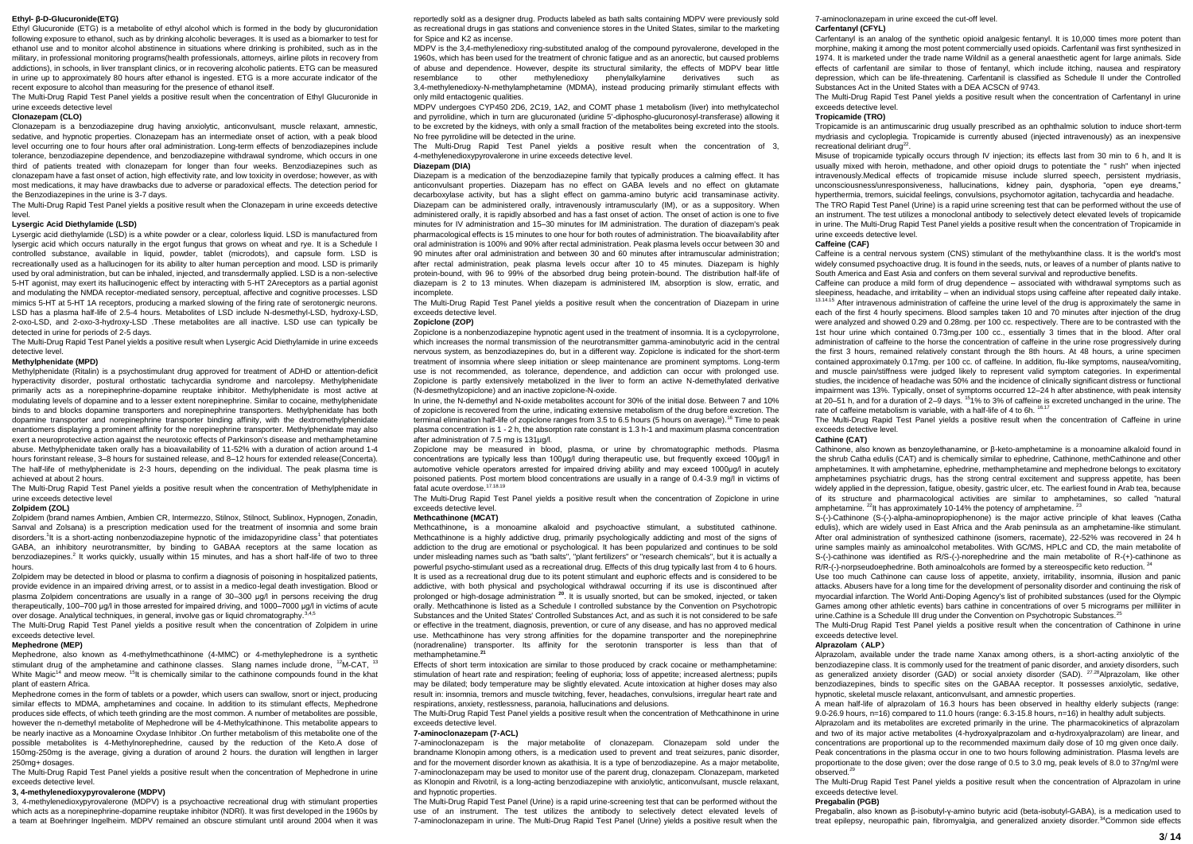### Ethyl- β-D-Glucuronide(ETG)

Ethyl Glucuronide (ETG) is a metabolite of ethyl alcohol which is formed in the body by glucuronidation following exposure to ethanol, such as by drinking alcoholic beverages. It is used as a biomarker to test for ethanol use and to monitor alcohol abstinence in situations where drinking is prohibited, such as in the military, in professional monitoring programs(health professionals, attorneys, airline pilots in recovery from addictions), in schools, in liver transplant clinics, or in recovering alcoholic patients. ETG can be measured in urine up to approximately 80 hours after ethanol is ingested. ETG is a more accurate indicator of the recent exposure to alcohol than measuring for the presence of ethanol itself.

The Multi-Drug Rapid Test Panel yields a positive result when the concentration of Ethyl Glucuronide in urine exceeds detective level

### Clonazepam (CLO)

Clonazepam is a benzodiazepine drug having anxiolytic, anticonvulsant, muscle relaxant, amnestic, sedative, and hypnotic properties. Clonazepam has an intermediate onset of action, with a peak blood level occurring one to four hours after oral administration. Long-term effects of benzodiazepines include tolerance, benzodiazepine dependence, and benzodiazepine withdrawal syndrome, which occurs in one third of patients treated with clonazepam for longer than four weeks. Benzodiazepines such as clonazepam have a fast onset of action, high effectivity rate, and low toxicity in overdose; however, as with most medications, it may have drawbacks due to adverse or paradoxical effects. The detection period for the Benzodiazepines in the urine is 3-7 days.

The Multi-Drug Rapid Test Panel yields a positive result when the Clonazepam in urine exceeds detective level.

### Lysergic Acid Diethylamide (LSD)

Lysergic acid diethylamide (LSD) is a white powder or a clear, colorless liquid. LSD is manufactured from lysergic acid which occurs naturally in the ergot fungus that grows on wheat and rye. It is a Schedule I controlled substance, available in liquid, powder, tablet (microdots), and capsule form. LSD is recreationally used as a hallucinogen for its ability to alter human perception and mood. LSD is primarily used by oral administration, but can be inhaled, injected, and transdermally applied. LSD is a non-selective 5-HT agonist, may exert its hallucinogenic effect by interacting with 5-HT 2Areceptors as a partial agonist and modulating the NMDA receptor-mediated sensory, perceptual, affective and cognitive processes. LSD mimics 5-HT at 5-HT 1A receptors, producing a marked slowing of the firing rate of serotonergic neurons. LSD has a plasma half-life of 2.5-4 hours. Metabolites of LSD include N-desmethyl-LSD, hydroxy-LSD, 2-oxo-LSD, and 2-oxo-3-hydroxy-LSD .These metabolites are all inactive. LSD use can typically be detected in urine for periods of 2-5 days.

The Multi-Drug Rapid Test Panel yields a positive result when Lysergic Acid Diethylamide in urine exceeds detective level.

### Methylphenidate (MPD)

Methylphenidate (Ritalin) is a psychostimulant drug approved for treatment of ADHD or attention-deficit hyperactivity disorder, postural orthostatic tachycardia syndrome and narcolepsy. Methylphenidate primarily acts as a norepinephrine-dopamine reuptake inhibitor. Methylphenidate is most active at modulating levels of dopamine and to a lesser extent norepinephrine. Similar to cocaine, methylphenidate binds to and blocks dopamine transporters and norepinephrine transporters. Methylphenidate has both dopamine transporter and norepinephrine transporter binding affinity, with the dextromethylphenidate enantiomers displaying a prominent affinity for the norepinephrine transporter. Methylphenidate may also exert a neuroprotective action against the neurotoxic effects of Parkinson's disease and methamphetamine abuse. Methylphenidate taken orally has a bioavailability of 11-52% with a duration of action around 1-4 hours forinstant release, 3–8 hours for sustained release, and 8–12 hours for extended release(Concerta). The half-life of methylphenidate is 2-3 hours, depending on the individual. The peak plasma time is achieved at about 2 hours.

The Multi-Drug Rapid Test Panel yields a positive result when the concentration of Methylphenidate in urine exceeds detective level

### Zolpidem (ZOL)

Zolpidem (brand names Ambien, Ambien CR, Intermezzo, Stilnox, Stilnoct, Sublinox, Hypnogen, Zonadin, Sanval and Zolsana) is a prescription medication used for the treatment of insomnia and some brain disorders.[1]It is a short-acting nonbenzodiazepine hypnotic of the imidazopyridine class[1] that potentiates GABA, an inhibitory neurotransmitter, by binding to GABAA receptors at the same location as benzodiazepines.[2] It works quickly, usually within 15 minutes, and has a short half-life of two to three hours.

Zolpidem may be detected in blood or plasma to confirm a diagnosis of poisoning in hospitalized patients, provide evidence in an impaired driving arrest, or to assist in a medico-legal death investigation. Blood or plasma Zolpidem concentrations are usually in a range of 30–300 μg/l in persons receiving the drug therapeutically, 100–700 μg/l in those arrested for impaired driving, and 1000–7000 μg/l in victims of acute over dosage. Analytical techniques, in general, involve gas or liquid chromatography.[3,4,5]

The Multi-Drug Rapid Test Panel yields a positive result when the concentration of Zolpidem in urine exceeds detective level.

### Mephedrone (MEP)

Mephedrone, also known as 4-methylmethcathinone (4-MMC) or 4-methylephedrone is a synthetic stimulant drug of the amphetamine and cathinone classes. Slang names include drone, [12]M-CAT, [13] White Magic[14] and meow meow. [15]It is chemically similar to the cathinone compounds found in the khat plant of eastern Africa.

Mephedrone comes in the form of tablets or a powder, which users can swallow, snort or inject, producing similar effects to MDMA, amphetamines and cocaine. In addition to its stimulant effects, Mephedrone produces side effects, of which teeth grinding are the most common. A number of metabolites are possible, however the n-demethyl metabolite of Mephedrone will be 4-Methylcathinone. This metabolite appears to be nearly inactive as a Monoamine Oxydase Inhibitor .On further metabolism of this metabolite one of the possible metabolites is 4-Methylnorephedrine, caused by the reduction of the Keto.A dose of 150mg-250mg is the average, giving a duration of around 2 hours. the duration will lengthen in larger 250mg+ dosages.

The Multi-Drug Rapid Test Panel yields a positive result when the concentration of Mephedrone in urine exceeds detective level.

### 3, 4-methylenedioxypyrovalerone (MDPV)

3, 4-methylenedioxypyrovalerone (MDPV) is a psychoactive recreational drug with stimulant properties which acts as a norepinephrine-dopamine reuptake inhibitor (NDRI). It was first developed in the 1960s by a team at Boehringer Ingelheim. MDPV remained an obscure stimulant until around 2004 when it was reportedly sold as a designer drug. Products labeled as bath salts containing MDPV were previously sold as recreational drugs in gas stations and convenience stores in the United States, similar to the marketing for Spice and K2 as incense.

MDPV is the 3,4-methylenedioxy ring-substituted analog of the compound pyrovalerone, developed in the 1960s, which has been used for the treatment of chronic fatigue and as an anorectic, but caused problems of abuse and dependence. However, despite its structural similarity, the effects of MDPV bear little resemblance to other methylenedioxy phenylalkylamine derivatives such as 3,4-methylenedioxy-N-methylamphetamine (MDMA), instead producing primarily stimulant effects with only mild entactogenic qualities.

MDPV undergoes CYP450 2D6, 2C19, 1A2, and COMT phase 1 metabolism (liver) into methylcatechol and pyrrolidine, which in turn are glucuronated (uridine 5'-diphospho-glucuronosyl-transferase) allowing it to be excreted by the kidneys, with only a small fraction of the metabolites being excreted into the stools. No free pyrrolidine will be detected in the urine.

The Multi-Drug Rapid Test Panel yields a positive result when the concentration of 3, 4-methylenedioxypyrovalerone in urine exceeds detective level.

### Diazepam (DIA)

Diazepam is a medication of the benzodiazepine family that typically produces a calming effect. It has anticonvulsant properties. Diazepam has no effect on GABA levels and no effect on glutamate decarboxylase activity, but has a slight effect on gamma-amino butyric acid transaminase activity. Diazepam can be administered orally, intravenously intramuscularly (IM), or as a suppository. When administered orally, it is rapidly absorbed and has a fast onset of action. The onset of action is one to five minutes for IV administration and 15–30 minutes for IM administration. The duration of diazepam's peak pharmacological effects is 15 minutes to one hour for both routes of administration. The bioavailability after oral administration is 100% and 90% after rectal administration. Peak plasma levels occur between 30 and 90 minutes after oral administration and between 30 and 60 minutes after intramuscular administration; after rectal administration, peak plasma levels occur after 10 to 45 minutes. Diazepam is highly protein-bound, with 96 to 99% of the absorbed drug being protein-bound. The distribution half-life of diazepam is 2 to 13 minutes. When diazepam is administered IM, absorption is slow, erratic, and incomplete.

The Multi-Drug Rapid Test Panel yields a positive result when the concentration of Diazepam in urine exceeds detective level.

### Zopiclone (ZOP)

Zopiclone is a nonbenzodiazepine hypnotic agent used in the treatment of insomnia. It is a cyclopyrrolone, which increases the normal transmission of the neurotransmitter gamma-aminobutyric acid in the central nervous system, as benzodiazepines do, but in a different way. Zopiclone is indicated for the short-term treatment of insomnia where sleep initiation or sleep maintenance are prominent symptoms. Long-term use is not recommended, as tolerance, dependence, and addiction can occur with prolonged use. Zopiclone is partly extensively metabolized in the liver to form an active N-demethylated derivative (N-desmethylzopiclone) and an inactive zopiclone-N-oxide.

In urine, the N-demethyl and N-oxide metabolites account for 30% of the initial dose. Between 7 and 10% of zopiclone is recovered from the urine, indicating extensive metabolism of the drug before excretion. The terminal elimination half-life of zopiclone ranges from 3.5 to 6.5 hours (5 hours on average).[16] Time to peak plasma concentration is 1 - 2 h, the absorption rate constant is 1.3 h-1 and maximum plasma concentration after administration of 7.5 mg is 131μg/l.

Zopiclone may be measured in blood, plasma, or urine by chromatographic methods. Plasma concentrations are typically less than 100μg/l during therapeutic use, but frequently exceed 100μg/l in automotive vehicle operators arrested for impaired driving ability and may exceed 1000μg/l in acutely poisoned patients. Post mortem blood concentrations are usually in a range of 0.4-3.9 mg/l in victims of fatal acute overdose.[17,18,19]

The Multi-Drug Rapid Test Panel yields a positive result when the concentration of Zopiclone in urine exceeds detective level.

### Methcathinone (MCAT)

Methcathinone, is a monoamine alkaloid and psychoactive stimulant, a substituted cathinone. Methcathinone is a highly addictive drug, primarily psychologically addicting and most of the signs of addiction to the drug are emotional or psychological. It has been popularized and continues to be sold under misleading names such as "bath salts", "plant fertilizers" or "research chemicals", but it is actually a powerful psycho-stimulant used as a recreational drug. Effects of this drug typically last from 4 to 6 hours. It is used as a recreational drug due to its potent stimulant and euphoric effects and is considered to be addictive, with both physical and psychological withdrawal occurring if its use is discontinued after prolonged or high-dosage administration [20]. It is usually snorted, but can be smoked, injected, or taken orally. Methcathinone is listed as a Schedule I controlled substance by the Convention on Psychotropic Substances and the United States' Controlled Substances Act, and as such it is not considered to be safe or effective in the treatment, diagnosis, prevention, or cure of any disease, and has no approved medical use. Methcathinone has very strong affinities for the dopamine transporter and the norepinephrine (noradrenaline) transporter. Its affinity for the serotonin transporter is less than that of methamphetamine.[21]

Effects of short term intoxication are similar to those produced by crack cocaine or methamphetamine: stimulation of heart rate and respiration; feeling of euphoria; loss of appetite; increased alertness; pupils may be dilated; body temperature may be slightly elevated. Acute intoxication at higher doses may also result in: insomnia, tremors and muscle twitching, fever, headaches, convulsions, irregular heart rate and respirations, anxiety, restlessness, paranoia, hallucinations and delusions.

The Multi-Drug Rapid Test Panel yields a positive result when the concentration of Methcathinone in urine exceeds detective level.

### 7-aminoclonazepam (7-ACL)

7-aminoclonazepam is the major metabolite of clonazepam. Clonazepam sold under the brandname Klonopin among others, is a medication used to prevent and treat seizures, panic disorder, and for the movement disorder known as akathisia. It is a type of benzodiazepine. As a major metabolite, 7-aminoclonazepam may be used to monitor use of the parent drug, clonazepam. Clonazepam, marketed as Klonopin and Rivotril, is a long-acting benzodiazepine with anxiolytic, anticonvulsant, muscle relaxant, and hypnotic properties.

The Multi-Drug Rapid Test Panel (Urine) is a rapid urine-screening test that can be performed without the use of an instrument. The test utilizes the antibody to selectively detect elevated levels of 7-aminoclonazepam in urine. The Multi-Drug Rapid Test Panel (Urine) yields a positive result when the 7-aminoclonazepam in urine exceed the cut-off level.

### Carfentanyl (CFYL)

Carfentanyl is an analog of the synthetic opioid analgesic fentanyl. It is 10,000 times more potent than morphine, making it among the most potent commercially used opioids. Carfentanil was first synthesized in 1974. It is marketed under the trade name Wildnil as a general anaesthetic agent for large animals. Side effects of carfentanil are similar to those of fentanyl, which include itching, nausea and respiratory depression, which can be life-threatening. Carfentanil is classified as Schedule II under the Controlled Substances Act in the United States with a DEA ACSCN of 9743.

The Multi-Drug Rapid Test Panel yields a positive result when the concentration of Carfentanyl in urine exceeds detective level.

### Tropicamide (TRO)

Tropicamide is an antimuscarinic drug usually prescribed as an ophthalmic solution to induce short-term mydriasis and cycloplegia. Tropicamide is currently abused (injected intravenously) as an inexpensive recreational deliriant drug[22].

Misuse of tropicamide typically occurs through IV injection; its effects last from 30 min to 6 h, and It is usually mixed with heroin, methadone, and other opioid drugs to potentiate the " rush" when injected intravenously.Medical effects of tropicamide misuse include slurred speech, persistent mydriasis, unconsciousness/unresponsiveness, hallucinations, kidney pain, dysphoria, "open eye dreams," hyperthermia, tremors, suicidal feelings, convulsions, psychomotor agitation, tachycardia and headache.

The TRO Rapid Test Panel (Urine) is a rapid urine screening test that can be performed without the use of an instrument. The test utilizes a monoclonal antibody to selectively detect elevated levels of tropicamide in urine. The Multi-Drug Rapid Test Panel yields a positive result when the concentration of Tropicamide in urine exceeds detective level.

### Caffeine (CAF)

Caffeine is a central nervous system (CNS) stimulant of the methylxanthine class. It is the world's most widely consumed psychoactive drug. It is found in the seeds, nuts, or leaves of a number of plants native to South America and East Asia and confers on them several survival and reproductive benefits.

Caffeine can produce a mild form of drug dependence – associated with withdrawal symptoms such as sleepiness, headache, and irritability – when an individual stops using caffeine after repeated daily intake.[13,14,15] After intravenous administration of caffeine the urine level of the drug is approximately the same in each of the first 4 hourly specimens. Blood samples taken 10 and 70 minutes after injection of the drug were analyzed and showed 0.29 and 0.28mg. per 100 cc. respectively. There are to be contrasted with the 1st hour urine which contained 0.73mg.per 100 cc., essentially 3 times that in the blood. After oral administration of caffeine to the horse the concentration of caffeine in the urine rose progressively during the first 3 hours, remained relatively constant through the 8th hours. At 48 hours, a urine specimen contained approximately 0.17mg. per 100 cc. of caffeine. In addition, flu-like symptoms, nausea/vomiting, and muscle pain/stiffness were judged likely to represent valid symptom categories. In experimental studies, the incidence of headache was 50% and the incidence of clinically significant distress or functional impairment was 13%. Typically, onset of symptoms occurred 12–24 h after abstinence, with peak intensity at 20–51 h, and for a duration of 2–9 days. [15]1% to 3% of caffeine is excreted unchanged in the urine. The rate of caffeine metabolism is variable, with a half-life of 4 to 6h. [16,17]

The Multi-Drug Rapid Test Panel yields a positive result when the concentration of Caffeine in urine exceeds detective level.

### Cathine (CAT)

Cathinone, also known as benzoylethanamine, or β-keto-amphetamine is a monoamine alkaloid found in the shrub Catha edulis (CAT) and is chemically similar to ephedrine, Cathinone, methCathinone and other amphetamines. It with amphetamine, ephedrine, methamphetamine and mephedrone belongs to excitatory amphetamines psychiatric drugs, has the strong central excitement and suppress appetite, has been widely applied in the depression, fatigue, obesity, gastric ulcer, etc. The earliest found in Arab tea, because of its structure and pharmacological activities are similar to amphetamines, so called "natural amphetamine. [22]It has approximately 10-14% the potency of amphetamine. [23]

S-(-)-Cathinone (S-(-)-alpha-aminopropiophenone) is the major active principle of khat leaves (Catha edulis), which are widely used in East Africa and the Arab peninsula as an amphetamine-like stimulant. After oral administration of synthesized cathinone (isomers, racemate), 22-52% was recovered in 24 h urine samples mainly as aminoalcohol metabolites. With GC/MS, HPLC and CD, the main metabolite of S-(-)-cathinone was identified as R/S-(-)-norephedrine and the main metabolite of R-(+)-cathinone as R/R-(-)-norpseudoephedrine. Both aminoalcohols are formed by a stereospecific keto reduction. [24]

Use too much Cathinone can cause loss of appetite, anxiety, irritability, insomnia, illusion and panic attacks. Abusers have for a long time for the development of personality disorder and continuing the risk of myocardial infarction. The World Anti-Doping Agency's list of prohibited substances (used for the Olympic Games among other athletic events) bars cathine in concentrations of over 5 micrograms per milliliter in urine.Cathine is a Schedule III drug under the Convention on Psychotropic Substances.[25]

The Multi-Drug Rapid Test Panel yields a positive result when the concentration of Cathinone in urine exceeds detective level.

### Alprazolam（ALP）

Alprazolam, available under the trade name Xanax among others, is a short-acting anxiolytic of the benzodiazepine class. It is commonly used for the treatment of panic disorder, and anxiety disorders, such as generalized anxiety disorder (GAD) or social anxiety disorder (SAD). [27,28]Alprazolam, like other benzodiazepines, binds to specific sites on the GABAA receptor. It possesses anxiolytic, sedative, hypnotic, skeletal muscle relaxant, anticonvulsant, and amnestic properties.

A mean half-life of alprazolam of 16.3 hours has been observed in healthy elderly subjects (range: 9.0-26.9 hours, n=16) compared to 11.0 hours (range: 6.3-15.8 hours, n=16) in healthy adult subjects.

Alprazolam and its metabolites are excreted primarily in the urine. The pharmacokinetics of alprazolam and two of its major active metabolites (4-hydroxyalprazolam and α-hydroxyalprazolam) are linear, and concentrations are proportional up to the recommended maximum daily dose of 10 mg given once daily. Peak concentrations in the plasma occur in one to two hours following administration. Plasma levels are proportionate to the dose given; over the dose range of 0.5 to 3.0 mg, peak levels of 8.0 to 37ng/ml were observed.[29]

The Multi-Drug Rapid Test Panel yields a positive result when the concentration of Alprazolam in urine exceeds detective level.

### Pregabalin (PGB)

Pregabalin, also known as β-isobutyl-γ-amino butyric acid (beta-isobutyl-GABA), is a medication used to treat epilepsy, neuropathic pain, fibromyalgia, and generalized anxiety disorder.[34]Common side effects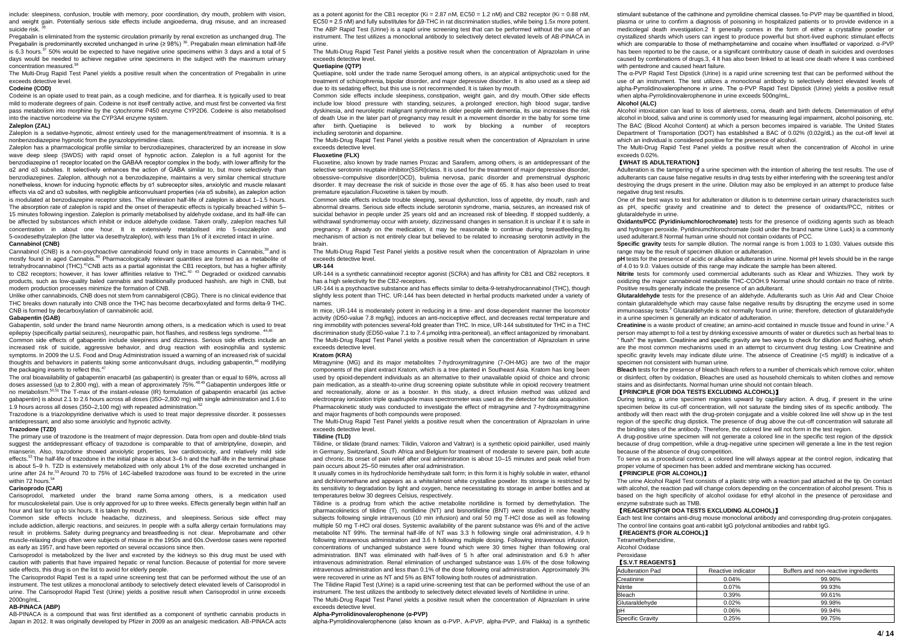include: sleepiness, confusion, trouble with memory, poor coordination, dry mouth, problem with vision, and weight gain. Potentially serious side effects include angioedema, drug misuse, and an increased suicide risk.[35]

Pregabalin is eliminated from the systemic circulation primarily by renal excretion as unchanged drug. The Pregabalin is predominantly excreted unchanged in urine (≥ 98%) [36]. Pregabalin mean elimination half-life is 6.3 hours.[37] 50% would be expected to have negative urine specimens within 3 days and a total of 5 days would be needed to achieve negative urine specimens in the subject with the maximum urinary concentration measured.[38]

The Multi-Drug Rapid Test Panel yields a positive result when the concentration of Pregabalin in urine exceeds detective level.

**Codeine (COD)**

Codeine is an opiate used to treat pain, as a cough medicine, and for diarrhea. It is typically used to treat mild to moderate degrees of pain. Codeine is not itself centrally active, and must first be converted via first pass metabolism into morphine by the cytochrome P450 enzyme CYP2D6. Codeine is also metabolised into the inactive norcodeine via the CYP3A4 enzyme system.

**Zaleplon (ZAL)**

Zaleplon is a sedative-hypnotic, almost entirely used for the management/treatment of insomnia. It is a nonbenzodiazepine hypnotic from the pyrazolopyrimidine class.

Zaleplon has a pharmacological profile similar to benzodiazepines, characterized by an increase in slow wave deep sleep (SWDS) with rapid onset of hypnotic action. Zaleplon is a full agonist for the benzodiazepine α1 receptor located on the GABAA receptor complex in the body, with lower affinity for the α2 and α3 subsites. It selectively enhances the action of GABA similar to, but more selectively than benzodiazepines. Zaleplon, although not a benzodiazepine, maintains a very similar chemical structure nonetheless, known for inducing hypnotic effects by α1 subreceptor sites, anxiolytic and muscle relaxant effects via α2 and α3 subsites, with negligible anticonvulsant properties (via α5 subsite), as zaleplon action is modulated at benzodiazepine receptor sites. The elimination half-life of zaleplon is about 1–1.5 hours. The absorption rate of zaleplon is rapid and the onset of therapeutic effects is typically breached within 5–15 minutes following ingestion. Zaleplon is primarily metabolised by aldehyde oxidase, and its half-life can be affected by substances which inhibit or induce aldehyde oxidase. Taken orally, zaleplon reaches full concentration in about one hour. It is extensively metabolised into 5-oxozaleplon and 5-oxodesethylzaleplon (the latter via desethylzaleplon), with less than 1% of it excreted intact in urine.

**Cannabinol (CNB)**

Cannabinol (CNB) is a non-psychoactive cannabinoid found only in trace amounts in Cannabis,[39] and is mostly found in aged Cannabis.[40] Pharmacologically relevant quantities are formed as a metabolite of tetrahydrocannabinol (THC).[41] CNB acts as a partial agonistat the CB1 receptors, but has a higher affinity to CB2 receptors; however, it has lower affinities relative to THC.[42, 43] Degraded or oxidized cannabis products, such as low-quality baled cannabis and traditionally produced hashish, are high in CNB, but modern production processes minimize the formation of CNB.

Unlike other cannabinoids, CNB does not stem from cannabigerol (CBG). There is no clinical evidence that THC breaks down naturally into CNB once the THC has become decarboxylated and forms delta-9 THC. CNB is formed by decarboxylation of cannabinolic acid.

**Gabapentin (GAB)**

Gabapentin, sold under the brand name Neurontin among others, is a medication which is used to treat epilepsy (specifically partial seizures), neuropathic pain, hot flashes, and restless legs syndrome. [44,45]

Common side effects of gabapentin include sleepiness and dizziness. Serious side effects include an increased risk of suicide, aggressive behavior, and drug reaction with eosinophilia and systemic symptoms. In 2009 the U.S. Food and Drug Administration issued a warning of an increased risk of suicidal thoughts and behaviors in patients taking some anticonvulsant drugs, including gabapentin,[46] modifying the packaging inserts to reflect this.[47]

The oral bioavailability of gabapentin enacarbil (as gabapentin) is greater than or equal to 68%, across all doses assessed (up to 2,800 mg), with a mean of approximately 75%.[48,49] Gabapentin undergoes little or no metabolism.[50,51] The T-max of the instant-release (IR) formulation of gabapentin enacarbil (as active gabapentin) is about 2.1 to 2.6 hours across all doses (350–2,800 mg) with single administration and 1.6 to 1.9 hours across all doses (350–2,100 mg) with repeated administration.[52]

Trazodone is a triazolopyridine derivative which is used to treat major depressive disorder. It possesses antidepressant, and also some anxiolytic and hypnotic activity.

**Trazodone (TZD)**

The primary use of trazodone is the treatment of major depression. Data from open and double-blind trials suggest the antidepressant efficacy of trazodone is comparable to that of amitriptyline, doxepin, and mianserin. Also, trazodone showed anxiolytic properties, low cardiotoxicity, and relatively mild side effects.[53] The half-life of trazodone in the initial phase is about 3–6 h and the half-life in the terminal phase is about 5–9 h. TZD is extensively metabolized with only about 1% of the dose excreted unchanged in urine after 24 hr.[53] Around 70 to 75% of 14C-labelled trazodone was found to be excreted in the urine within 72 hours.[54]

**Carisoprodo (CAR)**

Carisoprodol, marketed under the brand name Soma among others, is a medication used for musculoskeletal pain. Use is only approved for up to three weeks. Effects generally begin within half an hour and last for up to six hours. It is taken by mouth.

Common side effects include headache, dizziness, and sleepiness. Serious side effect may include addiction, allergic reactions, and seizures. In people with a sulfa allergy certain formulations may result in problems. Safety during pregnancy and breastfeeding is not clear. Meprobamate and other muscle-relaxing drugs often were subjects of misuse in the 1950s and 60s.Overdose cases were reported as early as 1957, and have been reported on several occasions since then.

Carisoprodol is metabolized by the liver and excreted by the kidneys so this drug must be used with caution with patients that have impaired hepatic or renal function. Because of potential for more severe side effects, this drug is on the list to avoid for elderly people.

The Carisoprodrol Rapid Test is a rapid urine screening test that can be performed without the use of an instrument. The test utilizes a monoclonal antibody to selectively detect elevated levels of Carisoprodol in urine. The Carisoprodol Rapid Test (Urine) yields a positive result when Carisoprodol in urine exceeds 2000ng/mL.

**AB-PINACA (ABP)**

AB-PINACA is a compound that was first identified as a component of synthetic cannabis products in Japan in 2012. It was originally developed by Pfizer in 2009 as an analgesic medication. AB-PINACA acts as a potent agonist for the CB1 receptor (Ki = 2.87 nM, EC50 = 1.2 nM) and CB2 receptor (Ki = 0.88 nM, EC50 = 2.5 nM) and fully substitutes for Δ9-THC in rat discrimination studies, while being 1.5x more potent. The ABP Rapid Test (Urine) is a rapid urine screening test that can be performed without the use of an instrument. The test utilizes a monoclonal antibody to selectively detect elevated levels of AB-PINACA in urine.

The Multi-Drug Rapid Test Panel yields a positive result when the concentration of Alprazolam in urine exceeds detective level.

**Quetiapine (QTP)**

Quetiapine, sold under the trade name Seroquel among others, is an atypical antipsychotic used for the treatment of schizophrenia, bipolar disorder, and major depressive disorder. It is also used as a sleep aid due to its sedating effect, but this use is not recommended. It is taken by mouth.

Common side effects include sleepiness, constipation, weight gain, and dry mouth. Other side effects include low blood pressure with standing, seizures, a prolonged erection, high blood sugar, tardive dyskinesia, and neuroleptic malignant syndrome.In older people with dementia, its use increases the risk of death Use in the later part of pregnancy may result in a movement disorder in the baby for some time after birth. Quetiapine is believed to work by blocking a number of receptors including serotonin and dopamine.

The Multi-Drug Rapid Test Panel yields a positive result when the concentration of Alprazolam in urine exceeds detective level.

**Fluoxetine (FLX)**

Fluoxetine, also known by trade names Prozac and Sarafem, among others, is an antidepressant of the selective serotonin reuptake inhibitor(SSRI)class. It is used for the treatment of major depressive disorder, obsessive–compulsive disorder(OCD), bulimia nervosa, panic disorder and premenstrual dysphoric disorder. It may decrease the risk of suicide in those over the age of 65. It has also been used to treat premature ejaculation.Fluoxetine is taken by mouth.

Common side effects include trouble sleeping, sexual dysfunction, loss of appetite, dry mouth, rash and abnormal dreams. Serious side effects include serotonin syndrome, mania, seizures, an increased risk of suicidal behavior in people under 25 years old and an increased risk of bleeding. If stopped suddenly, a withdrawal syndromemay occur with anxiety, dizzinessand changes in sensation.It is unclear if it is safe in pregnancy. If already on the medication, it may be reasonable to continue during breastfeeding.Its mechanism of action is not entirely clear but believed to be related to increasing serotonin activity in the brain.

The Multi-Drug Rapid Test Panel yields a positive result when the concentration of Alprazolam in urine exceeds detective level.

**UR-144**

UR-144 is a synthetic cannabinoid receptor agonist (SCRA) and has affinity for CB1 and CB2 receptors. It has a high selectivity for the CB2-receptors.

UR-144 is a psychoactive substance and has effects similar to delta-9-tetrahydrocannabinol (THC), though slightly less potent than THC. UR-144 has been detected in herbal products marketed under a variety of names.

In mice, UR-144 is moderately potent in reducing in a time- and dose-dependent manner the locomotor activity (ID50-value 7.8 mg/kg), induces an anti-nociceptive effect, and decreases rectal temperature and ring immobility with potencies several-fold greater than THC. In mice, UR-144 substituted for THC in a THC discrimination study (ED50-value 7.1 to 7.4 μmol/kg intra-peritoneal), an effect antagonized by rimonabant. The Multi-Drug Rapid Test Panel yields a positive result when the concentration of Alprazolam in urine exceeds detective level.

**Kratom (KRA)**

Mitragynine (MG) and its major metabolites 7-hydroxymitragynine (7-OH-MG) are two of the major components of the plant extract Kratom, which is a tree planted in Southeast Asia. Kratom has long been used by opioid-dependent individuals as an alternative to their unavailable opioid of choice and chronic pain medication, as a stealth-to-urine drug screening opiate substitute while in opioid recovery treatment and recreationally, alone or as a booster. In this study, a direct infusion method was utilized and electrospray ionization triple quadrupole mass spectrometer was used as the detector for data acquisition. Pharmacokinetic study was conducted to investigate the effect of mitragynine and 7-hydroxymitragynine and major fragments of both compounds were proposed.

The Multi-Drug Rapid Test Panel yields a positive result when the concentration of Alprazolam in urine exceeds detective level.

**Tilidine (TLD)**

Tilidine, or tilidate (brand names: Tilidin, Valoron and Valtran) is a synthetic opioid painkiller, used mainly in Germany, Switzerland, South Africa and Belgium for treatment of moderate to severe pain, both acute and chronic. Its onset of pain relief after oral administration is about 10–15 minutes and peak relief from pain occurs about 25–50 minutes after oral administration.

It usually comes in its hydrochloride hemihydrate salt form; in this form it is highly soluble in water, ethanol and dichloromethane and appears as a white/almost white crystalline powder. Its storage is restricted by its sensitivity to degradation by light and oxygen, hence necessitating its storage in amber bottles and at temperatures below 30 degrees Celsius, respectively.

Tilidine is a prodrug from which the active metabolite nortilidine is formed by demethylation. The pharmacokinetics of tilidine (T), nortilidine (NT) and bisnortilidine (BNT) were studied in nine healthy subjects following single intravenous (10 min infusion) and oral 50 mg T-HCl dose as well as following multiple 50 mg T-HCl oral doses. Systemic availability of the parent substance was 6% and of the active metabolite NT 99%. The terminal half-life of NT was 3.3 h following single oral administration, 4.9 h following intravenous administration and 3.6 h following multiple dosing. Following intravenous infusion, concentrations of unchanged substance were found which were 30 times higher than following oral administration. BNT was eliminated with half-lives of 5 h after oral administration and 6.9 h after intravenous administration. Renal elimination of unchanged substance was 1.6% of the dose following intravenous administration and less than 0.1% of the dose following oral administration. Approximately 3% were recovered in urine as NT and 5% as BNT following both routes of administration.

The Tilidine Rapid Test (Urine) is a rapid urine-screening test that can be performed without the use of an instrument. The test utilizes the antibody to selectively detect elevated levels of Nortilidine in urine.

The Multi-Drug Rapid Test Panel yields a positive result when the concentration of Alprazolam in urine exceeds detective level.

**Alpha-Pyrrolidinovalerophenone (α-PVP)**

alpha-Pyrrolidinovalerophenone (also known as α-PVP, A-PVP, alpha-PVP, and Flakka) is a synthetic stimulant substance of the cathinone and pyrrolidine chemical classes.1α-PVP may be quantified in blood, plasma or urine to confirm a diagnosis of poisoning in hospitalized patients or to provide evidence in a medicolegal death investigation.2 It generally comes in the form of either a crystalline powder or crystallized shards which users can ingest to produce powerful but short-lived euphoric stimulant effects which are comparable to those of methamphetamine and cocaine when insufflated or vaporized. α-PVP has been reported to be the cause, or a significant contributory cause of death in suicides and overdoses caused by combinations of drugs.3, 4 It has also been linked to at least one death where it was combined with pentedrone and caused heart failure.

The α-PVP Rapid Test Dipstick (Urine) is a rapid urine screening test that can be performed without the use of an instrument. The test utilizes a monoclonal antibody to selectively detect elevated levels of alpha-Pyrrolidinovalerophenone in urine. The α-PVP Rapid Test Dipstick (Urine) yields a positive result when alpha-Pyrrolidinovalerophenone in urine exceeds 500ng/mL.

**Alcohol (ALC)**

Alcohol intoxication can lead to loss of alertness, coma, death and birth defects. Determination of ethyl alcohol in blood, saliva and urine is commonly used for measuring legal impairment, alcohol poisoning, etc. The BAC (Blood Alcohol Content) at which a person becomes impaired is variable. The United States Department of Transportation (DOT) has established a BAC of 0.02% (0.02g/dL) as the cut-off level at which an individual is considered positive for the presence of alcohol.

The Multi-Drug Rapid Test Panel yields a positive result when the concentration of Alcohol in urine exceeds 0.02%.

## 【WHAT IS ADULTERATION】

Adulteration is the tampering of a urine specimen with the intention of altering the test results. The use of adulterants can cause false negative results in drug tests by either interfering with the screening test and/or destroying the drugs present in the urine. Dilution may also be employed in an attempt to produce false negative drug test results.

One of the best ways to test for adulteration or dilution is to determine certain urinary characteristics such as pH, specific gravity and creatinine and to detect the presence of oxidants/PCC, nitrites or glutaraldehyde in urine.

**Oxidants/PCC (Pyridiniumchlorochromate)** tests for the presence of oxidizing agents such as bleach and hydrogen peroxide. Pyridiniumchlorochromate (sold under the brand name Urine Luck) is a commonly used adulterant.8 Normal human urine should not contain oxidants of PCC.

**Specific gravity** tests for sample dilution. The normal range is from 1.003 to 1.030. Values outside this range may be the result of specimen dilution or adulteration.

**pH** tests for the presence of acidic or alkaline adulterants in urine. Normal pH levels should be in the range of 4.0 to 9.0. Values outside of this range may indicate the sample has been altered.

**Nitrite** tests for commonly used commercial adulterants such as Klear and Whizzies. They work by oxidizing the major cannabinoid metabolite THC-COOH.9 Normal urine should contain no trace of nitrite. Positive results generally indicate the presence of an adulterant.

**Glutaraldehyde** tests for the presence of an aldehyde. Adulterants such as Urin Aid and Clear Choice contain glutaraldehyde which may cause false negative results by disrupting the enzyme used in some immunoassay tests.[2] Glutaraldehyde is not normally found in urine; therefore, detection of glutaraldehyde in a urine specimen is generally an indicator of adulteration.

**Creatinine** is a waste product of creatine; an amino-acid contained in muscle tissue and found in urine.[2] A person may attempt to foil a test by drinking excessive amounts of water or diuretics such as herbal teas to " flush" the system. Creatinine and specific gravity are two ways to check for dilution and flushing, which are the most common mechanisms used in an attempt to circumvent drug testing. Low Creatinine and specific gravity levels may indicate dilute urine. The absence of Creatinine (<5 mg/dl) is indicative of a specimen not consistent with human urine.

**Bleach** tests for the presence of bleach bleach refers to a number of chemicals which remove color, whiten or disinfect, often by oxidation, Bleaches are used as household chemicals to whiten clothes and remove stains and as disinfectants. Normal human urine should not contain bleach.

## 【PRINCIPLE (FOR DOA TESTS EXCLUDING ALCOHOL)】

During testing, a urine specimen migrates upward by capillary action. A drug, if present in the urine specimen below its cut-off concentration, will not saturate the binding sites of its specific antibody. The antibody will then react with the drug-protein conjugate and a visible colored line will show up in the test region of the specific drug dipstick. The presence of drug above the cut-off concentration will saturate all the binding sites of the antibody. Therefore, the colored line will not form in the test region.

A drug-positive urine specimen will not generate a colored line in the specific test region of the dipstick because of drug competition, while a drug-negative urine specimen will generate a line in the test region because of the absence of drug competition.

To serve as a procedural control, a colored line will always appear at the control region, indicating that proper volume of specimen has been added and membrane wicking has occurred.

## 【PRINCIPLE (FOR ALCOHOL)】

The urine Alcohol Rapid Test consists of a plastic strip with a reaction pad attached at the tip. On contact with alcohol, the reaction pad will change colors depending on the concentration of alcohol present. This is based on the high specificity of alcohol oxidase for ethyl alcohol in the presence of peroxidase and enzyme substrate such as TMB.

## 【REAGENTS(FOR DOA TESTS EXCLUDING ALCOHOL)】

Each test line contains anti-drug mouse monoclonal antibody and corresponding drug-protein conjugates. The control line contains goat anti-rabbit IgG polyclonal antibodies and rabbit IgG.

## 【REAGENTS (FOR ALCOHOL)】

Tetramethylbenzidine,

Alcohol Oxidase

Peroxidase

## 【S.V.T REAGENTS】

| Adulteration Pad | Reactive indicator | Buffers and non-reactive ingredients |
|---|---|---|
| Creatinine | 0.04% | 99.96% |
| Nitrite | 0.07% | 99.93% |
| Bleach | 0.39% | 99.61% |
| Glutaraldehyde | 0.02% | 99.98% |
| pH | 0.06% | 99.94% |
| Specific Gravity | 0.25% | 99.75% |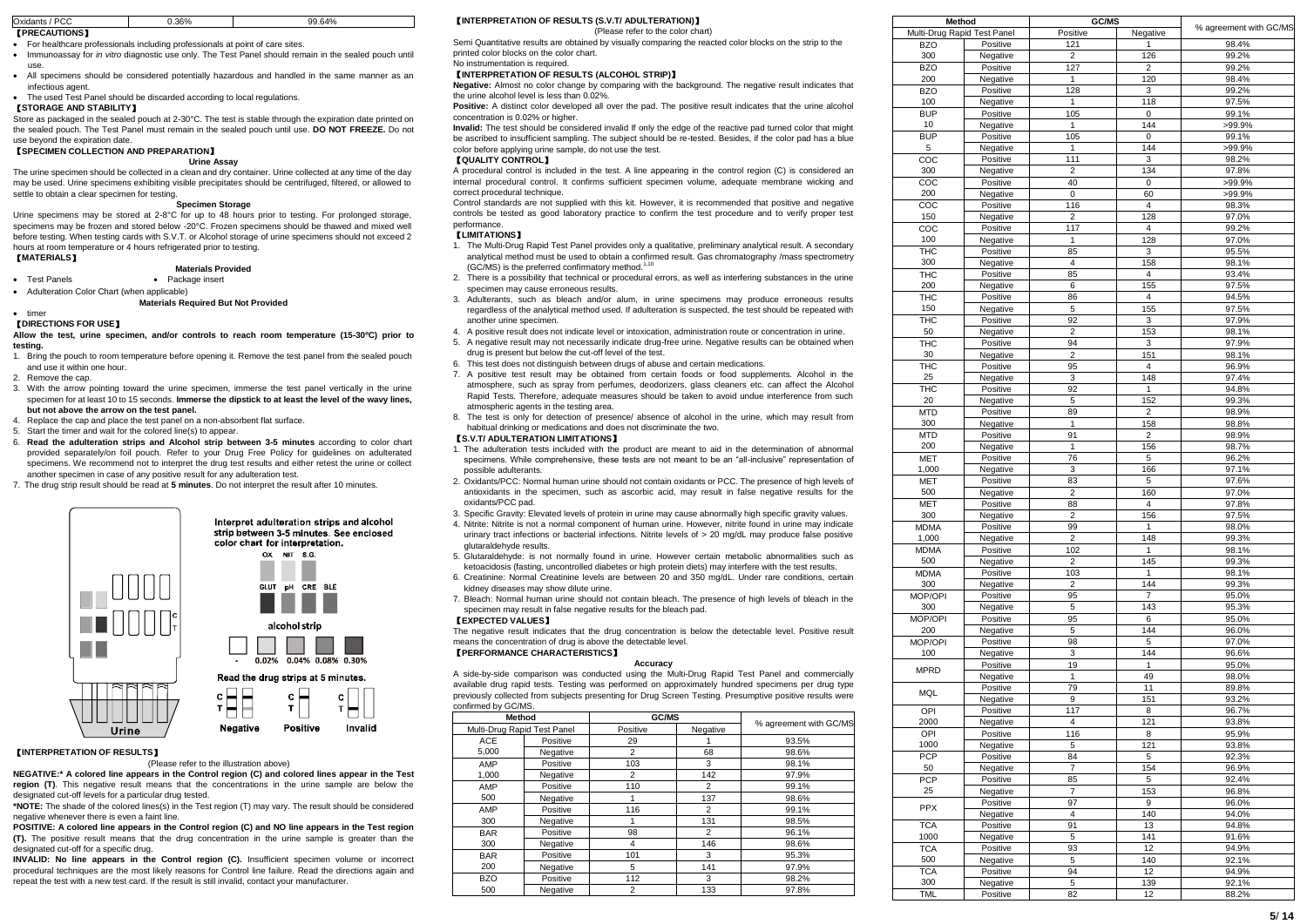| Oxidants / PCC | 0.36% | 99.64% |
|---|---|---|

## 【PRECAUTIONS】

- For healthcare professionals including professionals at point of care sites.
- Immunoassay for *in vitro* diagnostic use only. The Test Panel should remain in the sealed pouch until use.
- All specimens should be considered potentially hazardous and handled in the same manner as an infectious agent.
- The used Test Panel should be discarded according to local regulations.

## 【STORAGE AND STABILITY】

Store as packaged in the sealed pouch at 2-30°C. The test is stable through the expiration date printed on the sealed pouch. The Test Panel must remain in the sealed pouch until use. **DO NOT FREEZE.** Do not use beyond the expiration date.

## 【SPECIMEN COLLECTION AND PREPARATION】

**Urine Assay**

The urine specimen should be collected in a clean and dry container. Urine collected at any time of the day may be used. Urine specimens exhibiting visible precipitates should be centrifuged, filtered, or allowed to settle to obtain a clear specimen for testing.

**Specimen Storage**

Urine specimens may be stored at 2-8°C for up to 48 hours prior to testing. For prolonged storage, specimens may be frozen and stored below -20°C. Frozen specimens should be thawed and mixed well before testing. When testing cards with S.V.T. or Alcohol storage of urine specimens should not exceed 2 hours at room temperature or 4 hours refrigerated prior to testing.

## 【MATERIALS】

**Materials Provided**

- Test Panels
- Package insert
- Adulteration Color Chart (when applicable)

**Materials Required But Not Provided**

- timer

## 【DIRECTIONS FOR USE】

**Allow the test, urine specimen, and/or controls to reach room temperature (15-30°C) prior to testing.**

1. Bring the pouch to room temperature before opening it. Remove the test panel from the sealed pouch and use it within one hour.
2. Remove the cap.
3. With the arrow pointing toward the urine specimen, immerse the test panel vertically in the urine specimen for at least 10 to 15 seconds. **Immerse the dipstick to at least the level of the wavy lines, but not above the arrow on the test panel.**
4. Replace the cap and place the test panel on a non-absorbent flat surface.
5. Start the timer and wait for the colored line(s) to appear.
6. **Read the adulteration strips and Alcohol strip between 3-5 minutes** according to color chart provided separately/on foil pouch. Refer to your Drug Free Policy for guidelines on adulterated specimens. We recommend not to interpret the drug test results and either retest the urine or collect another specimen in case of any positive result for any adulteration test.
7. The drug strip result should be read at **5 minutes**. Do not interpret the result after 10 minutes.

Interpret adulteration strips and alcohol strip between 3-5 minutes. See enclosed color chart for interpretation.

OX NIT S.G.

GLUT pH CRE BLE

alcohol strip

- 0.02% 0.04% 0.08% 0.30%

Read the drug strips at 5 minutes.

Negative Positive Invalid

Urine

## 【INTERPRETATION OF RESULTS】

(Please refer to the illustration above)

**NEGATIVE:* A colored line appears in the Control region (C) and colored lines appear in the Test region (T)**. This negative result means that the concentrations in the urine sample are below the designated cut-off levels for a particular drug tested.

***NOTE:** The shade of the colored lines(s) in the Test region (T) may vary. The result should be considered negative whenever there is even a faint line.

**POSITIVE: A colored line appears in the Control region (C) and NO line appears in the Test region (T).** The positive result means that the drug concentration in the urine sample is greater than the designated cut-off for a specific drug.

**INVALID: No line appears in the Control region (C).** Insufficient specimen volume or incorrect procedural techniques are the most likely reasons for Control line failure. Read the directions again and repeat the test with a new test card. If the result is still invalid, contact your manufacturer.

## 【INTERPRETATION OF RESULTS (S.V.T/ ADULTERATION)】

(Please refer to the color chart)

Semi Quantitative results are obtained by visually comparing the reacted color blocks on the strip to the printed color blocks on the color chart.

No instrumentation is required.

## 【INTERPRETATION OF RESULTS (ALCOHOL STRIP)】

**Negative:** Almost no color change by comparing with the background. The negative result indicates that the urine alcohol level is less than 0.02%.

**Positive:** A distinct color developed all over the pad. The positive result indicates that the urine alcohol concentration is 0.02% or higher.

**Invalid:** The test should be considered invalid If only the edge of the reactive pad turned color that might be ascribed to insufficient sampling. The subject should be re-tested. Besides, if the color pad has a blue color before applying urine sample, do not use the test.

## 【QUALITY CONTROL】

A procedural control is included in the test. A line appearing in the control region (C) is considered an internal procedural control. It confirms sufficient specimen volume, adequate membrane wicking and correct procedural technique.

Control standards are not supplied with this kit. However, it is recommended that positive and negative controls be tested as good laboratory practice to confirm the test procedure and to verify proper test performance.

## 【LIMITATIONS】

1. The Multi-Drug Rapid Test Panel provides only a qualitative, preliminary analytical result. A secondary analytical method must be used to obtain a confirmed result. Gas chromatography /mass spectrometry (GC/MS) is the preferred confirmatory method.[7,10]
2. There is a possibility that technical or procedural errors, as well as interfering substances in the urine specimen may cause erroneous results.
3. Adulterants, such as bleach and/or alum, in urine specimens may produce erroneous results regardless of the analytical method used. If adulteration is suspected, the test should be repeated with another urine specimen.
4. A positive result does not indicate level or intoxication, administration route or concentration in urine.
5. A negative result may not necessarily indicate drug-free urine. Negative results can be obtained when drug is present but below the cut-off level of the test.
6. This test does not distinguish between drugs of abuse and certain medications.
7. A positive test result may be obtained from certain foods or food supplements. Alcohol in the atmosphere, such as spray from perfumes, deodorizers, glass cleaners etc. can affect the Alcohol Rapid Tests. Therefore, adequate measures should be taken to avoid undue interference from such atmospheric agents in the testing area.
8. The test is only for detection of presence/ absence of alcohol in the urine, which may result from habitual drinking or medications and does not discriminate the two.

## 【S.V.T/ ADULTERATION LIMITATIONS】

1. The adulteration tests included with the product are meant to aid in the determination of abnormal specimens. While comprehensive, these tests are not meant to be an "all-inclusive" representation of possible adulterants.
2. Oxidants/PCC: Normal human urine should not contain oxidants or PCC. The presence of high levels of antioxidants in the specimen, such as ascorbic acid, may result in false negative results for the oxidants/PCC pad.
3. Specific Gravity: Elevated levels of protein in urine may cause abnormally high specific gravity values.
4. Nitrite: Nitrite is not a normal component of human urine. However, nitrite found in urine may indicate urinary tract infections or bacterial infections. Nitrite levels of > 20 mg/dL may produce false positive glutaraldehyde results.
5. Glutaraldehyde: is not normally found in urine. However certain metabolic abnormalities such as ketoacidosis (fasting, uncontrolled diabetes or high protein diets) may interfere with the test results.
6. Creatinine: Normal Creatinine levels are between 20 and 350 mg/dL. Under rare conditions, certain kidney diseases may show dilute urine.
7. Bleach: Normal human urine should not contain bleach. The presence of high levels of bleach in the specimen may result in false negative results for the bleach pad.

## 【EXPECTED VALUES】

The negative result indicates that the drug concentration is below the detectable level. Positive result means the concentration of drug is above the detectable level.

## 【PERFORMANCE CHARACTERISTICS】

**Accuracy**

A side-by-side comparison was conducted using the Multi-Drug Rapid Test Panel and commercially available drug rapid tests. Testing was performed on approximately hundred specimens per drug type previously collected from subjects presenting for Drug Screen Testing. Presumptive positive results were confirmed by GC/MS.

| Method | | GC/MS | | % agreement with GC/MS |
|---|---|---|---|---|
| Multi-Drug Rapid Test Panel | | Positive | Negative | |
| ACE | Positive | 29 | 1 | 93.5% |
| 5,000 | Negative | 2 | 68 | 98.6% |
| AMP | Positive | 103 | 3 | 98.1% |
| 1,000 | Negative | 2 | 142 | 97.9% |
| AMP | Positive | 110 | 2 | 99.1% |
| 500 | Negative | 1 | 137 | 98.6% |
| AMP | Positive | 116 | 2 | 99.1% |
| 300 | Negative | 1 | 131 | 98.5% |
| BAR | Positive | 98 | 2 | 96.1% |
| 300 | Negative | 4 | 146 | 98.6% |
| BAR | Positive | 101 | 3 | 95.3% |
| 200 | Negative | 5 | 141 | 97.9% |
| BZO | Positive | 112 | 3 | 98.2% |
| 500 | Negative | 2 | 133 | 97.8% |

| Method | | GC/MS | | % agreement with GC/MS |
|---|---|---|---|---|
| Multi-Drug Rapid Test Panel | | Positive | Negative | |
| BZO | Positive | 121 | 1 | 98.4% |
| 300 | Negative | 2 | 126 | 99.2% |
| BZO | Positive | 127 | 2 | 99.2% |
| 200 | Negative | 1 | 120 | 98.4% |
| BZO | Positive | 128 | 3 | 99.2% |
| 100 | Negative | 1 | 118 | 97.5% |
| BUP | Positive | 105 | 0 | 99.1% |
| 10 | Negative | 1 | 144 | >99.9% |
| BUP | Positive | 105 | 0 | 99.1% |
| 5 | Negative | 1 | 144 | >99.9% |
| COC | Positive | 111 | 3 | 98.2% |
| 300 | Negative | 2 | 134 | 97.8% |
| COC | Positive | 40 | 0 | >99.9% |
| 200 | Negative | 0 | 60 | >99.9% |
| COC | Positive | 116 | 4 | 98.3% |
| 150 | Negative | 2 | 128 | 97.0% |
| COC | Positive | 117 | 4 | 99.2% |
| 100 | Negative | 1 | 128 | 97.0% |
| THC | Positive | 85 | 3 | 95.5% |
| 300 | Negative | 4 | 158 | 98.1% |
| THC | Positive | 85 | 4 | 93.4% |
| 200 | Negative | 6 | 155 | 97.5% |
| THC | Positive | 86 | 4 | 94.5% |
| 150 | Negative | 5 | 155 | 97.5% |
| THC | Positive | 92 | 3 | 97.9% |
| 50 | Negative | 2 | 153 | 98.1% |
| THC | Positive | 94 | 3 | 97.9% |
| 30 | Negative | 2 | 151 | 98.1% |
| THC | Positive | 95 | 4 | 96.9% |
| 25 | Negative | 3 | 148 | 97.4% |
| THC | Positive | 92 | 1 | 94.8% |
| 20 | Negative | 5 | 152 | 99.3% |
| MTD | Positive | 89 | 2 | 98.9% |
| 300 | Negative | 1 | 158 | 98.8% |
| MTD | Positive | 91 | 2 | 98.9% |
| 200 | Negative | 1 | 156 | 98.7% |
| MET | Positive | 76 | 5 | 96.2% |
| 1,000 | Negative | 3 | 166 | 97.1% |
| MET | Positive | 83 | 5 | 97.6% |
| 500 | Negative | 2 | 160 | 97.0% |
| MET | Positive | 88 | 4 | 97.8% |
| 300 | Negative | 2 | 156 | 97.5% |
| MDMA | Positive | 99 | 1 | 98.0% |
| 1,000 | Negative | 2 | 148 | 99.3% |
| MDMA | Positive | 102 | 1 | 98.1% |
| 500 | Negative | 2 | 145 | 99.3% |
| MDMA | Positive | 103 | 1 | 98.1% |
| 300 | Negative | 2 | 144 | 99.3% |
| MOP/OPI | Positive | 95 | 7 | 95.0% |
| 300 | Negative | 5 | 143 | 95.3% |
| MOP/OPI | Positive | 95 | 6 | 95.0% |
| 200 | Negative | 5 | 144 | 96.0% |
| MOP/OPI | Positive | 98 | 5 | 97.0% |
| 100 | Negative | 3 | 144 | 96.6% |
| MPRD | Positive | 19 | 1 | 95.0% |
| | Negative | 1 | 49 | 98.0% |
| MQL | Positive | 79 | 11 | 89.8% |
| | Negative | 9 | 151 | 93.2% |
| OPI | Positive | 117 | 8 | 96.7% |
| 2000 | Negative | 4 | 121 | 93.8% |
| OPI | Positive | 116 | 8 | 95.9% |
| 1000 | Negative | 5 | 121 | 93.8% |
| PCP | Positive | 84 | 5 | 92.3% |
| 50 | Negative | 7 | 154 | 96.9% |
| PCP | Positive | 85 | 5 | 92.4% |
| 25 | Negative | 7 | 153 | 96.8% |
| PPX | Positive | 97 | 9 | 96.0% |
| | Negative | 4 | 140 | 94.0% |
| TCA | Positive | 91 | 13 | 94.8% |
| 1000 | Negative | 5 | 141 | 91.6% |
| TCA | Positive | 93 | 12 | 94.9% |
| 500 | Negative | 5 | 140 | 92.1% |
| TCA | Positive | 94 | 12 | 94.9% |
| 300 | Negative | 5 | 139 | 92.1% |
| TML | Positive | 82 | 12 | 88.2% |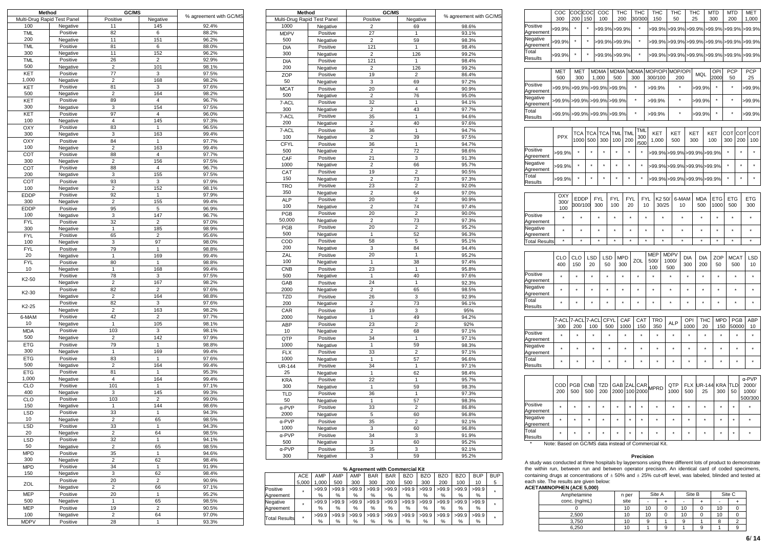| Method | | GC/MS | | % agreement with GC/MS |
|---|---|---|---|---|
| Multi-Drug Rapid Test Panel | | Positive | Negative | |
| 100 | Negative | 11 | 145 | 92.4% |
| TML | Positive | 82 | 6 | 88.2% |
| 200 | Negative | 11 | 151 | 96.2% |
| TML | Positive | 81 | 6 | 88.0% |
| 300 | Negative | 11 | 152 | 96.2% |
| TML | Positive | 26 | 2 | 92.9% |
| 500 | Negative | 2 | 101 | 98.1% |
| KET | Positive | 77 | 3 | 97.5% |
| 1,000 | Negative | 2 | 168 | 98.2% |
| KET | Positive | 81 | 3 | 97.6% |
| 500 | Negative | 2 | 164 | 98.2% |
| KET | Positive | 89 | 4 | 96.7% |
| 300 | Negative | 3 | 154 | 97.5% |
| KET | Positive | 97 | 4 | 96.0% |
| 100 | Negative | 4 | 145 | 97.3% |
| OXY | Positive | 83 | 1 | 96.5% |
| 300 | Negative | 3 | 163 | 99.4% |
| OXY | Positive | 84 | 1 | 97.7% |
| 100 | Negative | 2 | 163 | 99.4% |
| COT | Positive | 88 | 4 | 97.7% |
| 300 | Negative | 2 | 156 | 97.5% |
| COT | Positive | 88 | 4 | 96.7% |
| 200 | Negative | 3 | 155 | 97.5% |
| COT | Positive | 93 | 3 | 97.9% |
| 100 | Negative | 2 | 152 | 98.1% |
| EDDP | Positive | 92 | 1 | 97.9% |
| 300 | Negative | 2 | 155 | 99.4% |
| EDDP | Positive | 95 | 5 | 96.9% |
| 100 | Negative | 3 | 147 | 96.7% |
| FYL | Positive | 32 | 2 | 97.0% |
| 300 | Negative | 1 | 185 | 98.9% |
| FYL | Positive | 65 | 2 | 95.6% |
| 100 | Negative | 3 | 97 | 98.0% |
| FYL | Positive | 79 | 1 | 98.8% |
| 20 | Negative | 1 | 169 | 99.4% |
| FYL | Positive | 80 | 1 | 98.8% |
| 10 | Negative | 1 | 168 | 99.4% |
| K2-50 | Positive | 78 | 3 | 97.5% |
| | Negative | 2 | 167 | 98.2% |
| K2-30 | Positive | 82 | 2 | 97.6% |
| | Negative | 2 | 164 | 98.8% |
| K2-25 | Positive | 82 | 3 | 97.6% |
| | Negative | 2 | 163 | 98.2% |
| 6-MAM | Positive | 42 | 2 | 97.7% |
| 10 | Negative | 1 | 105 | 98.1% |
| MDA | Positive | 103 | 3 | 98.1% |
| 500 | Negative | 2 | 142 | 97.9% |
| ETG | Positive | 79 | 1 | 98.8% |
| 300 | Negative | 1 | 169 | 99.4% |
| ETG | Positive | 83 | 1 | 97.6% |
| 500 | Negative | 2 | 164 | 99.4% |
| ETG | Positive | 81 | 1 | 95.3% |
| 1,000 | Negative | 4 | 164 | 99.4% |
| CLO | Positive | 101 | 1 | 97.1% |
| 400 | Negative | 3 | 145 | 99.3% |
| CLO | Positive | 103 | 2 | 99.0% |
| 150 | Negative | 1 | 144 | 98.6% |
| LSD | Positive | 33 | 1 | 94.3% |
| 10 | Negative | 2 | 65 | 98.5% |
| LSD | Positive | 33 | 1 | 94.3% |
| 20 | Negative | 2 | 64 | 98.5% |
| LSD | Positive | 32 | 1 | 94.1% |
| 50 | Negative | 2 | 65 | 98.5% |
| MPD | Positive | 35 | 1 | 94.6% |
| 300 | Negative | 2 | 62 | 98.4% |
| MPD | Positive | 34 | 1 | 91.9% |
| 150 | Negative | 3 | 62 | 98.4% |
| ZOL | Positive | 20 | 2 | 90.9% |
| | Negative | 2 | 66 | 97.1% |
| MEP | Positive | 20 | 1 | 95.2% |
| 500 | Negative | 1 | 65 | 98.5% |
| MEP | Positive | 19 | 2 | 90.5% |
| 100 | Negative | 2 | 64 | 97.0% |
| MDPV | Positive | 28 | 1 | 93.3% |

| Method | | GC/MS | | % agreement with GC/MS |
|---|---|---|---|---|
| Multi-Drug Rapid Test Panel | | Positive | Negative | |
| 1000 | Negative | 2 | 69 | 98.6% |
| MDPV | Positive | 27 | 1 | 93.1% |
| 500 | Negative | 2 | 59 | 98.3% |
| DIA | Positive | 121 | 1 | 98.4% |
| 300 | Negative | 2 | 126 | 99.2% |
| DIA | Positive | 121 | 1 | 98.4% |
| 200 | Negative | 2 | 126 | 99.2% |
| ZOP | Positive | 19 | 2 | 86.4% |
| 50 | Negative | 3 | 69 | 97.2% |
| MCAT | Positive | 20 | 4 | 90.9% |
| 500 | Negative | 2 | 76 | 95.0% |
| 7-ACL | Positive | 32 | 1 | 94.1% |
| 300 | Negative | 2 | 43 | 97.7% |
| 7-ACL | Positive | 35 | 1 | 94.6% |
| 200 | Negative | 2 | 40 | 97.6% |
| 7-ACL | Positive | 36 | 1 | 94.7% |
| 100 | Negative | 2 | 39 | 97.5% |
| CFYL | Positive | 36 | 1 | 94.7% |
| 500 | Negative | 2 | 72 | 98.6% |
| CAF | Positive | 21 | 3 | 91.3% |
| 1000 | Negative | 2 | 66 | 95.7% |
| CAT | Positive | 19 | 2 | 90.5% |
| 150 | Negative | 2 | 73 | 97.3% |
| TRO | Positive | 23 | 2 | 92.0% |
| 350 | Negative | 2 | 64 | 97.0% |
| ALP | Positive | 20 | 2 | 90.9% |
| 100 | Negative | 2 | 74 | 97.4% |
| PGB | Positive | 20 | 2 | 90.0% |
| 50,000 | Negative | 2 | 73 | 97.3% |
| PGB | Positive | 20 | 2 | 95.2% |
| 500 | Negative | 1 | 52 | 96.3% |
| COD | Positive | 58 | 5 | 95.1% |
| 200 | Negative | 3 | 84 | 94.4% |
| ZAL | Positive | 20 | 1 | 95.2% |
| 100 | Negative | 1 | 38 | 97.4% |
| CNB | Positive | 23 | 1 | 95.8% |
| 500 | Negative | 1 | 40 | 97.6% |
| GAB | Positive | 24 | 1 | 92.3% |
| 2000 | Negative | 2 | 65 | 98.5% |
| TZD | Positive | 26 | 3 | 92.9% |
| 200 | Negative | 2 | 73 | 96.1% |
| CAR | Positive | 19 | 3 | 95% |
| 2000 | Negative | 1 | 49 | 94.2% |
| ABP | Positive | 23 | 2 | 92% |
| 10 | Negative | 2 | 68 | 97.1% |
| QTP | Positive | 34 | 1 | 97.1% |
| 1000 | Negative | 1 | 59 | 98.3% |
| FLX | Positive | 33 | 2 | 97.1% |
| 1000 | Negative | 1 | 57 | 96.6% |
| UR-144 | Positive | 34 | 1 | 97.1% |
| 25 | Negative | 1 | 62 | 98.4% |
| KRA | Positive | 22 | 1 | 95.7% |
| 300 | Negative | 1 | 59 | 98.3% |
| TLD | Positive | 36 | 1 | 97.3% |
| 50 | Negative | 1 | 57 | 98.3% |
| α-PVP | Positive | 33 | 2 | 86.8% |
| 2000 | Negative | 5 | 60 | 96.8% |
| α-PVP | Positive | 35 | 2 | 92.1% |
| 1000 | Negative | 3 | 60 | 96.8% |
| α-PVP | Positive | 34 | 3 | 91.9% |
| 500 | Negative | 3 | 60 | 95.2% |
| α-PVP | Positive | 35 | 3 | 92.1% |
| 300 | Negative | 3 | 59 | 95.2% |

**% Agreement with Commercial Kit**

| | ACE 5,000 | AMP 1,000 | AMP 500 | AMP 300 | BAR 300 | BAR 200 | BZO 500 | BZO 300 | BZO 200 | BZO 100 | BUP 10 | BUP 5 |
|---|---|---|---|---|---|---|---|---|---|---|---|---|
| Positive Agreement | * | >99.9% | >99.9% | >99.9% | >99.9% | >99.9% | >99.9% | >99.9% | >99.9% | >99.9% | >99.9% | * |
| Negative Agreement | * | >99.9% | >99.9% | >99.9% | >99.9% | >99.9% | >99.9% | >99.9% | >99.9% | >99.9% | >99.9% | * |
| Total Results | * | >99.9% | >99.9% | >99.9% | >99.9% | >99.9% | >99.9% | >99.9% | >99.9% | >99.9% | >99.9% | * |

| | COC 300 | COC 200 | COC 150 | COC 100 | THC 200 | THC 30/300 | THC 150 | THC 50 | THC 25 | MTD 300 | MTD 200 | MET 1,000 |
|---|---|---|---|---|---|---|---|---|---|---|---|---|
| Positive Agreement | >99.9% | * | * | >99.9% | >99.9% | * | >99.9% | >99.9% | >99.9% | >99.9% | >99.9% | >99.9% |
| Negative Agreement | >99.9% | * | * | >99.9% | >99.9% | * | >99.9% | >99.9% | >99.9% | >99.9% | >99.9% | >99.9% |
| Total Results | >99.9% | * | * | >99.9% | >99.9% | * | >99.9% | >99.9% | >99.9% | >99.9% | >99.9% | >99.9% |

| | MET 500 | MET 300 | MDMA 1,000 | MDMA 500 | MDMA 300 | MOP/OPI 300/100 | MOP/OPI 200 | MQL | OPI 2000 | PCP 50 | PCP 25 |
|---|---|---|---|---|---|---|---|---|---|---|---|
| Positive Agreement | >99.9% | >99.9% | >99.9% | >99.9% | * | >99.9% | * | >99.9% | * | * | >99.9% |
| Negative Agreement | >99.9% | >99.9% | >99.9% | >99.9% | * | >99.9% | * | >99.9% | * | * | >99.9% |
| Total Results | >99.9% | >99.9% | >99.9% | >99.9% | * | >99.9% | * | >99.9% | * | * | >99.9% |

| | PPX | TCA 1000 | TCA 500 | TCA 300 | TML 100 | TML 200 | TML 300 /500 | KET 1,000 | KET 500 | KET 300 | KET 100 | COT 300 | COT 200 | COT 100 |
|---|---|---|---|---|---|---|---|---|---|---|---|---|---|---|
| Positive Agreement | >99.9% | * | * | * | * | * | * | >99.9% | >99.9% | >99.9% | >99.9% | * | * | * |
| Negative Agreement | >99.9% | * | * | * | * | * | * | >99.9% | >99.9% | >99.9% | >99.9% | * | * | * |
| Total Results | >99.9% | * | * | * | * | * | * | >99.9% | >99.9% | >99.9% | >99.9% | * | * | * |

| | OXY 300/ 100 | EDDP 300/100 | FYL 300 | FYL 100 | FYL 20 | FYL 10 | K2 50/ 30/25 | 6-MAM 10 | MDA 500 | ETG 1000 | ETG 500 | ETG 300 |
|---|---|---|---|---|---|---|---|---|---|---|---|---|
| Positive Agreement | * | * | * | * | * | * | * | * | * | * | * | * |
| Negative Agreement | * | * | * | * | * | * | * | * | * | * | * | * |
| Total Results | * | * | * | * | * | * | * | * | * | * | * | * |

| | CLO 400 | CLO 150 | LSD 20 | LSD 50 | MPD 300 | ZOL | MEP 500/ 100 | MDPV 1000/ 500 | DIA 300 | DIA 200 | ZOP 50 | MCAT 500 | LSD 10 |
|---|---|---|---|---|---|---|---|---|---|---|---|---|---|
| Positive Agreement | * | * | * | * | * | * | * | * | * | * | * | * | * |
| Negative Agreement | * | * | * | * | * | * | * | * | * | * | * | * | * |
| Total Results | * | * | * | * | * | * | * | * | * | * | * | * | * |

| | 7-ACL 300 | 7-ACL 200 | 7-ACL 100 | CFYL 500 | CAF 1000 | CAT 150 | TRO 350 | ALP | OPI 1000 | THC 20 | MPD 150 | PGB 50000 | ABP 10 |
|---|---|---|---|---|---|---|---|---|---|---|---|---|---|
| Positive Agreement | * | * | * | * | * | * | * | * | * | * | * | * | * |
| Negative Agreement | * | * | * | * | * | * | * | * | * | * | * | * | * |
| Total Results | * | * | * | * | * | * | * | * | * | * | * | * | * |

| | COD 200 | PGB 500 | CNB 500 | TZD 200 | GAB 2000 | ZAL 100 | CAR 2000 | MPRD | QTP 1000 | FLX 500 | UR-144 25 | KRA 300 | TLD 50 | α-PVP 2000/ 1000/ 500/300 |
|---|---|---|---|---|---|---|---|---|---|---|---|---|---|---|
| Positive Agreement | * | * | * | * | * | * | * | * | * | * | * | * | * | * |
| Negative Agreement | * | * | * | * | * | * | * | * | * | * | * | * | * | * |
| Total Results | * | * | * | * | * | * | * | * | * | * | * | * | * | * |

\* Note: Based on GC/MS data instead of Commercial Kit.

**Precision**

A study was conducted at three hospitals by laypersons using three different lots of product to demonstrate the within run, between run and between operator precision. An identical card of coded specimens, containing drugs at concentrations of ± 50% and ± 25% cut-off level, was labeled, blinded and tested at each site. The results are given below:

**ACETAMINOPHEN (ACE 5,000)**

| Amphetamine conc. (ng/mL) | n per site | Site A - | Site A + | Site B - | Site B + | Site C - | Site C + |
|---|---|---|---|---|---|---|---|
| 0 | 10 | 10 | 0 | 10 | 0 | 10 | 0 |
| 2,500 | 10 | 10 | 0 | 10 | 0 | 10 | 0 |
| 3,750 | 10 | 9 | 1 | 9 | 1 | 8 | 2 |
| 6,250 | 10 | 1 | 9 | 1 | 9 | 1 | 9 |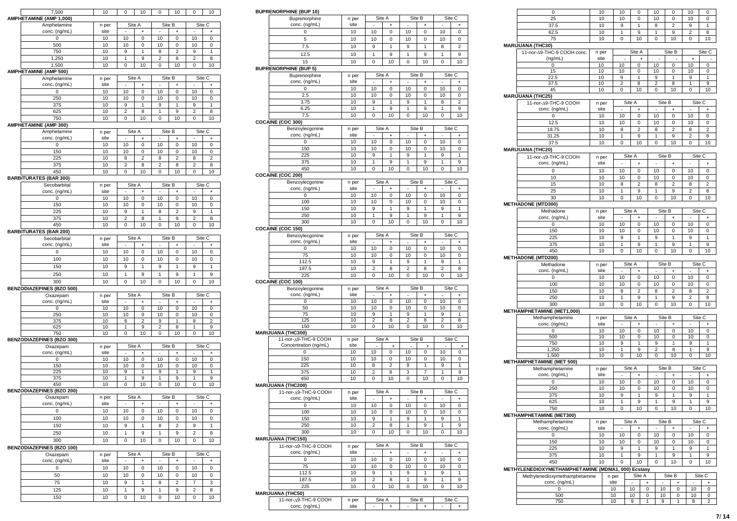| 7,500 | 10 | 0 | 10 | 0 | 10 | 0 | 10 |
|---|---|---|---|---|---|---|---|

**AMPHETAMINE (AMP 1,000)**

| Amphetamine conc. (ng/mL) | n per site | Site A - | Site A + | Site B - | Site B + | Site C - | Site C + |
|---|---|---|---|---|---|---|---|
| 0 | 10 | 10 | 0 | 10 | 0 | 10 | 0 |
| 500 | 10 | 10 | 0 | 10 | 0 | 10 | 0 |
| 750 | 10 | 9 | 1 | 8 | 2 | 9 | 1 |
| 1,250 | 10 | 1 | 9 | 2 | 8 | 2 | 8 |
| 1,500 | 10 | 0 | 10 | 0 | 10 | 0 | 10 |

**AMPHETAMINE (AMP 500)**

| Amphetamine conc. (ng/mL) | n per site | Site A - | Site A + | Site B - | Site B + | Site C - | Site C + |
|---|---|---|---|---|---|---|---|
| 0 | 10 | 10 | 0 | 10 | 0 | 10 | 0 |
| 250 | 10 | 10 | 0 | 10 | 0 | 10 | 0 |
| 375 | 10 | 9 | 1 | 9 | 1 | 9 | 1 |
| 625 | 10 | 2 | 8 | 1 | 9 | 2 | 8 |
| 750 | 10 | 0 | 10 | 0 | 10 | 0 | 10 |

**AMPHETAMINE (AMP 300)**

| Amphetamine conc. (ng/mL) | n per site | Site A - | Site A + | Site B - | Site B + | Site C - | Site C + |
|---|---|---|---|---|---|---|---|
| 0 | 10 | 10 | 0 | 10 | 0 | 10 | 0 |
| 150 | 10 | 10 | 0 | 10 | 0 | 10 | 0 |
| 225 | 10 | 8 | 2 | 8 | 2 | 8 | 2 |
| 375 | 10 | 2 | 8 | 2 | 8 | 2 | 8 |
| 450 | 10 | 0 | 10 | 0 | 10 | 0 | 10 |

**BARBITURATES (BAR 300)**

| Secobarbital conc. (ng/mL) | n per site | Site A - | Site A + | Site B - | Site B + | Site C - | Site C + |
|---|---|---|---|---|---|---|---|
| 0 | 10 | 10 | 0 | 10 | 0 | 10 | 0 |
| 150 | 10 | 10 | 0 | 10 | 0 | 10 | 0 |
| 225 | 10 | 9 | 1 | 8 | 2 | 9 | 1 |
| 375 | 10 | 2 | 8 | 1 | 9 | 2 | 8 |
| 450 | 10 | 0 | 10 | 0 | 10 | 0 | 10 |

**BARBITURATES (BAR 200)**

| Secobarbital conc. (ng/mL) | n per site | Site A - | Site A + | Site B - | Site B + | Site C - | Site C + |
|---|---|---|---|---|---|---|---|
| 0 | 10 | 10 | 0 | 10 | 0 | 10 | 0 |
| 100 | 10 | 10 | 0 | 10 | 0 | 10 | 0 |
| 150 | 10 | 9 | 1 | 9 | 1 | 9 | 1 |
| 250 | 10 | 1 | 9 | 1 | 9 | 1 | 9 |
| 300 | 10 | 0 | 10 | 0 | 10 | 0 | 10 |

**BENZODIAZEPINES (BZO 500)**

| Oxazepam conc. (ng/mL) | n per site | Site A - | Site A + | Site B - | Site B + | Site C - | Site C + |
|---|---|---|---|---|---|---|---|
| 0 | 10 | 10 | 0 | 10 | 0 | 10 | 0 |
| 250 | 10 | 10 | 0 | 10 | 0 | 10 | 0 |
| 375 | 10 | 8 | 2 | 9 | 1 | 8 | 2 |
| 625 | 10 | 1 | 9 | 2 | 8 | 1 | 9 |
| 750 | 10 | 0 | 10 | 0 | 10 | 0 | 10 |

**BENZODIAZEPINES (BZO 300)**

| Oxazepam conc. (ng/mL) | n per site | Site A - | Site A + | Site B - | Site B + | Site C - | Site C + |
|---|---|---|---|---|---|---|---|
| 0 | 10 | 10 | 0 | 10 | 0 | 10 | 0 |
| 150 | 10 | 10 | 0 | 10 | 0 | 10 | 0 |
| 225 | 10 | 9 | 1 | 9 | 1 | 9 | 1 |
| 375 | 10 | 1 | 9 | 1 | 9 | 1 | 9 |
| 450 | 10 | 0 | 10 | 0 | 10 | 0 | 10 |

**BENZODIAZEPINES (BZO 200)**

| Oxazepam conc. (ng/mL) | n per site | Site A - | Site A + | Site B - | Site B + | Site C - | Site C + |
|---|---|---|---|---|---|---|---|
| 0 | 10 | 10 | 0 | 10 | 0 | 10 | 0 |
| 100 | 10 | 10 | 0 | 10 | 0 | 10 | 0 |
| 150 | 10 | 9 | 1 | 8 | 2 | 9 | 1 |
| 250 | 10 | 1 | 9 | 1 | 9 | 2 | 8 |
| 300 | 10 | 0 | 10 | 0 | 10 | 0 | 10 |

**BENZODIAZEPINES (BZO 100)**

| Oxazepam conc. (ng/mL) | n per site | Site A - | Site A + | Site B - | Site B + | Site C - | Site C + |
|---|---|---|---|---|---|---|---|
| 0 | 10 | 10 | 0 | 10 | 0 | 10 | 0 |
| 50 | 10 | 10 | 0 | 10 | 0 | 10 | 0 |
| 75 | 10 | 9 | 1 | 8 | 2 | 7 | 3 |
| 125 | 10 | 1 | 9 | 1 | 9 | 2 | 8 |
| 150 | 10 | 0 | 10 | 0 | 10 | 0 | 10 |

**BUPRENORPHINE (BUP 10)**

| Buprenorphine conc. (ng/mL) | n per site | Site A - | Site A + | Site B - | Site B + | Site C - | Site C + |
|---|---|---|---|---|---|---|---|
| 0 | 10 | 10 | 0 | 10 | 0 | 10 | 0 |
| 5 | 10 | 10 | 0 | 10 | 0 | 10 | 0 |
| 7.5 | 10 | 9 | 1 | 9 | 1 | 8 | 2 |
| 12.5 | 10 | 1 | 9 | 1 | 9 | 1 | 9 |
| 15 | 10 | 0 | 10 | 0 | 10 | 0 | 10 |

**BUPRENORPHINE (BUP 5)**

| Buprenorphine conc. (ng/mL) | n per site | Site A - | Site A + | Site B - | Site B + | Site C - | Site C + |
|---|---|---|---|---|---|---|---|
| 0 | 10 | 10 | 0 | 10 | 0 | 10 | 0 |
| 2.5 | 10 | 10 | 0 | 10 | 0 | 10 | 0 |
| 3.75 | 10 | 9 | 1 | 9 | 1 | 8 | 2 |
| 6.25 | 10 | 1 | 9 | 1 | 9 | 1 | 9 |
| 7.5 | 10 | 0 | 10 | 0 | 10 | 0 | 10 |

**COCAINE (COC 300)**

| Benzoylecgonine conc. (ng/mL) | n per site | Site A - | Site A + | Site B - | Site B + | Site C - | Site C + |
|---|---|---|---|---|---|---|---|
| 0 | 10 | 10 | 0 | 10 | 0 | 10 | 0 |
| 150 | 10 | 10 | 0 | 10 | 0 | 10 | 0 |
| 225 | 10 | 9 | 1 | 9 | 1 | 9 | 1 |
| 375 | 10 | 1 | 9 | 1 | 9 | 1 | 9 |
| 450 | 10 | 0 | 10 | 0 | 10 | 0 | 10 |

**COCAINE (COC 200)**

| Benzoylecgonine conc. (ng/mL) | n per site | Site A - | Site A + | Site B - | Site B + | Site C - | Site C + |
|---|---|---|---|---|---|---|---|
| 0 | 10 | 10 | 0 | 10 | 0 | 10 | 0 |
| 100 | 10 | 10 | 0 | 10 | 0 | 10 | 0 |
| 150 | 10 | 9 | 1 | 9 | 1 | 9 | 1 |
| 250 | 10 | 1 | 9 | 1 | 9 | 1 | 9 |
| 300 | 10 | 0 | 10 | 0 | 10 | 0 | 10 |

**COCAINE (COC 150)**

| Benzoylecgonine conc. (ng/mL) | n per site | Site A - | Site A + | Site B - | Site B + | Site C - | Site C + |
|---|---|---|---|---|---|---|---|
| 0 | 10 | 10 | 0 | 10 | 0 | 10 | 0 |
| 75 | 10 | 10 | 0 | 10 | 0 | 10 | 0 |
| 112.5 | 10 | 9 | 1 | 9 | 1 | 9 | 1 |
| 187.5 | 10 | 2 | 8 | 2 | 8 | 2 | 8 |
| 225 | 10 | 0 | 10 | 0 | 10 | 0 | 10 |

**COCAINE (COC 100)**

| Benzoylecgonine conc. (ng/mL) | n per site | Site A - | Site A + | Site B - | Site B + | Site C - | Site C + |
|---|---|---|---|---|---|---|---|
| 0 | 10 | 10 | 0 | 10 | 0 | 10 | 0 |
| 50 | 10 | 10 | 0 | 10 | 0 | 10 | 0 |
| 75 | 10 | 9 | 1 | 9 | 1 | 9 | 1 |
| 125 | 10 | 2 | 8 | 2 | 8 | 2 | 8 |
| 150 | 10 | 0 | 10 | 0 | 10 | 0 | 10 |

**MARIJUANA (THC300)**

| 11-nor-Δ9-THC-9 COOH Concentration (ng/mL) | n per site | Site A - | Site A + | Site B - | Site B + | Site C - | Site C + |
|---|---|---|---|---|---|---|---|
| 0 | 10 | 10 | 0 | 10 | 0 | 10 | 0 |
| 150 | 10 | 10 | 0 | 10 | 0 | 10 | 0 |
| 225 | 10 | 8 | 2 | 9 | 1 | 9 | 1 |
| 375 | 10 | 2 | 8 | 3 | 7 | 1 | 9 |
| 450 | 10 | 0 | 10 | 0 | 10 | 0 | 10 |

**MARIJUANA (THC200)**

| 11-nor-Δ9-THC-9 COOH conc. (ng/mL) | n per site | Site A - | Site A + | Site B - | Site B + | Site C - | Site C + |
|---|---|---|---|---|---|---|---|
| 0 | 10 | 10 | 0 | 10 | 0 | 10 | 0 |
| 100 | 10 | 10 | 0 | 10 | 0 | 10 | 0 |
| 150 | 10 | 9 | 1 | 9 | 1 | 9 | 1 |
| 250 | 10 | 2 | 8 | 1 | 9 | 1 | 9 |
| 300 | 10 | 0 | 10 | 0 | 10 | 0 | 10 |

**MARIJUANA (THC150)**

| 11-nor-Δ9-THC-9 COOH conc. (ng/mL) | n per site | Site A - | Site A + | Site B - | Site B + | Site C - | Site C + |
|---|---|---|---|---|---|---|---|
| 0 | 10 | 10 | 0 | 10 | 0 | 10 | 0 |
| 75 | 10 | 10 | 0 | 10 | 0 | 10 | 0 |
| 112.5 | 10 | 9 | 1 | 9 | 1 | 9 | 1 |
| 187.5 | 10 | 2 | 8 | 1 | 9 | 1 | 9 |
| 225 | 10 | 0 | 10 | 0 | 10 | 0 | 10 |

**MARIJUANA (THC50)**

| 11-nor-Δ9-THC-9 COOH conc. (ng/mL) | n per site | Site A - | Site A + | Site B - | Site B + | Site C - | Site C + |
|---|---|---|---|---|---|---|---|
| 0 | 10 | 10 | 0 | 10 | 0 | 10 | 0 |
| 25 | 10 | 10 | 0 | 10 | 0 | 10 | 0 |
| 37.5 | 10 | 9 | 1 | 8 | 2 | 9 | 1 |
| 62.5 | 10 | 1 | 9 | 1 | 9 | 2 | 8 |
| 75 | 10 | 0 | 10 | 0 | 10 | 0 | 10 |

**MARIJUANA (THC30)**

| 11-nor-Δ9-THC-9 COOH conc. (ng/mL) | n per site | Site A - | Site A + | Site B - | Site B - | Site C + | Site C - |
|---|---|---|---|---|---|---|---|
| 0 | 10 | 10 | 0 | 10 | 0 | 10 | 0 |
| 15 | 10 | 10 | 0 | 10 | 0 | 10 | 0 |
| 22.5 | 10 | 9 | 1 | 9 | 1 | 9 | 1 |
| 37.5 | 10 | 2 | 8 | 2 | 8 | 1 | 9 |
| 45 | 10 | 0 | 10 | 0 | 10 | 0 | 10 |

**MARIJUANA (THC25)**

| 11-nor-Δ9-THC-9 COOH conc. (ng/mL) | n per site | Site A - | Site A + | Site B - | Site B + | Site C - | Site C + |
|---|---|---|---|---|---|---|---|
| 0 | 10 | 10 | 0 | 10 | 0 | 10 | 0 |
| 12.5 | 10 | 10 | 0 | 10 | 0 | 10 | 0 |
| 18.75 | 10 | 8 | 2 | 8 | 2 | 8 | 2 |
| 31.25 | 10 | 1 | 9 | 1 | 9 | 2 | 8 |
| 37.5 | 10 | 0 | 10 | 0 | 10 | 0 | 10 |

**MARIJUANA (THC20)**

| 11-nor-Δ9-THC-9 COOH conc. (ng/mL) | n per site | Site A - | Site A + | Site B - | Site B + | Site C - | Site C + |
|---|---|---|---|---|---|---|---|
| 0 | 10 | 10 | 0 | 10 | 0 | 10 | 0 |
| 10 | 10 | 10 | 0 | 10 | 0 | 10 | 0 |
| 15 | 10 | 8 | 2 | 8 | 2 | 8 | 2 |
| 25 | 10 | 1 | 9 | 1 | 9 | 2 | 8 |
| 30 | 10 | 0 | 10 | 0 | 10 | 0 | 10 |

**METHADONE (MTD300)**

| Methadone conc. (ng/mL) | n per site | Site A - | Site A + | Site B - | Site B + | Site C - | Site C + |
|---|---|---|---|---|---|---|---|
| 0 | 10 | 10 | 0 | 10 | 0 | 10 | 0 |
| 150 | 10 | 10 | 0 | 10 | 0 | 10 | 0 |
| 225 | 10 | 9 | 1 | 9 | 1 | 9 | 1 |
| 375 | 10 | 1 | 9 | 1 | 9 | 1 | 9 |
| 450 | 10 | 0 | 10 | 0 | 10 | 0 | 10 |

**METHADONE (MTD200)**

| Methadone conc. (ng/mL) | n per site | Site A - | Site A + | Site B - | Site B + | Site C - | Site C + |
|---|---|---|---|---|---|---|---|
| 0 | 10 | 10 | 0 | 10 | 0 | 10 | 0 |
| 100 | 10 | 10 | 0 | 10 | 0 | 10 | 0 |
| 150 | 10 | 8 | 2 | 8 | 2 | 8 | 2 |
| 250 | 10 | 1 | 9 | 1 | 9 | 2 | 8 |
| 300 | 10 | 0 | 10 | 0 | 10 | 0 | 10 |

**METHAMPHETAMINE (MET1,000)**

| Methamphetamine conc. (ng/mL) | n per site | Site A - | Site A + | Site B - | Site B + | Site C - | Site C + |
|---|---|---|---|---|---|---|---|
| 0 | 10 | 10 | 0 | 10 | 0 | 10 | 0 |
| 500 | 10 | 10 | 0 | 10 | 0 | 10 | 0 |
| 750 | 10 | 9 | 1 | 9 | 1 | 9 | 1 |
| 1,250 | 10 | 1 | 9 | 2 | 8 | 1 | 9 |
| 1,500 | 10 | 0 | 10 | 0 | 10 | 0 | 10 |

**METHAMPHETAMINE (MET 500)**

| Methamphetamine conc. (ng/mL) | n per site | Site A - | Site A + | Site B - | Site B + | Site C - | Site C + |
|---|---|---|---|---|---|---|---|
| 0 | 10 | 10 | 0 | 10 | 0 | 10 | 0 |
| 250 | 10 | 10 | 0 | 10 | 0 | 10 | 0 |
| 375 | 10 | 9 | 1 | 9 | 1 | 9 | 1 |
| 625 | 10 | 1 | 9 | 1 | 9 | 1 | 9 |
| 750 | 10 | 0 | 10 | 0 | 10 | 0 | 10 |

**METHAMPHETAMINE (MET300)**

| Methamphetamine conc. (ng/mL) | n per site | Site A - | Site A + | Site B - | Site B + | Site C - | Site C + |
|---|---|---|---|---|---|---|---|
| 0 | 10 | 10 | 0 | 10 | 0 | 10 | 0 |
| 150 | 10 | 10 | 0 | 10 | 0 | 10 | 0 |
| 225 | 10 | 9 | 1 | 9 | 1 | 9 | 1 |
| 375 | 10 | 1 | 9 | 1 | 9 | 1 | 9 |
| 450 | 10 | 0 | 10 | 0 | 10 | 0 | 10 |

**METHYLENEDIOXYMETHAMPHETAMINE (MDMA1, 000) Ecstasy**

| Methylenedioxymethamphetamine conc. (ng/mL) | n per site | Site A - | Site A + | Site B - | Site B + | Site C - | Site C + |
|---|---|---|---|---|---|---|---|
| 0 | 10 | 10 | 0 | 10 | 0 | 10 | 0 |
| 500 | 10 | 10 | 0 | 10 | 0 | 10 | 0 |
| 750 | 10 | 9 | 1 | 9 | 1 | 8 | 2 |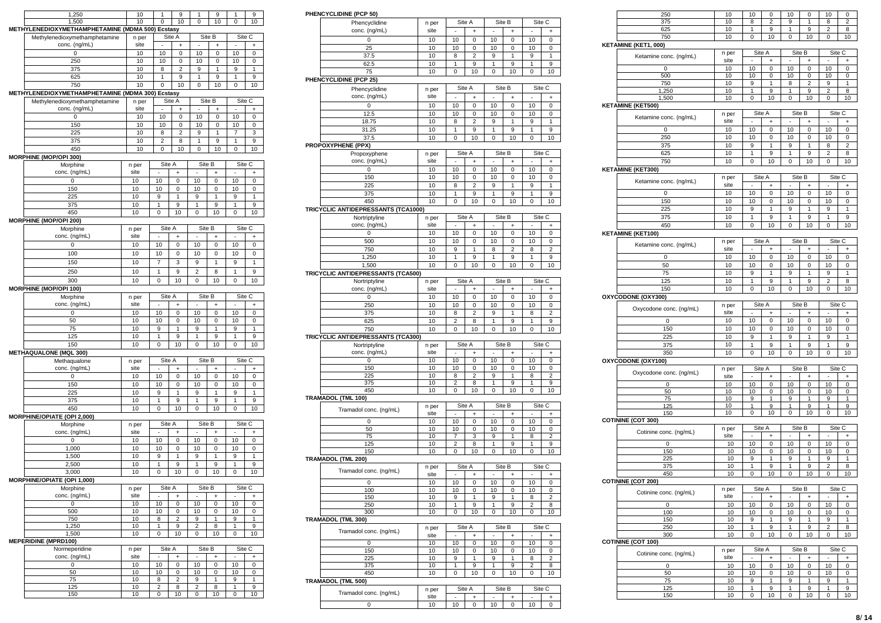| 1,250 | 10 | 1 | 9 | 1 | 9 | 1 | 9 |
|---|---|---|---|---|---|---|---|
| 1,500 | 10 | 0 | 10 | 0 | 10 | 0 | 10 |

**METHYLENEDIOXYMETHAMPHETAMINE (MDMA 500) Ecstasy**

| Methylenedioxymethamphetamine conc. (ng/mL) | n per site | Site A - | Site A + | Site B - | Site B + | Site C - | Site C + |
|---|---|---|---|---|---|---|---|
| 0 | 10 | 10 | 0 | 10 | 0 | 10 | 0 |
| 250 | 10 | 10 | 0 | 10 | 0 | 10 | 0 |
| 375 | 10 | 8 | 2 | 9 | 1 | 9 | 1 |
| 625 | 10 | 1 | 9 | 1 | 9 | 1 | 9 |
| 750 | 10 | 0 | 10 | 0 | 10 | 0 | 10 |

**METHYLENEDIOXYMETHAMPHETAMINE (MDMA 300) Ecstasy**

| Methylenedioxymethamphetamine conc. (ng/mL) | n per site | Site A - | Site A + | Site B - | Site B + | Site C - | Site C + |
|---|---|---|---|---|---|---|---|
| 0 | 10 | 10 | 0 | 10 | 0 | 10 | 0 |
| 150 | 10 | 10 | 0 | 10 | 0 | 10 | 0 |
| 225 | 10 | 8 | 2 | 9 | 1 | 7 | 3 |
| 375 | 10 | 2 | 8 | 1 | 9 | 1 | 9 |
| 450 | 10 | 0 | 10 | 0 | 10 | 0 | 10 |

**MORPHINE (MOP/OPI 300)**

| Morphine conc. (ng/mL) | n per site | Site A - | Site A + | Site B - | Site B + | Site C - | Site C + |
|---|---|---|---|---|---|---|---|
| 0 | 10 | 10 | 0 | 10 | 0 | 10 | 0 |
| 150 | 10 | 10 | 0 | 10 | 0 | 10 | 0 |
| 225 | 10 | 9 | 1 | 9 | 1 | 9 | 1 |
| 375 | 10 | 1 | 9 | 1 | 9 | 1 | 9 |
| 450 | 10 | 0 | 10 | 0 | 10 | 0 | 10 |

**MORPHINE (MOP/OPI 200)**

| Morphine conc. (ng/mL) | n per site | Site A - | Site A + | Site B - | Site B + | Site C - | Site C + |
|---|---|---|---|---|---|---|---|
| 0 | 10 | 10 | 0 | 10 | 0 | 10 | 0 |
| 100 | 10 | 10 | 0 | 10 | 0 | 10 | 0 |
| 150 | 10 | 7 | 3 | 9 | 1 | 9 | 1 |
| 250 | 10 | 1 | 9 | 2 | 8 | 1 | 9 |
| 300 | 10 | 0 | 10 | 0 | 10 | 0 | 10 |

**MORPHINE (MOP/OPI 100)**

| Morphine conc. (ng/mL) | n per site | Site A - | Site A + | Site B - | Site B + | Site C - | Site C + |
|---|---|---|---|---|---|---|---|
| 0 | 10 | 10 | 0 | 10 | 0 | 10 | 0 |
| 50 | 10 | 10 | 0 | 10 | 0 | 10 | 0 |
| 75 | 10 | 9 | 1 | 9 | 1 | 9 | 1 |
| 125 | 10 | 1 | 9 | 1 | 9 | 1 | 9 |
| 150 | 10 | 0 | 10 | 0 | 10 | 0 | 10 |

**METHAQUALONE (MQL 300)**

| Methaqualone conc. (ng/mL) | n per site | Site A - | Site A + | Site B - | Site B + | Site C - | Site C + |
|---|---|---|---|---|---|---|---|
| 0 | 10 | 10 | 0 | 10 | 0 | 10 | 0 |
| 150 | 10 | 10 | 0 | 10 | 0 | 10 | 0 |
| 225 | 10 | 9 | 1 | 9 | 1 | 9 | 1 |
| 375 | 10 | 1 | 9 | 1 | 9 | 1 | 9 |
| 450 | 10 | 0 | 10 | 0 | 10 | 0 | 10 |

**MORPHINE/OPIATE (OPI 2,000)**

| Morphine conc. (ng/mL) | n per site | Site A - | Site A + | Site B - | Site B + | Site C - | Site C + |
|---|---|---|---|---|---|---|---|
| 0 | 10 | 10 | 0 | 10 | 0 | 10 | 0 |
| 1,000 | 10 | 10 | 0 | 10 | 0 | 10 | 0 |
| 1,500 | 10 | 9 | 1 | 9 | 1 | 9 | 1 |
| 2,500 | 10 | 1 | 9 | 1 | 9 | 1 | 9 |
| 3,000 | 10 | 0 | 10 | 0 | 10 | 0 | 10 |

**MORPHINE/OPIATE (OPI 1,000)**

| Morphine conc. (ng/mL) | n per site | Site A - | Site A + | Site B - | Site B + | Site C - | Site C + |
|---|---|---|---|---|---|---|---|
| 0 | 10 | 10 | 0 | 10 | 0 | 10 | 0 |
| 500 | 10 | 10 | 0 | 10 | 0 | 10 | 0 |
| 750 | 10 | 8 | 2 | 9 | 1 | 9 | 1 |
| 1,250 | 10 | 1 | 9 | 2 | 8 | 1 | 9 |
| 1,500 | 10 | 0 | 10 | 0 | 10 | 0 | 10 |

**MEPERIDINE (MPRD100)**

| Normeperidine conc. (ng/mL) | n per site | Site A - | Site A + | Site B - | Site B + | Site C - | Site C + |
|---|---|---|---|---|---|---|---|
| 0 | 10 | 10 | 0 | 10 | 0 | 10 | 0 |
| 50 | 10 | 10 | 0 | 10 | 0 | 10 | 0 |
| 75 | 10 | 8 | 2 | 9 | 1 | 9 | 1 |
| 125 | 10 | 2 | 8 | 2 | 8 | 1 | 9 |
| 150 | 10 | 0 | 10 | 0 | 10 | 0 | 10 |

**PHENCYCLIDINE (PCP 50)**

| Phencyclidine conc. (ng/mL) | n per site | Site A - | Site A + | Site B - | Site B + | Site C - | Site C + |
|---|---|---|---|---|---|---|---|
| 0 | 10 | 10 | 0 | 10 | 0 | 10 | 0 |
| 25 | 10 | 10 | 0 | 10 | 0 | 10 | 0 |
| 37.5 | 10 | 8 | 2 | 9 | 1 | 9 | 1 |
| 62.5 | 10 | 1 | 9 | 1 | 9 | 1 | 9 |
| 75 | 10 | 0 | 10 | 0 | 10 | 0 | 10 |

**PHENCYCLIDINE (PCP 25)**

| Phencyclidine conc. (ng/mL) | n per site | Site A - | Site A + | Site B - | Site B + | Site C - | Site C + |
|---|---|---|---|---|---|---|---|
| 0 | 10 | 10 | 0 | 10 | 0 | 10 | 0 |
| 12.5 | 10 | 10 | 0 | 10 | 0 | 10 | 0 |
| 18.75 | 10 | 8 | 2 | 9 | 1 | 9 | 1 |
| 31.25 | 10 | 1 | 9 | 1 | 9 | 1 | 9 |
| 37.5 | 10 | 0 | 10 | 0 | 10 | 0 | 10 |

**PROPOXYPHENE (PPX)**

| Propoxyphene conc. (ng/mL) | n per site | Site A - | Site A + | Site B - | Site B + | Site C - | Site C + |
|---|---|---|---|---|---|---|---|
| 0 | 10 | 10 | 0 | 10 | 0 | 10 | 0 |
| 150 | 10 | 10 | 0 | 10 | 0 | 10 | 0 |
| 225 | 10 | 8 | 2 | 9 | 1 | 9 | 1 |
| 375 | 10 | 1 | 9 | 1 | 9 | 1 | 9 |
| 450 | 10 | 0 | 10 | 0 | 10 | 0 | 10 |

**TRICYCLIC ANTIDEPRESSANTS (TCA1000)**

| Nortriptyline conc. (ng/mL) | n per site | Site A - | Site A + | Site B - | Site B + | Site C - | Site C + |
|---|---|---|---|---|---|---|---|
| 0 | 10 | 10 | 0 | 10 | 0 | 10 | 0 |
| 500 | 10 | 10 | 0 | 10 | 0 | 10 | 0 |
| 750 | 10 | 9 | 1 | 8 | 2 | 8 | 2 |
| 1,250 | 10 | 1 | 9 | 1 | 9 | 1 | 9 |
| 1,500 | 10 | 0 | 10 | 0 | 10 | 0 | 10 |

**TRICYCLIC ANTIDEPRESSANTS (TCA500)**

| Nortriptyline conc. (ng/mL) | n per site | Site A - | Site A + | Site B - | Site B + | Site C - | Site C + |
|---|---|---|---|---|---|---|---|
| 0 | 10 | 10 | 0 | 10 | 0 | 10 | 0 |
| 250 | 10 | 10 | 0 | 10 | 0 | 10 | 0 |
| 375 | 10 | 8 | 2 | 9 | 1 | 8 | 2 |
| 625 | 10 | 2 | 8 | 1 | 9 | 1 | 9 |
| 750 | 10 | 0 | 10 | 0 | 10 | 0 | 10 |

**TRICYCLIC ANTIDEPRESSANTS (TCA300)**

| Nortriptyline conc. (ng/mL) | n per site | Site A - | Site A + | Site B - | Site B + | Site C - | Site C + |
|---|---|---|---|---|---|---|---|
| 0 | 10 | 10 | 0 | 10 | 0 | 10 | 0 |
| 150 | 10 | 10 | 0 | 10 | 0 | 10 | 0 |
| 225 | 10 | 8 | 2 | 9 | 1 | 8 | 2 |
| 375 | 10 | 2 | 8 | 1 | 9 | 1 | 9 |
| 450 | 10 | 0 | 10 | 0 | 10 | 0 | 10 |

**TRAMADOL (TML 100)**

| Tramadol conc. (ng/mL) | n per site | Site A - | Site A + | Site B - | Site B + | Site C - | Site C + |
|---|---|---|---|---|---|---|---|
| 0 | 10 | 10 | 0 | 10 | 0 | 10 | 0 |
| 50 | 10 | 10 | 0 | 10 | 0 | 10 | 0 |
| 75 | 10 | 7 | 3 | 9 | 1 | 8 | 2 |
| 125 | 10 | 2 | 8 | 1 | 9 | 1 | 9 |
| 150 | 10 | 0 | 10 | 0 | 10 | 0 | 10 |

**TRAMADOL (TML 200)**

| Tramadol conc. (ng/mL) | n per site | Site A - | Site A + | Site B - | Site B + | Site C - | Site C + |
|---|---|---|---|---|---|---|---|
| 0 | 10 | 10 | 0 | 10 | 0 | 10 | 0 |
| 100 | 10 | 10 | 0 | 10 | 0 | 10 | 0 |
| 150 | 10 | 9 | 1 | 9 | 1 | 8 | 2 |
| 250 | 10 | 1 | 9 | 1 | 9 | 2 | 8 |
| 300 | 10 | 0 | 10 | 0 | 10 | 0 | 10 |

**TRAMADOL (TML 300)**

| Tramadol conc. (ng/mL) | n per site | Site A - | Site A + | Site B - | Site B + | Site C - | Site C + |
|---|---|---|---|---|---|---|---|
| 0 | 10 | 10 | 0 | 10 | 0 | 10 | 0 |
| 150 | 10 | 10 | 0 | 10 | 0 | 10 | 0 |
| 225 | 10 | 9 | 1 | 9 | 1 | 8 | 2 |
| 375 | 10 | 1 | 9 | 1 | 9 | 2 | 8 |
| 450 | 10 | 0 | 10 | 0 | 10 | 0 | 10 |

**TRAMADOL (TML 500)**

| Tramadol conc. (ng/mL) | n per site | Site A - | Site A + | Site B - | Site B + | Site C - | Site C + |
|---|---|---|---|---|---|---|---|
| 0 | 10 | 10 | 0 | 10 | 0 | 10 | 0 |
| 250 | 10 | 10 | 0 | 10 | 0 | 10 | 0 |
| 375 | 10 | 8 | 2 | 9 | 1 | 8 | 2 |
| 625 | 10 | 1 | 9 | 1 | 9 | 2 | 8 |
| 750 | 10 | 0 | 10 | 0 | 10 | 0 | 10 |

**KETAMINE (KET1, 000)**

| Ketamine conc. (ng/mL) | n per site | Site A - | Site A + | Site B - | Site B + | Site C - | Site C + |
|---|---|---|---|---|---|---|---|
| 0 | 10 | 10 | 0 | 10 | 0 | 10 | 0 |
| 500 | 10 | 10 | 0 | 10 | 0 | 10 | 0 |
| 750 | 10 | 9 | 1 | 8 | 2 | 9 | 1 |
| 1,250 | 10 | 1 | 9 | 1 | 9 | 2 | 8 |
| 1,500 | 10 | 0 | 10 | 0 | 10 | 0 | 10 |

**KETAMINE (KET500)**

| Ketamine conc. (ng/mL) | n per site | Site A - | Site A + | Site B - | Site B + | Site C - | Site C + |
|---|---|---|---|---|---|---|---|
| 0 | 10 | 10 | 0 | 10 | 0 | 10 | 0 |
| 250 | 10 | 10 | 0 | 10 | 0 | 10 | 0 |
| 375 | 10 | 9 | 1 | 9 | 1 | 8 | 2 |
| 625 | 10 | 1 | 9 | 1 | 9 | 2 | 8 |
| 750 | 10 | 0 | 10 | 0 | 10 | 0 | 10 |

**KETAMINE (KET300)**

| Ketamine conc. (ng/mL) | n per site | Site A - | Site A + | Site B - | Site B + | Site C - | Site C + |
|---|---|---|---|---|---|---|---|
| 0 | 10 | 10 | 0 | 10 | 0 | 10 | 0 |
| 150 | 10 | 10 | 0 | 10 | 0 | 10 | 0 |
| 225 | 10 | 9 | 1 | 9 | 1 | 9 | 1 |
| 375 | 10 | 1 | 9 | 1 | 9 | 1 | 9 |
| 450 | 10 | 0 | 10 | 0 | 10 | 0 | 10 |

**KETAMINE (KET100)**

| Ketamine conc. (ng/mL) | n per site | Site A - | Site A + | Site B - | Site B + | Site C - | Site C + |
|---|---|---|---|---|---|---|---|
| 0 | 10 | 10 | 0 | 10 | 0 | 10 | 0 |
| 50 | 10 | 10 | 0 | 10 | 0 | 10 | 0 |
| 75 | 10 | 9 | 1 | 9 | 1 | 9 | 1 |
| 125 | 10 | 1 | 9 | 1 | 9 | 2 | 8 |
| 150 | 10 | 0 | 10 | 0 | 10 | 0 | 10 |

**OXYCODONE (OXY300)**

| Oxycodone conc. (ng/mL) | n per site | Site A - | Site A + | Site B - | Site B + | Site C - | Site C + |
|---|---|---|---|---|---|---|---|
| 0 | 10 | 10 | 0 | 10 | 0 | 10 | 0 |
| 150 | 10 | 10 | 0 | 10 | 0 | 10 | 0 |
| 225 | 10 | 9 | 1 | 9 | 1 | 9 | 1 |
| 375 | 10 | 1 | 9 | 1 | 9 | 1 | 9 |
| 350 | 10 | 0 | 10 | 0 | 10 | 0 | 10 |

**OXYCODONE (OXY100)**

| Oxycodone conc. (ng/mL) | n per site | Site A - | Site A + | Site B - | Site B + | Site C - | Site C + |
|---|---|---|---|---|---|---|---|
| 0 | 10 | 10 | 0 | 10 | 0 | 10 | 0 |
| 50 | 10 | 10 | 0 | 10 | 0 | 10 | 0 |
| 75 | 10 | 9 | 1 | 9 | 1 | 9 | 1 |
| 125 | 10 | 1 | 9 | 1 | 9 | 1 | 9 |
| 150 | 10 | 0 | 10 | 0 | 10 | 0 | 10 |

**COTININE (COT 300)**

| Cotinine conc. (ng/mL) | n per site | Site A - | Site A + | Site B - | Site B + | Site C - | Site C + |
|---|---|---|---|---|---|---|---|
| 0 | 10 | 10 | 0 | 10 | 0 | 10 | 0 |
| 150 | 10 | 10 | 0 | 10 | 0 | 10 | 0 |
| 225 | 10 | 9 | 1 | 9 | 1 | 9 | 1 |
| 375 | 10 | 1 | 9 | 1 | 9 | 2 | 8 |
| 450 | 10 | 0 | 10 | 0 | 10 | 0 | 10 |

**COTININE (COT 200)**

| Cotinine conc. (ng/mL) | n per site | Site A - | Site A + | Site B - | Site B + | Site C - | Site C + |
|---|---|---|---|---|---|---|---|
| 0 | 10 | 10 | 0 | 10 | 0 | 10 | 0 |
| 100 | 10 | 10 | 0 | 10 | 0 | 10 | 0 |
| 150 | 10 | 9 | 1 | 9 | 1 | 9 | 1 |
| 250 | 10 | 1 | 9 | 1 | 9 | 2 | 8 |
| 300 | 10 | 0 | 10 | 0 | 10 | 0 | 10 |

**COTININE (COT 100)**

| Cotinine conc. (ng/mL) | n per site | Site A - | Site A + | Site B - | Site B + | Site C - | Site C + |
|---|---|---|---|---|---|---|---|
| 0 | 10 | 10 | 0 | 10 | 0 | 10 | 0 |
| 50 | 10 | 10 | 0 | 10 | 0 | 10 | 0 |
| 75 | 10 | 9 | 1 | 9 | 1 | 9 | 1 |
| 125 | 10 | 1 | 9 | 1 | 9 | 1 | 9 |
| 150 | 10 | 0 | 10 | 0 | 10 | 0 | 10 |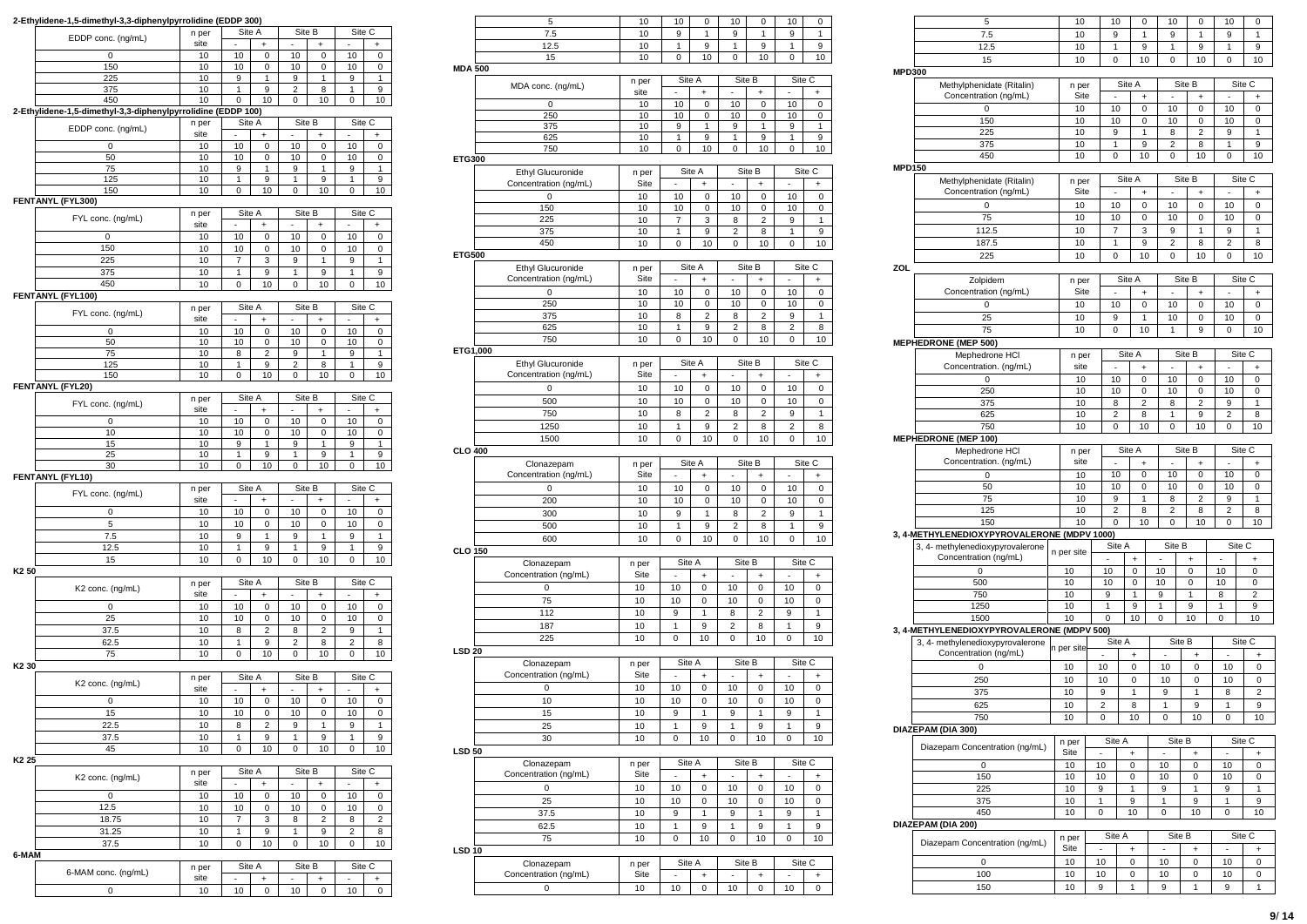## 2-Ethylidene-1,5-dimethyl-3,3-diphenylpyrrolidine (EDDP 300)

| EDDP conc. (ng/mL) | n per site | Site A | | Site B | | Site C | |
|---|---|---|---|---|---|---|---|
| | | - | + | - | + | - | + |
| 0 | 10 | 10 | 0 | 10 | 0 | 10 | 0 |
| 150 | 10 | 10 | 0 | 10 | 0 | 10 | 0 |
| 225 | 10 | 9 | 1 | 9 | 1 | 9 | 1 |
| 375 | 10 | 1 | 9 | 2 | 8 | 1 | 9 |
| 450 | 10 | 0 | 10 | 0 | 10 | 0 | 10 |

## 2-Ethylidene-1,5-dimethyl-3,3-diphenylpyrrolidine (EDDP 100)

| EDDP conc. (ng/mL) | n per site | Site A | | Site B | | Site C | |
|---|---|---|---|---|---|---|---|
| | | - | + | - | + | - | + |
| 0 | 10 | 10 | 0 | 10 | 0 | 10 | 0 |
| 50 | 10 | 10 | 0 | 10 | 0 | 10 | 0 |
| 75 | 10 | 9 | 1 | 9 | 1 | 9 | 1 |
| 125 | 10 | 1 | 9 | 1 | 9 | 1 | 9 |
| 150 | 10 | 0 | 10 | 0 | 10 | 0 | 10 |

## FENTANYL (FYL300)

| FYL conc. (ng/mL) | n per site | Site A | | Site B | | Site C | |
|---|---|---|---|---|---|---|---|
| | | - | + | - | + | - | + |
| 0 | 10 | 10 | 0 | 10 | 0 | 10 | 0 |
| 150 | 10 | 10 | 0 | 10 | 0 | 10 | 0 |
| 225 | 10 | 7 | 3 | 9 | 1 | 9 | 1 |
| 375 | 10 | 1 | 9 | 1 | 9 | 1 | 9 |
| 450 | 10 | 0 | 10 | 0 | 10 | 0 | 10 |

## FENTANYL (FYL100)

| FYL conc. (ng/mL) | n per site | Site A | | Site B | | Site C | |
|---|---|---|---|---|---|---|---|
| | | - | + | - | + | - | + |
| 0 | 10 | 10 | 0 | 10 | 0 | 10 | 0 |
| 50 | 10 | 10 | 0 | 10 | 0 | 10 | 0 |
| 75 | 10 | 8 | 2 | 9 | 1 | 9 | 1 |
| 125 | 10 | 1 | 9 | 2 | 8 | 1 | 9 |
| 150 | 10 | 0 | 10 | 0 | 10 | 0 | 10 |

## FENTANYL (FYL20)

| FYL conc. (ng/mL) | n per site | Site A | | Site B | | Site C | |
|---|---|---|---|---|---|---|---|
| | | - | + | - | + | - | + |
| 0 | 10 | 10 | 0 | 10 | 0 | 10 | 0 |
| 10 | 10 | 10 | 0 | 10 | 0 | 10 | 0 |
| 15 | 10 | 9 | 1 | 9 | 1 | 9 | 1 |
| 25 | 10 | 1 | 9 | 1 | 9 | 1 | 9 |
| 30 | 10 | 0 | 10 | 0 | 10 | 0 | 10 |

## FENTANYL (FYL10)

| FYL conc. (ng/mL) | n per site | Site A | | Site B | | Site C | |
|---|---|---|---|---|---|---|---|
| | | - | + | - | + | - | + |
| 0 | 10 | 10 | 0 | 10 | 0 | 10 | 0 |
| 5 | 10 | 10 | 0 | 10 | 0 | 10 | 0 |
| 7.5 | 10 | 9 | 1 | 9 | 1 | 9 | 1 |
| 12.5 | 10 | 1 | 9 | 1 | 9 | 1 | 9 |
| 15 | 10 | 0 | 10 | 0 | 10 | 0 | 10 |

## K2 50

| K2 conc. (ng/mL) | n per site | Site A | | Site B | | Site C | |
|---|---|---|---|---|---|---|---|
| | | - | + | - | + | - | + |
| 0 | 10 | 10 | 0 | 10 | 0 | 10 | 0 |
| 25 | 10 | 10 | 0 | 10 | 0 | 10 | 0 |
| 37.5 | 10 | 8 | 2 | 8 | 2 | 9 | 1 |
| 62.5 | 10 | 1 | 9 | 2 | 8 | 2 | 8 |
| 75 | 10 | 0 | 10 | 0 | 10 | 0 | 10 |

## K2 30

| K2 conc. (ng/mL) | n per site | Site A | | Site B | | Site C | |
|---|---|---|---|---|---|---|---|
| | | - | + | - | + | - | + |
| 0 | 10 | 10 | 0 | 10 | 0 | 10 | 0 |
| 15 | 10 | 10 | 0 | 10 | 0 | 10 | 0 |
| 22.5 | 10 | 8 | 2 | 9 | 1 | 9 | 1 |
| 37.5 | 10 | 1 | 9 | 1 | 9 | 1 | 9 |
| 45 | 10 | 0 | 10 | 0 | 10 | 0 | 10 |

## K2 25

| K2 conc. (ng/mL) | n per site | Site A | | Site B | | Site C | |
|---|---|---|---|---|---|---|---|
| | | - | + | - | + | - | + |
| 0 | 10 | 10 | 0 | 10 | 0 | 10 | 0 |
| 12.5 | 10 | 10 | 0 | 10 | 0 | 10 | 0 |
| 18.75 | 10 | 7 | 3 | 8 | 2 | 8 | 2 |
| 31.25 | 10 | 1 | 9 | 1 | 9 | 2 | 8 |
| 37.5 | 10 | 0 | 10 | 0 | 10 | 0 | 10 |

## 6-MAM

| 6-MAM conc. (ng/mL) | n per site | Site A | | Site B | | Site C | |
|---|---|---|---|---|---|---|---|
| | | - | + | - | + | - | + |
| 0 | 10 | 10 | 0 | 10 | 0 | 10 | 0 |
| 5 | 10 | 10 | 0 | 10 | 0 | 10 | 0 |
| 7.5 | 10 | 9 | 1 | 9 | 1 | 9 | 1 |
| 12.5 | 10 | 1 | 9 | 1 | 9 | 1 | 9 |
| 15 | 10 | 0 | 10 | 0 | 10 | 0 | 10 |

## MDA 500

| MDA conc. (ng/mL) | n per site | Site A | | Site B | | Site C | |
|---|---|---|---|---|---|---|---|
| | | - | + | - | + | - | + |
| 0 | 10 | 10 | 0 | 10 | 0 | 10 | 0 |
| 250 | 10 | 10 | 0 | 10 | 0 | 10 | 0 |
| 375 | 10 | 9 | 1 | 9 | 1 | 9 | 1 |
| 625 | 10 | 1 | 9 | 1 | 9 | 1 | 9 |
| 750 | 10 | 0 | 10 | 0 | 10 | 0 | 10 |

## ETG300

| Ethyl Glucuronide Concentration (ng/mL) | n per Site | Site A | | Site B | | Site C | |
|---|---|---|---|---|---|---|---|
| | | - | + | - | + | - | + |
| 0 | 10 | 10 | 0 | 10 | 0 | 10 | 0 |
| 150 | 10 | 10 | 0 | 10 | 0 | 10 | 0 |
| 225 | 10 | 7 | 3 | 8 | 2 | 9 | 1 |
| 375 | 10 | 1 | 9 | 2 | 8 | 1 | 9 |
| 450 | 10 | 0 | 10 | 0 | 10 | 0 | 10 |

## ETG500

| Ethyl Glucuronide Concentration (ng/mL) | n per Site | Site A | | Site B | | Site C | |
|---|---|---|---|---|---|---|---|
| | | - | + | - | + | - | + |
| 0 | 10 | 10 | 0 | 10 | 0 | 10 | 0 |
| 250 | 10 | 10 | 0 | 10 | 0 | 10 | 0 |
| 375 | 10 | 8 | 2 | 8 | 2 | 9 | 1 |
| 625 | 10 | 1 | 9 | 2 | 8 | 2 | 8 |
| 750 | 10 | 0 | 10 | 0 | 10 | 0 | 10 |

## ETG1,000

| Ethyl Glucuronide Concentration (ng/mL) | n per Site | Site A | | Site B | | Site C | |
|---|---|---|---|---|---|---|---|
| | | - | + | - | + | - | + |
| 0 | 10 | 10 | 0 | 10 | 0 | 10 | 0 |
| 500 | 10 | 10 | 0 | 10 | 0 | 10 | 0 |
| 750 | 10 | 8 | 2 | 8 | 2 | 9 | 1 |
| 1250 | 10 | 1 | 9 | 2 | 8 | 2 | 8 |
| 1500 | 10 | 0 | 10 | 0 | 10 | 0 | 10 |

## CLO 400

| Clonazepam Concentration (ng/mL) | n per Site | Site A | | Site B | | Site C | |
|---|---|---|---|---|---|---|---|
| | | - | + | - | + | - | + |
| 0 | 10 | 10 | 0 | 10 | 0 | 10 | 0 |
| 200 | 10 | 10 | 0 | 10 | 0 | 10 | 0 |
| 300 | 10 | 9 | 1 | 8 | 2 | 9 | 1 |
| 500 | 10 | 1 | 9 | 2 | 8 | 1 | 9 |
| 600 | 10 | 0 | 10 | 0 | 10 | 0 | 10 |

## CLO 150

| Clonazepam Concentration (ng/mL) | n per Site | Site A | | Site B | | Site C | |
|---|---|---|---|---|---|---|---|
| | | - | + | - | + | - | + |
| 0 | 10 | 10 | 0 | 10 | 0 | 10 | 0 |
| 75 | 10 | 10 | 0 | 10 | 0 | 10 | 0 |
| 112 | 10 | 9 | 1 | 8 | 2 | 9 | 1 |
| 187 | 10 | 1 | 9 | 2 | 8 | 1 | 9 |
| 225 | 10 | 0 | 10 | 0 | 10 | 0 | 10 |

## LSD 20

| Clonazepam Concentration (ng/mL) | n per Site | Site A | | Site B | | Site C | |
|---|---|---|---|---|---|---|---|
| | | - | + | - | + | - | + |
| 0 | 10 | 10 | 0 | 10 | 0 | 10 | 0 |
| 10 | 10 | 10 | 0 | 10 | 0 | 10 | 0 |
| 15 | 10 | 9 | 1 | 9 | 1 | 9 | 1 |
| 25 | 10 | 1 | 9 | 1 | 9 | 1 | 9 |
| 30 | 10 | 0 | 10 | 0 | 10 | 0 | 10 |

## LSD 50

| Clonazepam Concentration (ng/mL) | n per Site | Site A | | Site B | | Site C | |
|---|---|---|---|---|---|---|---|
| | | - | + | - | + | - | + |
| 0 | 10 | 10 | 0 | 10 | 0 | 10 | 0 |
| 25 | 10 | 10 | 0 | 10 | 0 | 10 | 0 |
| 37.5 | 10 | 9 | 1 | 9 | 1 | 9 | 1 |
| 62.5 | 10 | 1 | 9 | 1 | 9 | 1 | 9 |
| 75 | 10 | 0 | 10 | 0 | 10 | 0 | 10 |

## LSD 10

| Clonazepam Concentration (ng/mL) | n per Site | Site A | | Site B | | Site C | |
|---|---|---|---|---|---|---|---|
| | | - | + | - | + | - | + |
| 0 | 10 | 10 | 0 | 10 | 0 | 10 | 0 |
| 5 | 10 | 10 | 0 | 10 | 0 | 10 | 0 |
| 7.5 | 10 | 9 | 1 | 9 | 1 | 9 | 1 |
| 12.5 | 10 | 1 | 9 | 1 | 9 | 1 | 9 |
| 15 | 10 | 0 | 10 | 0 | 10 | 0 | 10 |

## MPD300

| Methylphenidate (Ritalin) Concentration (ng/mL) | n per Site | Site A | | Site B | | Site C | |
|---|---|---|---|---|---|---|---|
| | | - | + | - | + | - | + |
| 0 | 10 | 10 | 0 | 10 | 0 | 10 | 0 |
| 150 | 10 | 10 | 0 | 10 | 0 | 10 | 0 |
| 225 | 10 | 9 | 1 | 8 | 2 | 9 | 1 |
| 375 | 10 | 1 | 9 | 2 | 8 | 1 | 9 |
| 450 | 10 | 0 | 10 | 0 | 10 | 0 | 10 |

## MPD150

| Methylphenidate (Ritalin) Concentration (ng/mL) | n per Site | Site A | | Site B | | Site C | |
|---|---|---|---|---|---|---|---|
| | | - | + | - | + | - | + |
| 0 | 10 | 10 | 0 | 10 | 0 | 10 | 0 |
| 75 | 10 | 10 | 0 | 10 | 0 | 10 | 0 |
| 112.5 | 10 | 7 | 3 | 9 | 1 | 9 | 1 |
| 187.5 | 10 | 1 | 9 | 2 | 8 | 2 | 8 |
| 225 | 10 | 0 | 10 | 0 | 10 | 0 | 10 |

## ZOL

| Zolpidem Concentration (ng/mL) | n per Site | Site A | | Site B | | Site C | |
|---|---|---|---|---|---|---|---|
| | | - | + | - | + | - | + |
| 0 | 10 | 10 | 0 | 10 | 0 | 10 | 0 |
| 25 | 10 | 9 | 1 | 10 | 0 | 10 | 0 |
| 75 | 10 | 0 | 10 | 1 | 9 | 0 | 10 |

## MEPHEDRONE (MEP 500)

| Mephedrone HCl Concentration. (ng/mL) | n per site | Site A | | Site B | | Site C | |
|---|---|---|---|---|---|---|---|
| | | - | + | - | + | - | + |
| 0 | 10 | 10 | 0 | 10 | 0 | 10 | 0 |
| 250 | 10 | 10 | 0 | 10 | 0 | 10 | 0 |
| 375 | 10 | 8 | 2 | 8 | 2 | 9 | 1 |
| 625 | 10 | 2 | 8 | 1 | 9 | 2 | 8 |
| 750 | 10 | 0 | 10 | 0 | 10 | 0 | 10 |

## MEPHEDRONE (MEP 100)

| Mephedrone HCl Concentration. (ng/mL) | n per site | Site A | | Site B | | Site C | |
|---|---|---|---|---|---|---|---|
| | | - | + | - | + | - | + |
| 0 | 10 | 10 | 0 | 10 | 0 | 10 | 0 |
| 50 | 10 | 10 | 0 | 10 | 0 | 10 | 0 |
| 75 | 10 | 9 | 1 | 8 | 2 | 9 | 1 |
| 125 | 10 | 2 | 8 | 2 | 8 | 2 | 8 |
| 150 | 10 | 0 | 10 | 0 | 10 | 0 | 10 |

## 3, 4-METHYLENEDIOXYPYROVALERONE (MDPV 1000)

| 3, 4- methylenedioxypyrovalerone Concentration (ng/mL) | n per site | Site A | | Site B | | Site C | |
|---|---|---|---|---|---|---|---|
| | | - | + | - | + | - | + |
| 0 | 10 | 10 | 0 | 10 | 0 | 10 | 0 |
| 500 | 10 | 10 | 0 | 10 | 0 | 10 | 0 |
| 750 | 10 | 9 | 1 | 9 | 1 | 8 | 2 |
| 1250 | 10 | 1 | 9 | 1 | 9 | 1 | 9 |
| 1500 | 10 | 0 | 10 | 0 | 10 | 0 | 10 |

## 3, 4-METHYLENEDIOXYPYROVALERONE (MDPV 500)

| 3, 4- methylenedioxypyrovalerone Concentration (ng/mL) | n per site | Site A | | Site B | | Site C | |
|---|---|---|---|---|---|---|---|
| | | - | + | - | + | - | + |
| 0 | 10 | 10 | 0 | 10 | 0 | 10 | 0 |
| 250 | 10 | 10 | 0 | 10 | 0 | 10 | 0 |
| 375 | 10 | 9 | 1 | 9 | 1 | 8 | 2 |
| 625 | 10 | 2 | 8 | 1 | 9 | 1 | 9 |
| 750 | 10 | 0 | 10 | 0 | 10 | 0 | 10 |

## DIAZEPAM (DIA 300)

| Diazepam Concentration (ng/mL) | n per Site | Site A | | Site B | | Site C | |
|---|---|---|---|---|---|---|---|
| | | - | + | - | + | - | + |
| 0 | 10 | 10 | 0 | 10 | 0 | 10 | 0 |
| 150 | 10 | 10 | 0 | 10 | 0 | 10 | 0 |
| 225 | 10 | 9 | 1 | 9 | 1 | 9 | 1 |
| 375 | 10 | 1 | 9 | 1 | 9 | 1 | 9 |
| 450 | 10 | 0 | 10 | 0 | 10 | 0 | 10 |

## DIAZEPAM (DIA 200)

| Diazepam Concentration (ng/mL) | n per Site | Site A | | Site B | | Site C | |
|---|---|---|---|---|---|---|---|
| | | - | + | - | + | - | + |
| 0 | 10 | 10 | 0 | 10 | 0 | 10 | 0 |
| 100 | 10 | 10 | 0 | 10 | 0 | 10 | 0 |
| 150 | 10 | 9 | 1 | 9 | 1 | 9 | 1 |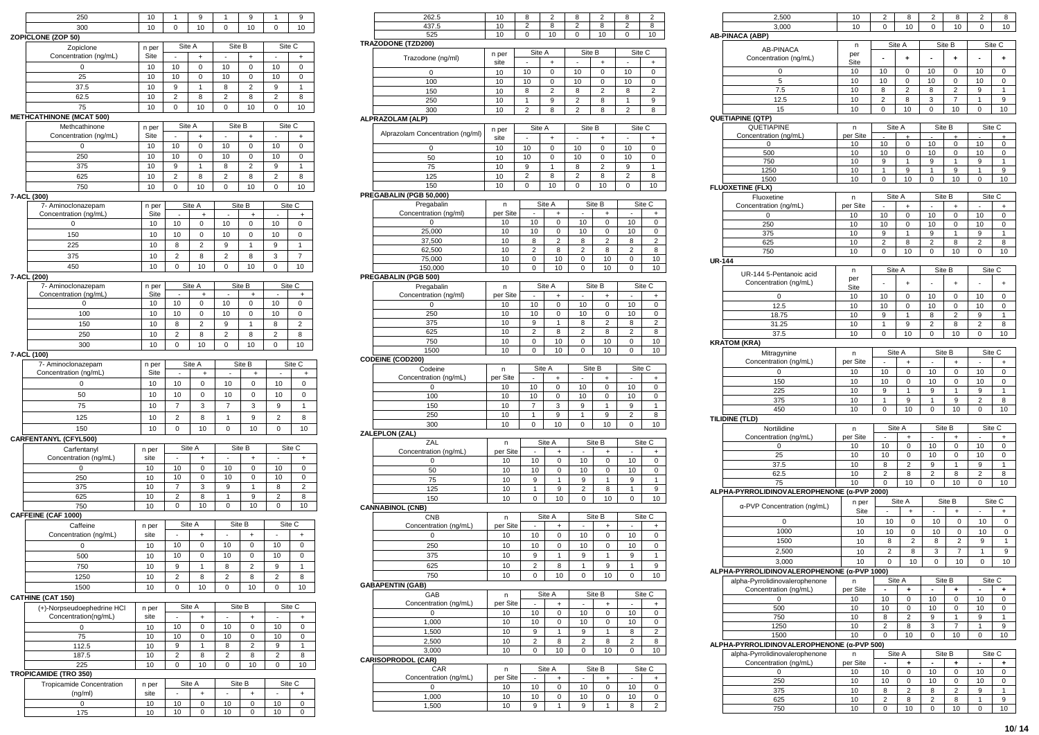| | | | | | | | |
|---|---|---|---|---|---|---|---|
| 250 | 10 | 1 | 9 | 1 | 9 | 1 | 9 |
| 300 | 10 | 0 | 10 | 0 | 10 | 0 | 10 |

**ZOPICLONE (ZOP 50)**

| Zopiclone Concentration (ng/mL) | n per Site | Site A | | Site B | | Site C | |
|---|---|---|---|---|---|---|---|
| | | - | + | - | + | - | + |
| 0 | 10 | 10 | 0 | 10 | 0 | 10 | 0 |
| 25 | 10 | 10 | 0 | 10 | 0 | 10 | 0 |
| 37.5 | 10 | 9 | 1 | 8 | 2 | 9 | 1 |
| 62.5 | 10 | 2 | 8 | 2 | 8 | 2 | 8 |
| 75 | 10 | 0 | 10 | 0 | 10 | 0 | 10 |

**METHCATHINONE (MCAT 500)**

| Methcathinone Concentration (ng/mL) | n per Site | Site A | | Site B | | Site C | |
|---|---|---|---|---|---|---|---|
| | | - | + | - | + | - | + |
| 0 | 10 | 10 | 0 | 10 | 0 | 10 | 0 |
| 250 | 10 | 10 | 0 | 10 | 0 | 10 | 0 |
| 375 | 10 | 9 | 1 | 8 | 2 | 9 | 1 |
| 625 | 10 | 2 | 8 | 2 | 8 | 2 | 8 |
| 750 | 10 | 0 | 10 | 0 | 10 | 0 | 10 |

**7-ACL (300)**

| 7- Aminoclonazepam Concentration (ng/mL) | n per Site | Site A | | Site B | | Site C | |
|---|---|---|---|---|---|---|---|
| | | - | + | - | + | - | + |
| 0 | 10 | 10 | 0 | 10 | 0 | 10 | 0 |
| 150 | 10 | 10 | 0 | 10 | 0 | 10 | 0 |
| 225 | 10 | 8 | 2 | 9 | 1 | 9 | 1 |
| 375 | 10 | 2 | 8 | 2 | 8 | 3 | 7 |
| 450 | 10 | 0 | 10 | 0 | 10 | 0 | 10 |

**7-ACL (200)**

| 7- Aminoclonazepam Concentration (ng/mL) | n per Site | Site A | | Site B | | Site C | |
|---|---|---|---|---|---|---|---|
| | | - | + | - | + | - | + |
| 0 | 10 | 10 | 0 | 10 | 0 | 10 | 0 |
| 100 | 10 | 10 | 0 | 10 | 0 | 10 | 0 |
| 150 | 10 | 8 | 2 | 9 | 1 | 8 | 2 |
| 250 | 10 | 2 | 8 | 2 | 8 | 2 | 8 |
| 300 | 10 | 0 | 10 | 0 | 10 | 0 | 10 |

**7-ACL (100)**

| 7- Aminoclonazepam Concentration (ng/mL) | n per Site | Site A | | Site B | | Site C | |
|---|---|---|---|---|---|---|---|
| | | - | + | - | + | - | + |
| 0 | 10 | 10 | 0 | 10 | 0 | 10 | 0 |
| 50 | 10 | 10 | 0 | 10 | 0 | 10 | 0 |
| 75 | 10 | 7 | 3 | 7 | 3 | 9 | 1 |
| 125 | 10 | 2 | 8 | 1 | 9 | 2 | 8 |
| 150 | 10 | 0 | 10 | 0 | 10 | 0 | 10 |

**CARFENTANYL (CFYL500)**

| Carfentanyl Concentration (ng/mL) | n per site | Site A | | Site B | | Site C | |
|---|---|---|---|---|---|---|---|
| | | - | + | - | + | - | + |
| 0 | 10 | 10 | 0 | 10 | 0 | 10 | 0 |
| 250 | 10 | 10 | 0 | 10 | 0 | 10 | 0 |
| 375 | 10 | 7 | 3 | 9 | 1 | 8 | 2 |
| 625 | 10 | 2 | 8 | 1 | 9 | 2 | 8 |
| 750 | 10 | 0 | 10 | 0 | 10 | 0 | 10 |

**CAFFEINE (CAF 1000)**

| Caffeine Concentration (ng/mL) | n per site | Site A | | Site B | | Site C | |
|---|---|---|---|---|---|---|---|
| | | - | + | - | + | - | + |
| 0 | 10 | 10 | 0 | 10 | 0 | 10 | 0 |
| 500 | 10 | 10 | 0 | 10 | 0 | 10 | 0 |
| 750 | 10 | 9 | 1 | 8 | 2 | 9 | 1 |
| 1250 | 10 | 2 | 8 | 2 | 8 | 2 | 8 |
| 1500 | 10 | 0 | 10 | 0 | 10 | 0 | 10 |

**CATHINE (CAT 150)**

| (+)-Norpseudoephedrine HCl Concentration(ng/mL) | n per site | Site A | | Site B | | Site C | |
|---|---|---|---|---|---|---|---|
| | | - | + | - | + | - | + |
| 0 | 10 | 10 | 0 | 10 | 0 | 10 | 0 |
| 75 | 10 | 10 | 0 | 10 | 0 | 10 | 0 |
| 112.5 | 10 | 9 | 1 | 8 | 2 | 9 | 1 |
| 187.5 | 10 | 2 | 8 | 2 | 8 | 2 | 8 |
| 225 | 10 | 0 | 10 | 0 | 10 | 0 | 10 |

**TROPICAMIDE (TRO 350)**

| Tropicamide Concentration (ng/ml) | n per site | Site A | | Site B | | Site C | |
|---|---|---|---|---|---|---|---|
| | | - | + | - | + | - | + |
| 0 | 10 | 10 | 0 | 10 | 0 | 10 | 0 |
| 175 | 10 | 10 | 0 | 10 | 0 | 10 | 0 |
| 262.5 | 10 | 8 | 2 | 8 | 2 | 8 | 2 |
| 437.5 | 10 | 2 | 8 | 2 | 8 | 2 | 8 |
| 525 | 10 | 0 | 10 | 0 | 10 | 0 | 10 |

**TRAZODONE (TZD200)**

| Trazodone (ng/ml) | n per site | Site A | | Site B | | Site C | |
|---|---|---|---|---|---|---|---|
| | | - | + | - | + | - | + |
| 0 | 10 | 10 | 0 | 10 | 0 | 10 | 0 |
| 100 | 10 | 10 | 0 | 10 | 0 | 10 | 0 |
| 150 | 10 | 8 | 2 | 8 | 2 | 8 | 2 |
| 250 | 10 | 1 | 9 | 2 | 8 | 1 | 9 |
| 300 | 10 | 2 | 8 | 2 | 8 | 2 | 8 |

**ALPRAZOLAM (ALP)**

| Alprazolam Concentration (ng/ml) | n per site | Site A | | Site B | | Site C | |
|---|---|---|---|---|---|---|---|
| | | - | + | - | + | - | + |
| 0 | 10 | 10 | 0 | 10 | 0 | 10 | 0 |
| 50 | 10 | 10 | 0 | 10 | 0 | 10 | 0 |
| 75 | 10 | 9 | 1 | 8 | 2 | 9 | 1 |
| 125 | 10 | 2 | 8 | 2 | 8 | 2 | 8 |
| 150 | 10 | 0 | 10 | 0 | 10 | 0 | 10 |

**PREGABALIN (PGB 50,000)**

| Pregabalin Concentration (ng/ml) | n per Site | Site A | | Site B | | Site C | |
|---|---|---|---|---|---|---|---|
| | | - | + | - | + | - | + |
| 0 | 10 | 10 | 0 | 10 | 0 | 10 | 0 |
| 25,000 | 10 | 10 | 0 | 10 | 0 | 10 | 0 |
| 37,500 | 10 | 8 | 2 | 8 | 2 | 8 | 2 |
| 62,500 | 10 | 2 | 8 | 2 | 8 | 2 | 8 |
| 75,000 | 10 | 0 | 10 | 0 | 10 | 0 | 10 |
| 150,000 | 10 | 0 | 10 | 0 | 10 | 0 | 10 |

**PREGABALIN (PGB 500)**

| Pregabalin Concentration (ng/ml) | n per Site | Site A | | Site B | | Site C | |
|---|---|---|---|---|---|---|---|
| | | - | + | - | + | - | + |
| 0 | 10 | 10 | 0 | 10 | 0 | 10 | 0 |
| 250 | 10 | 10 | 0 | 10 | 0 | 10 | 0 |
| 375 | 10 | 9 | 1 | 8 | 2 | 8 | 2 |
| 625 | 10 | 2 | 8 | 2 | 8 | 2 | 8 |
| 750 | 10 | 0 | 10 | 0 | 10 | 0 | 10 |
| 1500 | 10 | 0 | 10 | 0 | 10 | 0 | 10 |

**CODEINE (COD200)**

| Codeine Concentration (ng/mL) | n per Site | Site A | | Site B | | Site C | |
|---|---|---|---|---|---|---|---|
| | | - | + | - | + | - | + |
| 0 | 10 | 10 | 0 | 10 | 0 | 10 | 0 |
| 100 | 10 | 10 | 0 | 10 | 0 | 10 | 0 |
| 150 | 10 | 7 | 3 | 9 | 1 | 9 | 1 |
| 250 | 10 | 1 | 9 | 1 | 9 | 2 | 8 |
| 300 | 10 | 0 | 10 | 0 | 10 | 0 | 10 |

**ZALEPLON (ZAL)**

| ZAL Concentration (ng/mL) | n per Site | Site A | | Site B | | Site C | |
|---|---|---|---|---|---|---|---|
| | | - | + | - | + | - | + |
| 0 | 10 | 10 | 0 | 10 | 0 | 10 | 0 |
| 50 | 10 | 10 | 0 | 10 | 0 | 10 | 0 |
| 75 | 10 | 9 | 1 | 9 | 1 | 9 | 1 |
| 125 | 10 | 1 | 9 | 2 | 8 | 1 | 9 |
| 150 | 10 | 0 | 10 | 0 | 10 | 0 | 10 |

**CANNABINOL (CNB)**

| CNB Concentration (ng/mL) | n per Site | Site A | | Site B | | Site C | |
|---|---|---|---|---|---|---|---|
| | | - | + | - | + | - | + |
| 0 | 10 | 10 | 0 | 10 | 0 | 10 | 0 |
| 250 | 10 | 10 | 0 | 10 | 0 | 10 | 0 |
| 375 | 10 | 9 | 1 | 9 | 1 | 9 | 1 |
| 625 | 10 | 2 | 8 | 1 | 9 | 1 | 9 |
| 750 | 10 | 0 | 10 | 0 | 10 | 0 | 10 |

**GABAPENTIN (GAB)**

| GAB Concentration (ng/mL) | n per Site | Site A | | Site B | | Site C | |
|---|---|---|---|---|---|---|---|
| | | - | + | - | + | - | + |
| 0 | 10 | 10 | 0 | 10 | 0 | 10 | 0 |
| 1,000 | 10 | 10 | 0 | 10 | 0 | 10 | 0 |
| 1,500 | 10 | 9 | 1 | 9 | 1 | 8 | 2 |
| 2,500 | 10 | 2 | 8 | 2 | 8 | 2 | 8 |
| 3,000 | 10 | 0 | 10 | 0 | 10 | 0 | 10 |

**CARISOPRODOL (CAR)**

| CAR Concentration (ng/mL) | n per Site | Site A | | Site B | | Site C | |
|---|---|---|---|---|---|---|---|
| | | - | + | - | + | - | + |
| 0 | 10 | 10 | 0 | 10 | 0 | 10 | 0 |
| 1,000 | 10 | 10 | 0 | 10 | 0 | 10 | 0 |
| 1,500 | 10 | 9 | 1 | 9 | 1 | 8 | 2 |
| 2,500 | 10 | 2 | 8 | 2 | 8 | 2 | 8 |
| 3,000 | 10 | 0 | 10 | 0 | 10 | 0 | 10 |

**AB-PINACA (ABP)**

| AB-PINACA Concentration (ng/mL) | n per Site | Site A | | Site B | | Site C | |
|---|---|---|---|---|---|---|---|
| | | - | + | - | + | - | + |
| 0 | 10 | 10 | 0 | 10 | 0 | 10 | 0 |
| 5 | 10 | 10 | 0 | 10 | 0 | 10 | 0 |
| 7.5 | 10 | 8 | 2 | 8 | 2 | 9 | 1 |
| 12.5 | 10 | 2 | 8 | 3 | 7 | 1 | 9 |
| 15 | 10 | 0 | 10 | 0 | 10 | 0 | 10 |

**QUETIAPINE (QTP)**

| QUETIAPINE Concentration (ng/mL) | n per Site | Site A | | Site B | | Site C | |
|---|---|---|---|---|---|---|---|
| | | - | + | - | + | - | + |
| 0 | 10 | 10 | 0 | 10 | 0 | 10 | 0 |
| 500 | 10 | 10 | 0 | 10 | 0 | 10 | 0 |
| 750 | 10 | 9 | 1 | 9 | 1 | 9 | 1 |
| 1250 | 10 | 1 | 9 | 1 | 9 | 1 | 9 |
| 1500 | 10 | 0 | 10 | 0 | 10 | 0 | 10 |

**FLUOXETINE (FLX)**

| Fluoxetine Concentration (ng/mL) | n per Site | Site A | | Site B | | Site C | |
|---|---|---|---|---|---|---|---|
| | | - | + | - | + | - | + |
| 0 | 10 | 10 | 0 | 10 | 0 | 10 | 0 |
| 250 | 10 | 10 | 0 | 10 | 0 | 10 | 0 |
| 375 | 10 | 9 | 1 | 9 | 1 | 9 | 1 |
| 625 | 10 | 2 | 8 | 2 | 8 | 2 | 8 |
| 750 | 10 | 0 | 10 | 0 | 10 | 0 | 10 |

**UR-144**

| UR-144 5-Pentanoic acid Concentration (ng/mL) | n per Site | Site A | | Site B | | Site C | |
|---|---|---|---|---|---|---|---|
| | | - | + | - | + | - | + |
| 0 | 10 | 10 | 0 | 10 | 0 | 10 | 0 |
| 12.5 | 10 | 10 | 0 | 10 | 0 | 10 | 0 |
| 18.75 | 10 | 9 | 1 | 8 | 2 | 9 | 1 |
| 31.25 | 10 | 1 | 9 | 2 | 8 | 2 | 8 |
| 37.5 | 10 | 0 | 10 | 0 | 10 | 0 | 10 |

**KRATOM (KRA)**

| Mitragynine Concentration (ng/mL) | n per Site | Site A | | Site B | | Site C | |
|---|---|---|---|---|---|---|---|
| | | - | + | - | + | - | + |
| 0 | 10 | 10 | 0 | 10 | 0 | 10 | 0 |
| 150 | 10 | 10 | 0 | 10 | 0 | 10 | 0 |
| 225 | 10 | 9 | 1 | 9 | 1 | 9 | 1 |
| 375 | 10 | 1 | 9 | 1 | 9 | 2 | 8 |
| 450 | 10 | 0 | 10 | 0 | 10 | 0 | 10 |

**TILIDINE (TLD)**

| Nortilidine Concentration (ng/mL) | n per Site | Site A | | Site B | | Site C | |
|---|---|---|---|---|---|---|---|
| | | - | + | - | + | - | + |
| 0 | 10 | 10 | 0 | 10 | 0 | 10 | 0 |
| 25 | 10 | 10 | 0 | 10 | 0 | 10 | 0 |
| 37.5 | 10 | 8 | 2 | 9 | 1 | 9 | 1 |
| 62.5 | 10 | 2 | 8 | 2 | 8 | 2 | 8 |
| 75 | 10 | 0 | 10 | 0 | 10 | 0 | 10 |

**ALPHA-PYRROLIDINOVALEROPHENONE (α-PVP 2000)**

| α-PVP Concentration (ng/mL) | n per Site | Site A | | Site B | | Site C | |
|---|---|---|---|---|---|---|---|
| | | - | + | - | + | - | + |
| 0 | 10 | 10 | 0 | 10 | 0 | 10 | 0 |
| 1000 | 10 | 10 | 0 | 10 | 0 | 10 | 0 |
| 1500 | 10 | 8 | 2 | 8 | 2 | 9 | 1 |
| 2,500 | 10 | 2 | 8 | 3 | 7 | 1 | 9 |
| 3,000 | 10 | 0 | 10 | 0 | 10 | 0 | 10 |

**ALPHA-PYRROLIDINOVALEROPHENONE (α-PVP 1000)**

| alpha-Pyrrolidinovalerophenone Concentration (ng/mL) | n per Site | Site A | | Site B | | Site C | |
|---|---|---|---|---|---|---|---|
| | | - | + | - | + | - | + |
| 0 | 10 | 10 | 0 | 10 | 0 | 10 | 0 |
| 500 | 10 | 10 | 0 | 10 | 0 | 10 | 0 |
| 750 | 10 | 8 | 2 | 9 | 1 | 9 | 1 |
| 1250 | 10 | 2 | 8 | 3 | 7 | 1 | 9 |
| 1500 | 10 | 0 | 10 | 0 | 10 | 0 | 10 |

**ALPHA-PYRROLIDINOVALEROPHENONE (α-PVP 500)**

| alpha-Pyrrolidinovalerophenone Concentration (ng/mL) | n per Site | Site A | | Site B | | Site C | |
|---|---|---|---|---|---|---|---|
| | | - | + | - | + | - | + |
| 0 | 10 | 10 | 0 | 10 | 0 | 10 | 0 |
| 250 | 10 | 10 | 0 | 10 | 0 | 10 | 0 |
| 375 | 10 | 8 | 2 | 8 | 2 | 9 | 1 |
| 625 | 10 | 2 | 8 | 2 | 8 | 1 | 9 |
| 750 | 10 | 0 | 10 | 0 | 10 | 0 | 10 |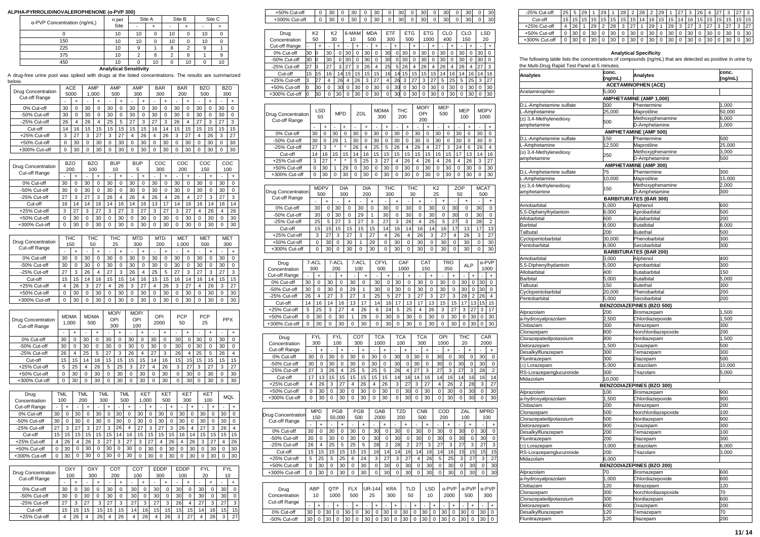**ALPHA-PYRROLIDINOVALEROPHENONE (α-PVP 300)**

| α-PVP Concentration (ng/mL) | n per Site | Site A | | Site B | | Site C | |
|---|---|---|---|---|---|---|---|
| | | - | + | - | + | - | + |
| 0 | 10 | 10 | 0 | 10 | 0 | 10 | 0 |
| 150 | 10 | 10 | 0 | 10 | 0 | 10 | 0 |
| 225 | 10 | 9 | 1 | 8 | 2 | 9 | 1 |
| 375 | 10 | 2 | 8 | 2 | 8 | 1 | 9 |
| 450 | 10 | 0 | 10 | 0 | 10 | 0 | 10 |

**Analytical Sensitivity**

A drug-free urine pool was spiked with drugs at the listed concentrations. The results are summarized below.

| Drug Concentration Cut-off Range | ACE 5000 | | AMP 1,000 | | AMP 500 | | AMP 300 | | BAR 300 | | BAR 200 | | BZO 500 | | BZO 300 | |
|---|---|---|---|---|---|---|---|---|---|---|---|---|---|---|---|---|
| | - | + | - | + | - | + | - | + | - | + | - | + | - | + | - | + |
| 0% Cut-off | 30 | 0 | 30 | 0 | 30 | 0 | 30 | 0 | 30 | 0 | 30 | 0 | 30 | 0 | 30 | 0 |
| -50% Cut-off | 30 | 0 | 30 | 0 | 30 | 0 | 30 | 0 | 30 | 0 | 30 | 0 | 30 | 0 | 30 | 0 |
| -25% Cut-off | 26 | 4 | 26 | 4 | 25 | 5 | 27 | 3 | 27 | 3 | 26 | 4 | 27 | 3 | 27 | 3 |
| Cut-off | 14 | 16 | 15 | 15 | 15 | 15 | 15 | 15 | 16 | 14 | 15 | 15 | 15 | 15 | 15 | 15 |
| +25% Cut-off | 3 | 27 | 3 | 27 | 3 | 27 | 4 | 26 | 4 | 26 | 3 | 27 | 4 | 26 | 3 | 27 |
| +50% Cut-off | 0 | 30 | 0 | 30 | 0 | 30 | 0 | 30 | 0 | 30 | 0 | 30 | 0 | 30 | 0 | 30 |
| +300% Cut-off | 0 | 30 | 0 | 30 | 0 | 30 | 0 | 30 | 0 | 30 | 0 | 30 | 0 | 30 | 0 | 30 |

| Drug Concentration Cut-off Range | BZO 200 | | BZO 100 | | BUP 10 | | BUP 5 | | COC 300 | | COC 200 | | COC 150 | | COC 100 | |
|---|---|---|---|---|---|---|---|---|---|---|---|---|---|---|---|---|
| | - | + | - | + | - | + | - | + | - | + | - | + | - | + | - | + |
| 0% Cut-off | 30 | 0 | 30 | 0 | 30 | 0 | 30 | 0 | 30 | 0 | 30 | 0 | 30 | 0 | 30 | 0 |
| -50% Cut-off | 30 | 0 | 30 | 0 | 30 | 0 | 30 | 0 | 30 | 0 | 30 | 0 | 30 | 0 | 30 | 0 |
| -25% Cut-off | 27 | 3 | 27 | 3 | 26 | 4 | 26 | 4 | 26 | 4 | 26 | 4 | 27 | 3 | 27 | 3 |
| Cut-off | 16 | 14 | 14 | 16 | 14 | 16 | 14 | 16 | 13 | 17 | 14 | 16 | 14 | 16 | 16 | 14 |
| +25% Cut-off | 3 | 27 | 3 | 27 | 3 | 27 | 3 | 27 | 3 | 27 | 3 | 27 | 4 | 26 | 4 | 26 |
| +50% Cut-off | 0 | 30 | 0 | 30 | 0 | 30 | 0 | 30 | 0 | 30 | 0 | 30 | 0 | 30 | 0 | 30 |
| +300% Cut-off | 0 | 30 | 0 | 30 | 0 | 30 | 0 | 30 | 0 | 30 | 0 | 30 | 0 | 30 | 0 | 30 |

| Drug Concentration Cut-off Range | THC 150 | | THC 50 | | THC 25 | | MTD 300 | | MTD 200 | | MET 1,000 | | MET 500 | | MET 300 | |
|---|---|---|---|---|---|---|---|---|---|---|---|---|---|---|---|---|
| | - | + | - | + | - | + | - | + | - | + | - | + | - | + | - | + |
| 0% Cut-off | 30 | 0 | 30 | 0 | 30 | 0 | 30 | 0 | 30 | 0 | 30 | 0 | 30 | 0 | 30 | 0 |
| -50% Cut-off | 30 | 0 | 30 | 0 | 30 | 0 | 30 | 0 | 30 | 0 | 30 | 0 | 30 | 0 | 30 | 0 |
| -25% Cut-off | 27 | 3 | 26 | 4 | 27 | 3 | 26 | 4 | 25 | 5 | 27 | 3 | 27 | 3 | 27 | 3 |
| Cut-off | 15 | 15 | 14 | 16 | 15 | 15 | 14 | 16 | 15 | 15 | 16 | 14 | 16 | 14 | 15 | 15 |
| +25% Cut-off | 4 | 26 | 3 | 27 | 4 | 26 | 3 | 27 | 4 | 26 | 3 | 27 | 3 | 27 | 3 | 27 |
| +50% Cut-off | 0 | 30 | 0 | 30 | 0 | 30 | 0 | 30 | 0 | 30 | 0 | 30 | 0 | 30 | 0 | 30 |
| +300% Cut-off | 0 | 30 | 0 | 30 | 0 | 30 | 0 | 30 | 0 | 30 | 0 | 30 | 0 | 30 | 0 | 30 |

| Drug Concentration Cut-off Range | MDMA 1,000 | | MDMA 500 | | MOP/OPI 300 | | MOP/OPI 100 | | OPI 2000 | | PCP 50 | | PCP 25 | | PPX | |
|---|---|---|---|---|---|---|---|---|---|---|---|---|---|---|---|---|
| | - | + | - | + | - | + | - | + | - | + | - | + | - | + | - | + |
| 0% Cut-off | 30 | 0 | 30 | 0 | 30 | 0 | 30 | 0 | 30 | 0 | 30 | 0 | 30 | 0 | 30 | 0 |
| -50% Cut-off | 30 | 0 | 30 | 0 | 30 | 0 | 30 | 0 | 30 | 0 | 30 | 0 | 30 | 0 | 30 | 0 |
| -25% Cut-off | 26 | 4 | 25 | 5 | 27 | 3 | 26 | 4 | 27 | 3 | 26 | 4 | 25 | 5 | 26 | 4 |
| Cut-off | 15 | 15 | 14 | 16 | 15 | 15 | 15 | 15 | 14 | 16 | 15 | 15 | 15 | 15 | 15 | 15 |
| +25% Cut-off | 5 | 25 | 4 | 26 | 5 | 25 | 3 | 27 | 4 | 26 | 3 | 27 | 3 | 27 | 3 | 27 |
| +50% Cut-off | 0 | 30 | 0 | 30 | 0 | 30 | 0 | 30 | 0 | 30 | 0 | 30 | 0 | 30 | 0 | 30 |
| +300% Cut-off | 0 | 30 | 0 | 30 | 0 | 30 | 0 | 30 | 0 | 30 | 0 | 30 | 0 | 30 | 0 | 30 |

| Drug Concentration Cut-off Range | TML 100 | | TML 200 | | TML 300 | | TML 500 | | KET 1,000 | | KET 500 | | KET 300 | | KET 100 | | MQL | |
|---|---|---|---|---|---|---|---|---|---|---|---|---|---|---|---|---|---|---|
| | - | + | - | + | - | + | - | + | - | + | - | + | - | + | - | + | - | + |
| 0% Cut-off | 30 | 0 | 30 | 0 | 30 | 0 | 30 | 0 | 30 | 0 | 30 | 0 | 30 | 0 | 30 | 0 | 30 | 0 |
| -50% Cut-off | 30 | 0 | 30 | 0 | 30 | 0 | 30 | 0 | 30 | 0 | 30 | 0 | 30 | 0 | 30 | 0 | 30 | 0 |
| -25% Cut-off | 27 | 3 | 27 | 3 | 27 | 3 | 26 | 4 | 27 | 3 | 27 | 3 | 26 | 4 | 27 | 3 | 26 | 4 |
| Cut-off | 15 | 15 | 15 | 15 | 15 | 15 | 14 | 16 | 15 | 15 | 15 | 15 | 16 | 14 | 15 | 15 | 15 | 15 |
| +25% Cut-off | 4 | 26 | 4 | 26 | 3 | 27 | 3 | 27 | 3 | 27 | 4 | 26 | 4 | 26 | 3 | 27 | 4 | 26 |
| +50% Cut-off | 0 | 30 | 0 | 30 | 0 | 30 | 0 | 30 | 0 | 30 | 0 | 30 | 0 | 30 | 0 | 30 | 0 | 30 |
| +300% Cut-off | 0 | 30 | 0 | 30 | 0 | 30 | 0 | 30 | 0 | 30 | 0 | 30 | 0 | 30 | 0 | 30 | 0 | 30 |

| Drug Concentration Cut-off Range | OXY 100 | | OXY 300 | | COT 200 | | COT 100 | | EDDP 300 | | EDDP 100 | | FYL 20 | | FYL 10 | |
|---|---|---|---|---|---|---|---|---|---|---|---|---|---|---|---|---|
| | - | + | - | + | - | + | - | + | - | + | - | + | - | + | - | + |
| 0% Cut-off | 30 | 0 | 30 | 0 | 30 | 0 | 30 | 0 | 30 | 0 | 30 | 0 | 30 | 0 | 30 | 0 |
| -50% Cut-off | 30 | 0 | 30 | 0 | 30 | 0 | 30 | 0 | 30 | 0 | 30 | 0 | 30 | 0 | 30 | 0 |
| -25% Cut-off | 27 | 3 | 27 | 3 | 27 | 3 | 27 | 3 | 27 | 3 | 26 | 4 | 27 | 3 | 27 | 3 |
| Cut-off | 15 | 15 | 15 | 15 | 15 | 15 | 14 | 16 | 15 | 15 | 15 | 15 | 14 | 16 | 15 | 15 |
| +25% Cut-off | 4 | 26 | 4 | 26 | 4 | 26 | 4 | 26 | 4 | 26 | 3 | 27 | 4 | 26 | 3 | 27 |
| +50% Cut-off | 0 | 30 | 0 | 30 | 0 | 30 | 0 | 30 | 0 | 30 | 0 | 30 | 0 | 30 | 0 | 30 |
| +300% Cut-off | 0 | 30 | 0 | 30 | 0 | 30 | 0 | 30 | 0 | 30 | 0 | 30 | 0 | 30 | 0 | 30 |

| Drug Concentration Cut-off Range | K2 50 | | K2 30 | | 6-MAM 10 | | MDA 500 | | ETF 300 | | ETG 500 | | ETG 1000 | | CLO 400 | | CLO 150 | | LSD 20 | |
|---|---|---|---|---|---|---|---|---|---|---|---|---|---|---|---|---|---|---|---|---|
| | - | + | - | + | - | + | - | + | - | + | - | + | - | + | - | + | - | + | - | + |
| 0% Cut-off | 30 | 0 | 30 | 0 | 30 | 0 | 30 | 0 | 30 | 0 | 30 | 0 | 30 | 0 | 30 | 0 | 30 | 0 | 30 | 0 |
| -50% Cut-off | 30 | 0 | 30 | 0 | 30 | 0 | 30 | 0 | 30 | 0 | 30 | 0 | 30 | 0 | 30 | 0 | 30 | 0 | 30 | 0 |
| -25% Cut-off | 27 | 3 | 27 | 3 | 27 | 3 | 26 | 4 | 25 | 5 | 26 | 4 | 26 | 4 | 26 | 4 | 26 | 4 | 27 | 3 |
| Cut-off | 15 | 15 | 16 | 14 | 15 | 15 | 15 | 15 | 16 | 14 | 15 | 15 | 15 | 15 | 14 | 16 | 14 | 16 | 14 | 16 |
| +25% Cut-off | 3 | 27 | 4 | 26 | 4 | 26 | 3 | 27 | 4 | 26 | 3 | 27 | 3 | 27 | 5 | 25 | 5 | 25 | 3 | 27 |
| +50% Cut-off | 0 | 30 | 0 | 30 | 0 | 30 | 0 | 30 | 0 | 30 | 0 | 30 | 0 | 30 | 0 | 30 | 0 | 30 | 0 | 30 |
| +300% Cut-off | 0 | 30 | 0 | 30 | 0 | 30 | 0 | 30 | 0 | 30 | 0 | 30 | 0 | 30 | 0 | 30 | 0 | 30 | 0 | 30 |

| Drug Concentration Cut-off Range | LSD 50 | | MPD | | ZOL | | MDMA 300 | | THC 200 | | MOP/OPI 200 | | MEP 500 | | MEP 100 | | MDPV 1000 | |
|---|---|---|---|---|---|---|---|---|---|---|---|---|---|---|---|---|---|---|
| | - | + | - | + | - | + | - | + | - | + | - | + | - | + | - | + | - | + |
| 0% Cut-off | 30 | 0 | 30 | 0 | 30 | 0 | 30 | 0 | 30 | 0 | 30 | 0 | 30 | 0 | 30 | 0 | 30 | 0 |
| -50% Cut-off | 30 | 0 | 29 | 1 | 30 | 0 | 30 | 0 | 30 | 0 | 30 | 0 | 30 | 0 | 30 | 0 | 30 | 0 |
| -25% Cut-off | 27 | 3 | * | * | 26 | 4 | 25 | 5 | 26 | 4 | 26 | 4 | 27 | 3 | 24 | 6 | 26 | 4 |
| Cut-off | 14 | 16 | 15 | 15 | 14 | 16 | 15 | 15 | 15 | 15 | 15 | 15 | 15 | 15 | 17 | 13 | 14 | 16 |
| +25% Cut-off | 3 | 27 | * | * | 5 | 25 | 3 | 27 | 4 | 26 | 4 | 26 | 4 | 26 | 4 | 26 | 3 | 27 |
| +50% Cut-off | 0 | 30 | 1 | 29 | 0 | 30 | 0 | 30 | 0 | 30 | 0 | 30 | 0 | 30 | 0 | 30 | 0 | 30 |
| +300% Cut-off | 0 | 30 | 0 | 30 | 0 | 30 | 0 | 30 | 0 | 30 | 0 | 30 | 0 | 30 | 0 | 30 | 0 | 30 |

| Drug Concentration Cut-off Range | MDPV 500 | | DIA 300 | | DIA 200 | | THC 300 | | THC 30 | | K2 25 | | ZOP 50 | | MCAT 500 | |
|---|---|---|---|---|---|---|---|---|---|---|---|---|---|---|---|---|
| | - | + | - | + | - | + | - | + | - | + | - | + | - | + | - | + |
| 0% Cut-off | 30 | 0 | 30 | 0 | 30 | 0 | 30 | 0 | 30 | 0 | 30 | 0 | 30 | 0 | 30 | 0 |
| -50% Cut-off | 30 | 0 | 30 | 0 | 29 | 1 | 30 | 0 | 30 | 0 | 30 | 0 | 30 | 0 | 30 | 0 |
| -25% Cut-off | 25 | 5 | 27 | 3 | 27 | 3 | 27 | 3 | 26 | 4 | 25 | 5 | 27 | 3 | 28 | 2 |
| Cut-off | 15 | 15 | 15 | 15 | 15 | 15 | 14 | 16 | 14 | 16 | 14 | 16 | 17 | 13 | 17 | 13 |
| +25% Cut-off | 3 | 27 | 3 | 27 | 3 | 27 | 4 | 26 | 4 | 26 | 3 | 27 | 4 | 26 | 3 | 27 |
| +50% Cut-off | 0 | 30 | 0 | 30 | 1 | 29 | 0 | 30 | 0 | 30 | 0 | 30 | 0 | 30 | 0 | 30 |
| +300% Cut-off | 0 | 30 | 0 | 30 | 0 | 30 | 0 | 30 | 0 | 30 | 0 | 30 | 0 | 30 | 0 | 30 |

| Drug Concentration Cut-off Range | 7-ACL 300 | | 7-ACL 200 | | 7-ACL 100 | | CFYL 500 | | CAF 1000 | | CAT 150 | | TRO 350 | | ALP | | α-PVP 1000 | |
|---|---|---|---|---|---|---|---|---|---|---|---|---|---|---|---|---|---|---|
| | - | + | - | + | - | + | - | + | - | + | - | + | - | + | - | + | - | + |
| 0% Cut-off | 30 | 0 | 30 | 0 | 30 | 0 | 30 | 0 | 30 | 0 | 30 | 0 | 30 | 0 | 30 | 0 | 30 | 0 |
| -50% Cut-off | 30 | 0 | 30 | 0 | 29 | 1 | 30 | 0 | 30 | 0 | 30 | 0 | 30 | 0 | 30 | 0 | 30 | 0 |
| -25% Cut-off | 26 | 4 | 27 | 3 | 27 | 3 | 25 | 5 | 27 | 3 | 27 | 3 | 27 | 3 | 28 | 2 | 26 | 4 |
| Cut-off | 14 | 16 | 14 | 16 | 13 | 17 | 14 | 16 | 17 | 13 | 17 | 13 | 15 | 15 | 17 | 13 | 15 | 15 |
| +25% Cut-off | 5 | 25 | 3 | 27 | 4 | 26 | 6 | 24 | 5 | 25 | 4 | 26 | 3 | 27 | 3 | 27 | 3 | 17 |
| +50% Cut-off | 0 | 30 | 0 | 30 | 1 | 29 | 0 | 30 | 0 | 30 | 0 | 30 | 0 | 30 | 0 | 30 | 0 | 30 |
| +300% Cut-off | 0 | 30 | 0 | 30 | 0 | 30 | 0 | 30 | 0 | 30 | 0 | 30 | 0 | 30 | 0 | 30 | 0 | 30 |

| Drug Concentration Cut-off Range | FYL 300 | | FYL 100 | | COT 300 | | TCA 1000 | | TCA 100 | | TCA 300 | | OPI 1000 | | THC 20 | | CAR 2000 | |
|---|---|---|---|---|---|---|---|---|---|---|---|---|---|---|---|---|---|---|
| | - | + | - | + | - | + | - | + | - | + | - | + | - | + | - | + | - | + |
| 0% Cut-off | 30 | 0 | 30 | 0 | 30 | 0 | 30 | 0 | 30 | 0 | 30 | 0 | 30 | 0 | 30 | 0 | 30 | 0 |
| -50% Cut-off | 30 | 0 | 30 | 0 | 30 | 0 | 30 | 0 | 30 | 0 | 30 | 0 | 30 | 0 | 30 | 0 | 30 | 0 |
| -25% Cut-off | 27 | 3 | 26 | 4 | 25 | 5 | 25 | 5 | 26 | 4 | 27 | 3 | 27 | 3 | 27 | 3 | 28 | 2 |
| Cut-off | 17 | 13 | 15 | 15 | 15 | 15 | 15 | 15 | 14 | 16 | 14 | 16 | 14 | 16 | 14 | 16 | 16 | 14 |
| +25% Cut-off | 4 | 26 | 3 | 27 | 4 | 26 | 4 | 26 | 3 | 27 | 3 | 27 | 4 | 26 | 2 | 28 | 3 | 27 |
| +50% Cut-off | 0 | 30 | 0 | 30 | 0 | 30 | 0 | 30 | 0 | 30 | 0 | 30 | 0 | 30 | 0 | 30 | 0 | 30 |
| +300% Cut-off | 0 | 30 | 0 | 30 | 0 | 30 | 0 | 30 | 0 | 30 | 0 | 30 | 0 | 30 | 0 | 30 | 0 | 30 |

| Drug Concentration Cut-off Range | MPD 150 | | PGB 50,000 | | PGB 500 | | GAB 2000 | | TZD 200 | | CNB 500 | | COD 200 | | ZAL 100 | | MPRD 100 | |
|---|---|---|---|---|---|---|---|---|---|---|---|---|---|---|---|---|---|---|
| | - | + | - | + | - | + | - | + | - | + | - | + | - | + | - | + | - | + |
| 0% Cut-off | 30 | 0 | 30 | 0 | 30 | 0 | 30 | 0 | 30 | 0 | 30 | 0 | 30 | 0 | 30 | 0 | 30 | 0 |
| -50% Cut-off | 30 | 0 | 30 | 0 | 30 | 0 | 30 | 0 | 30 | 0 | 30 | 0 | 30 | 0 | 30 | 0 | 30 | 0 |
| -25% Cut-off | 26 | 4 | 25 | 5 | 25 | 5 | 28 | 2 | 28 | 2 | 27 | 3 | 27 | 3 | 27 | 3 | 27 | 3 |
| Cut-off | 15 | 15 | 15 | 15 | 15 | 15 | 16 | 14 | 14 | 16 | 14 | 16 | 14 | 16 | 15 | 15 | 15 | 15 |
| +25% Cut-off | 5 | 25 | 5 | 25 | 6 | 24 | 3 | 27 | 3 | 27 | 4 | 26 | 5 | 25 | 3 | 27 | 3 | 27 |
| +50% Cut-off | 0 | 30 | 0 | 30 | 0 | 30 | 0 | 30 | 0 | 30 | 0 | 30 | 0 | 30 | 0 | 30 | 0 | 30 |
| +300% Cut-off | 0 | 30 | 0 | 30 | 0 | 30 | 0 | 30 | 0 | 30 | 0 | 30 | 0 | 30 | 0 | 30 | 0 | 30 |

| Drug Concentration Cut-off Range | ABP 10 | | QTP 1000 | | FLX 500 | | UR-144 25 | | KRA 300 | | TLD 50 | | LSD 10 | | α-PVP 2000 | | α-PVP 500 | | α-PVP 300 | |
|---|---|---|---|---|---|---|---|---|---|---|---|---|---|---|---|---|---|---|---|---|
| | - | + | - | + | - | + | - | + | - | + | - | + | - | + | - | + | - | + | - | + |
| 0% Cut-off | 30 | 0 | 30 | 0 | 30 | 0 | 30 | 0 | 30 | 0 | 30 | 0 | 30 | 0 | 30 | 0 | 30 | 0 | 30 | 0 |
| -50% Cut-off | 30 | 0 | 30 | 0 | 30 | 0 | 30 | 0 | 30 | 0 | 30 | 0 | 30 | 0 | 30 | 0 | 30 | 0 | 30 | 0 |
| -25% Cut-off | 25 | 5 | 29 | 1 | 29 | 1 | 28 | 2 | 28 | 2 | 29 | 1 | 27 | 3 | 26 | 4 | 27 | 3 | 27 | 3 |
| Cut-off | 15 | 15 | 15 | 15 | 15 | 15 | 15 | 15 | 14 | 16 | 15 | 15 | 14 | 16 | 15 | 15 | 15 | 15 | 15 | 15 |
| +25% Cut-off | 4 | 26 | 1 | 29 | 2 | 28 | 3 | 27 | 1 | 29 | 1 | 29 | 3 | 27 | 3 | 27 | 3 | 27 | 3 | 27 |
| +50% Cut-off | 0 | 30 | 0 | 30 | 0 | 30 | 0 | 30 | 0 | 30 | 0 | 30 | 0 | 30 | 0 | 30 | 0 | 30 | 0 | 30 |
| +300% Cut-off | 0 | 30 | 0 | 30 | 0 | 30 | 0 | 30 | 0 | 30 | 0 | 30 | 0 | 30 | 0 | 30 | 0 | 30 | 0 | 30 |

**Analytical Specificity**

The following table lists the concentrations of compounds (ng/mL) that are detected as positive in urine by the Multi-Drug Rapid Test Panel at 5 minutes.

| Analytes | conc. (ng/mL) | Analytes | conc. (ng/mL) |
|---|---|---|---|
| **ACETAMINOPHEN (ACE)** | | | |
| Acetaminophen | 5,000 | | |
| **AMPHETAMINE (AMP 1,000)** | | | |
| D,L-Amphetamine sulfate | 300 | Phentermine | 1,000 |
| L-Amphetamine | 25,000 | Maprotiline | 50,000 |
| (±) 3,4-Methylenedioxy amphetamine | 500 | Methoxyphenamine | 6,000 |
| | | D-Amphetamine | 1,000 |
| **AMPHETAMINE (AMP 500)** | | | |
| D,L-Amphetamine sulfate | 150 | Phentermine | 500 |
| L-Amphetamine | 12,500 | Maprotiline | 25,000 |
| (±) 3,4-Methylenedioxy amphetamine | 250 | Methoxyphenamine | 3,000 |
| | | D-Amphetamine | 500 |
| **AMPHETAMINE (AMP 300)** | | | |
| D,L-Amphetamine sulfate | 75 | Phentermine | 300 |
| L-Amphetamine | 10,000 | Maprotiline | 15,000 |
| (±) 3,4-Methylenedioxy amphetamine | 150 | Methoxyphenamine | 2,000 |
| | | D-Amphetamine | 300 |
| **BARBITURATES (BAR 300)** | | | |
| Amobarbital | 5,000 | Alphenol | 600 |
| 5,5-Diphenylhydantoin | 8,000 | Aprobarbital | 500 |
| Allobarbital | 600 | Butabarbital | 200 |
| Barbital | 8,000 | Butalbital | 8,000 |
| Talbutal | 200 | Butethal | 500 |
| Cyclopentobarbital | 30,000 | Phenobarbital | 300 |
| Pentobarbital | 8,000 | Secobarbital | 300 |
| **BARBITURATES (BAR 200)** | | | |
| Amobarbital | 3,000 | Alphenol | 400 |
| 5,5-Diphenylhydantoin | 5,000 | Aprobarbital | 300 |
| Allobarbital | 400 | Butabarbital | 150 |
| Barbital | 5,000 | Butalbital | 5,000 |
| Talbutal | 150 | Butethal | 300 |
| Cyclopentobarbital | 20,000 | Phenobarbital | 200 |
| Pentobarbital | 5,000 | Secobarbital | 200 |
| **BENZODIAZEPINES (BZO 500)** | | | |
| Alprazolam | 200 | Bromazepam | 1,500 |
| a-hydroxyalprazolam | 2,500 | Chlordiazepoxide | 1,500 |
| Clobazam | 300 | Nitrazepam | 300 |
| Clonazepam | 800 | Norchlordiazepoxide | 200 |
| Clorazepatedipotassium | 800 | Nordiazepam | 1,500 |
| Delorazepam | 1,500 | Oxazepam | 500 |
| Desalkylflurazepam | 300 | Temazepam | 300 |
| Flunitrazepam | 300 | Diazepam | 500 |
| (±) Lorazepam | 5,000 | Estazolam | 10,000 |
| RS-Lorazepamglucuronide | 300 | Triazolam | 5,000 |
| Midazolam | 10,000 | | |
| **BENZODIAZEPINES (BZO 300)** | | | |
| Alprazolam | 100 | Bromazepam | 900 |
| a-hydroxyalprazolam | 1,500 | Chlordiazepoxide | 900 |
| Clobazam | 200 | Nitrazepam | 200 |
| Clonazepam | 500 | Norchlordiazepoxide | 100 |
| Clorazepatedipotassium | 500 | Nordiazepam | 900 |
| Delorazepam | 900 | Oxazepam | 300 |
| Desalkylflurazepam | 200 | Temazepam | 100 |
| Flunitrazepam | 200 | Diazepam | 300 |
| (±) Lorazepam | 3,000 | Estazolam | 6,000 |
| RS-Lorazepamglucuronide | 200 | Triazolam | 3,000 |
| Midazolam | 6,000 | | |
| **BENZODIAZEPINES (BZO 200)** | | | |
| Alprazolam | 70 | Bromazepam | 600 |
| a-hydroxyalprazolam | 1,000 | Chlordiazepoxide | 600 |
| Clobazam | 120 | Nitrazepam | 120 |
| Clonazepam | 300 | Norchlordiazepoxide | 70 |
| Clorazepatedipotassium | 300 | Nordiazepam | 600 |
| Delorazepam | 600 | Oxazepam | 200 |
| Desalkylflurazepam | 120 | Temazepam | 70 |
| Flunitrazepam | 120 | Diazepam | 200 |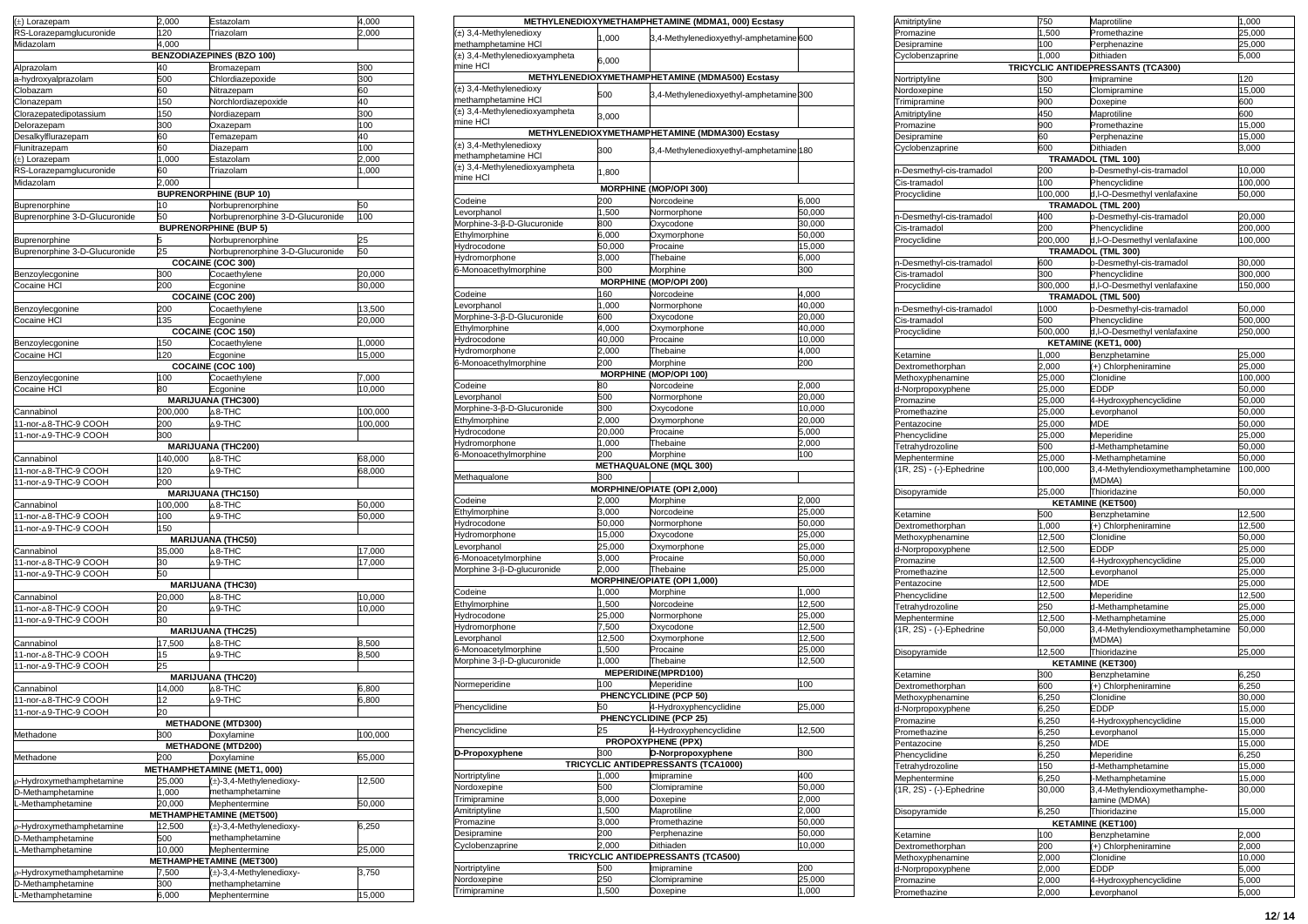| | | | |
|---|---|---|---|
| (±) Lorazepam | 2,000 | Estazolam | 4,000 |
| RS-Lorazepamglucuronide | 120 | Triazolam | 2,000 |
| Midazolam | 4,000 | | |
| **BENZODIAZEPINES (BZO 100)** | | | |
| Alprazolam | 40 | Bromazepam | 300 |
| a-hydroxyalprazolam | 500 | Chlordiazepoxide | 300 |
| Clobazam | 60 | Nitrazepam | 60 |
| Clonazepam | 150 | Norchlordiazepoxide | 40 |
| Clorazepatedipotassium | 150 | Nordiazepam | 300 |
| Delorazepam | 300 | Oxazepam | 100 |
| Desalkylflurazepam | 60 | Temazepam | 40 |
| Flunitrazepam | 60 | Diazepam | 100 |
| (±) Lorazepam | 1,000 | Estazolam | 2,000 |
| RS-Lorazepamglucuronide | 60 | Triazolam | 1,000 |
| Midazolam | 2,000 | | |
| **BUPRENORPHINE (BUP 10)** | | | |
| Buprenorphine | 10 | Norbuprenorphine | 50 |
| Buprenorphine 3-D-Glucuronide | 50 | Norbuprenorphine 3-D-Glucuronide | 100 |
| **BUPRENORPHINE (BUP 5)** | | | |
| Buprenorphine | 5 | Norbuprenorphine | 25 |
| Buprenorphine 3-D-Glucuronide | 25 | Norbuprenorphine 3-D-Glucuronide | 50 |
| **COCAINE (COC 300)** | | | |
| Benzoylecgonine | 300 | Cocaethylene | 20,000 |
| Cocaine HCl | 200 | Ecgonine | 30,000 |
| **COCAINE (COC 200)** | | | |
| Benzoylecgonine | 200 | Cocaethylene | 13,500 |
| Cocaine HCl | 135 | Ecgonine | 20,000 |
| **COCAINE (COC 150)** | | | |
| Benzoylecgonine | 150 | Cocaethylene | 1,0000 |
| Cocaine HCl | 120 | Ecgonine | 15,000 |
| **COCAINE (COC 100)** | | | |
| Benzoylecgonine | 100 | Cocaethylene | 7,000 |
| Cocaine HCl | 80 | Ecgonine | 10,000 |
| **MARIJUANA (THC300)** | | | |
| Cannabinol | 200,000 | Δ8-THC | 100,000 |
| 11-nor-Δ8-THC-9 COOH | 200 | Δ9-THC | 100,000 |
| 11-nor-Δ9-THC-9 COOH | 300 | | |
| **MARIJUANA (THC200)** | | | |
| Cannabinol | 140,000 | Δ8-THC | 68,000 |
| 11-nor-Δ8-THC-9 COOH | 120 | Δ9-THC | 68,000 |
| 11-nor-Δ9-THC-9 COOH | 200 | | |
| **MARIJUANA (THC150)** | | | |
| Cannabinol | 100,000 | Δ8-THC | 50,000 |
| 11-nor-Δ8-THC-9 COOH | 100 | Δ9-THC | 50,000 |
| 11-nor-Δ9-THC-9 COOH | 150 | | |
| **MARIJUANA (THC50)** | | | |
| Cannabinol | 35,000 | Δ8-THC | 17,000 |
| 11-nor-Δ8-THC-9 COOH | 30 | Δ9-THC | 17,000 |
| 11-nor-Δ9-THC-9 COOH | 50 | | |
| **MARIJUANA (THC30)** | | | |
| Cannabinol | 20,000 | Δ8-THC | 10,000 |
| 11-nor-Δ8-THC-9 COOH | 20 | Δ9-THC | 10,000 |
| 11-nor-Δ9-THC-9 COOH | 30 | | |
| **MARIJUANA (THC25)** | | | |
| Cannabinol | 17,500 | Δ8-THC | 8,500 |
| 11-nor-Δ8-THC-9 COOH | 15 | Δ9-THC | 8,500 |
| 11-nor-Δ9-THC-9 COOH | 25 | | |
| **MARIJUANA (THC20)** | | | |
| Cannabinol | 14,000 | Δ8-THC | 6,800 |
| 11-nor-Δ8-THC-9 COOH | 12 | Δ9-THC | 6,800 |
| 11-nor-Δ9-THC-9 COOH | 20 | | |
| **METHADONE (MTD300)** | | | |
| Methadone | 300 | Doxylamine | 100,000 |
| **METHADONE (MTD200)** | | | |
| Methadone | 200 | Doxylamine | 65,000 |
| **METHAMPHETAMINE (MET1, 000)** | | | |
| p-Hydroxymethamphetamine | 25,000 | (±)-3,4-Methylenedioxy-methamphetamine | 12,500 |
| D-Methamphetamine | 1,000 | | |
| L-Methamphetamine | 20,000 | Mephentermine | 50,000 |
| **METHAMPHETAMINE (MET500)** | | | |
| p-Hydroxymethamphetamine | 12,500 | (±)-3,4-Methylenedioxy-methamphetamine | 6,250 |
| D-Methamphetamine | 500 | | |
| L-Methamphetamine | 10,000 | Mephentermine | 25,000 |
| **METHAMPHETAMINE (MET300)** | | | |
| p-Hydroxymethamphetamine | 7,500 | (±)-3,4-Methylenedioxy-methamphetamine | 3,750 |
| D-Methamphetamine | 300 | | |
| L-Methamphetamine | 6,000 | Mephentermine | 15,000 |

| | | | |
|---|---|---|---|
| **METHYLENEDIOXYMETHAMPHETAMINE (MDMA1, 000) Ecstasy** | | | |
| (±) 3,4-Methylenedioxy methamphetamine HCl | 1,000 | 3,4-Methylenedioxyethyl-amphetamine | 600 |
| (±) 3,4-Methylenedioxyamphetamine HCl | 6,000 | | |
| **METHYLENEDIOXYMETHAMPHETAMINE (MDMA500) Ecstasy** | | | |
| (±) 3,4-Methylenedioxy methamphetamine HCl | 500 | 3,4-Methylenedioxyethyl-amphetamine | 300 |
| (±) 3,4-Methylenedioxyamphetamine HCl | 3,000 | | |
| **METHYLENEDIOXYMETHAMPHETAMINE (MDMA300) Ecstasy** | | | |
| (±) 3,4-Methylenedioxy methamphetamine HCl | 300 | 3,4-Methylenedioxyethyl-amphetamine | 180 |
| (±) 3,4-Methylenedioxyamphetamine HCl | 1,800 | | |
| **MORPHINE (MOP/OPI 300)** | | | |
| Codeine | 200 | Norcodeine | 6,000 |
| Levorphanol | 1,500 | Normorphone | 50,000 |
| Morphine-3-β-D-Glucuronide | 800 | Oxycodone | 30,000 |
| Ethylmorphine | 6,000 | Oxymorphone | 50,000 |
| Hydrocodone | 50,000 | Procaine | 15,000 |
| Hydromorphone | 3,000 | Thebaine | 6,000 |
| 6-Monoacethylmorphine | 300 | Morphine | 300 |
| **MORPHINE (MOP/OPI 200)** | | | |
| Codeine | 160 | Norcodeine | 4,000 |
| Levorphanol | 1,000 | Normorphone | 40,000 |
| Morphine-3-β-D-Glucuronide | 600 | Oxycodone | 20,000 |
| Ethylmorphine | 4,000 | Oxymorphone | 40,000 |
| Hydrocodone | 40,000 | Procaine | 10,000 |
| Hydromorphone | 2,000 | Thebaine | 4,000 |
| 6-Monoacethylmorphine | 200 | Morphine | 200 |
| **MORPHINE (MOP/OPI 100)** | | | |
| Codeine | 80 | Norcodeine | 2,000 |
| Levorphanol | 500 | Normorphone | 20,000 |
| Morphine-3-β-D-Glucuronide | 300 | Oxycodone | 10,000 |
| Ethylmorphine | 2,000 | Oxymorphone | 20,000 |
| Hydrocodone | 20,000 | Procaine | 5,000 |
| Hydromorphone | 1,000 | Thebaine | 2,000 |
| 6-Monoacethylmorphine | 200 | Morphine | 100 |
| **METHAQUALONE (MQL 300)** | | | |
| Methaqualone | 300 | | |
| **MORPHINE/OPIATE (OPI 2,000)** | | | |
| Codeine | 2,000 | Morphine | 2,000 |
| Ethylmorphine | 3,000 | Norcodeine | 25,000 |
| Hydrocodone | 50,000 | Normorphone | 50,000 |
| Hydromorphone | 15,000 | Oxycodone | 25,000 |
| Levorphanol | 25,000 | Oxymorphone | 25,000 |
| 6-Monoacetylmorphine | 3,000 | Procaine | 50,000 |
| Morphine 3-β-D-glucuronide | 2,000 | Thebaine | 25,000 |
| **MORPHINE/OPIATE (OPI 1,000)** | | | |
| Codeine | 1,000 | Morphine | 1,000 |
| Ethylmorphine | 1,500 | Norcodeine | 12,500 |
| Hydrocodone | 25,000 | Normorphone | 25,000 |
| Hydromorphone | 7,500 | Oxycodone | 12,500 |
| Levorphanol | 12,500 | Oxymorphone | 12,500 |
| 6-Monoacetylmorphine | 1,500 | Procaine | 25,000 |
| Morphine 3-β-D-glucuronide | 1,000 | Thebaine | 12,500 |
| **MEPERIDINE(MPRD100)** | | | |
| Normeperidine | 100 | Meperidine | 100 |
| **PHENCYCLIDINE (PCP 50)** | | | |
| Phencyclidine | 50 | 4-Hydroxyphencyclidine | 25,000 |
| **PHENCYCLIDINE (PCP 25)** | | | |
| Phencyclidine | 25 | 4-Hydroxyphencyclidine | 12,500 |
| **PROPOXYPHENE (PPX)** | | | |
| **D-Propoxyphene** | 300 | **D-Norpropoxyphene** | 300 |
| **TRICYCLIC ANTIDEPRESSANTS (TCA1000)** | | | |
| Nortriptyline | 1,000 | Imipramine | 400 |
| Nordoxepine | 500 | Clomipramine | 50,000 |
| Trimipramine | 3,000 | Doxepine | 2,000 |
| Amitriptyline | 1,500 | Maprotiline | 2,000 |
| Promazine | 3,000 | Promethazine | 50,000 |
| Desipramine | 200 | Perphenazine | 50,000 |
| Cyclobenzaprine | 2,000 | Dithiaden | 10,000 |
| **TRICYCLIC ANTIDEPRESSANTS (TCA500)** | | | |
| Nortriptyline | 500 | Imipramine | 200 |
| Nordoxepine | 250 | Clomipramine | 25,000 |
| Trimipramine | 1,500 | Doxepine | 1,000 |

| | | | |
|---|---|---|---|
| Amitriptyline | 750 | Maprotiline | 1,000 |
| Promazine | 1,500 | Promethazine | 25,000 |
| Desipramine | 100 | Perphenazine | 25,000 |
| Cyclobenzaprine | 1,000 | Dithiaden | 5,000 |
| **TRICYCLIC ANTIDEPRESSANTS (TCA300)** | | | |
| Nortriptyline | 300 | Imipramine | 120 |
| Nordoxepine | 150 | Clomipramine | 15,000 |
| Trimipramine | 900 | Doxepine | 600 |
| Amitriptyline | 450 | Maprotiline | 600 |
| Promazine | 900 | Promethazine | 15,000 |
| Desipramine | 60 | Perphenazine | 15,000 |
| Cyclobenzaprine | 600 | Dithiaden | 3,000 |
| **TRAMADOL (TML 100)** | | | |
| n-Desmethyl-cis-tramadol | 200 | o-Desmethyl-cis-tramadol | 10,000 |
| Cis-tramadol | 100 | Phencyclidine | 100,000 |
| Procyclidine | 100,000 | d,l-O-Desmethyl venlafaxine | 50,000 |
| **TRAMADOL (TML 200)** | | | |
| n-Desmethyl-cis-tramadol | 400 | o-Desmethyl-cis-tramadol | 20,000 |
| Cis-tramadol | 200 | Phencyclidine | 200,000 |
| Procyclidine | 200,000 | d,l-O-Desmethyl venlafaxine | 100,000 |
| **TRAMADOL (TML 300)** | | | |
| n-Desmethyl-cis-tramadol | 600 | o-Desmethyl-cis-tramadol | 30,000 |
| Cis-tramadol | 300 | Phencyclidine | 300,000 |
| Procyclidine | 300,000 | d,l-O-Desmethyl venlafaxine | 150,000 |
| **TRAMADOL (TML 500)** | | | |
| n-Desmethyl-cis-tramadol | 1000 | o-Desmethyl-cis-tramadol | 50,000 |
| Cis-tramadol | 500 | Phencyclidine | 500,000 |
| Procyclidine | 500,000 | d,l-O-Desmethyl venlafaxine | 250,000 |
| **KETAMINE (KET1, 000)** | | | |
| Ketamine | 1,000 | Benzphetamine | 25,000 |
| Dextromethorphan | 2,000 | (+) Chlorpheniramine | 25,000 |
| Methoxyphenamine | 25,000 | Clonidine | 100,000 |
| d-Norpropoxyphene | 25,000 | EDDP | 50,000 |
| Promazine | 25,000 | 4-Hydroxyphencyclidine | 50,000 |
| Promethazine | 25,000 | Levorphanol | 50,000 |
| Pentazocine | 25,000 | MDE | 50,000 |
| Phencyclidine | 25,000 | Meperidine | 25,000 |
| Tetrahydrozoline | 500 | d-Methamphetamine | 50,000 |
| Mephentermine | 25,000 | l-Methamphetamine | 50,000 |
| (1R, 2S) - (-)-Ephedrine | 100,000 | 3,4-Methylenedioxymethamphetamine (MDMA) | 100,000 |
| Disopyramide | 25,000 | Thioridazine | 50,000 |
| **KETAMINE (KET500)** | | | |
| Ketamine | 500 | Benzphetamine | 12,500 |
| Dextromethorphan | 1,000 | (+) Chlorpheniramine | 12,500 |
| Methoxyphenamine | 12,500 | Clonidine | 50,000 |
| d-Norpropoxyphene | 12,500 | EDDP | 25,000 |
| Promazine | 12,500 | 4-Hydroxyphencyclidine | 25,000 |
| Promethazine | 12,500 | Levorphanol | 25,000 |
| Pentazocine | 12,500 | MDE | 25,000 |
| Phencyclidine | 12,500 | Meperidine | 12,500 |
| Tetrahydrozoline | 250 | d-Methamphetamine | 25,000 |
| Mephentermine | 12,500 | l-Methamphetamine | 25,000 |
| (1R, 2S) - (-)-Ephedrine | 50,000 | 3,4-Methylenedioxymethamphetamine (MDMA) | 50,000 |
| Disopyramide | 12,500 | Thioridazine | 25,000 |
| **KETAMINE (KET300)** | | | |
| Ketamine | 300 | Benzphetamine | 6,250 |
| Dextromethorphan | 600 | (+) Chlorpheniramine | 6,250 |
| Methoxyphenamine | 6,250 | Clonidine | 30,000 |
| d-Norpropoxyphene | 6,250 | EDDP | 15,000 |
| Promazine | 6,250 | 4-Hydroxyphencyclidine | 15,000 |
| Promethazine | 6,250 | Levorphanol | 15,000 |
| Pentazocine | 6,250 | MDE | 15,000 |
| Phencyclidine | 6,250 | Meperidine | 6,250 |
| Tetrahydrozoline | 150 | d-Methamphetamine | 15,000 |
| Mephentermine | 6,250 | l-Methamphetamine | 15,000 |
| (1R, 2S) - (-)-Ephedrine | 30,000 | 3,4-Methylenedioxymethamphetamine (MDMA) | 30,000 |
| Disopyramide | 6,250 | Thioridazine | 15,000 |
| **KETAMINE (KET100)** | | | |
| Ketamine | 100 | Benzphetamine | 2,000 |
| Dextromethorphan | 200 | (+) Chlorpheniramine | 2,000 |
| Methoxyphenamine | 2,000 | Clonidine | 10,000 |
| d-Norpropoxyphene | 2,000 | EDDP | 5,000 |
| Promazine | 2,000 | 4-Hydroxyphencyclidine | 5,000 |
| Promethazine | 2,000 | Levorphanol | 5,000 |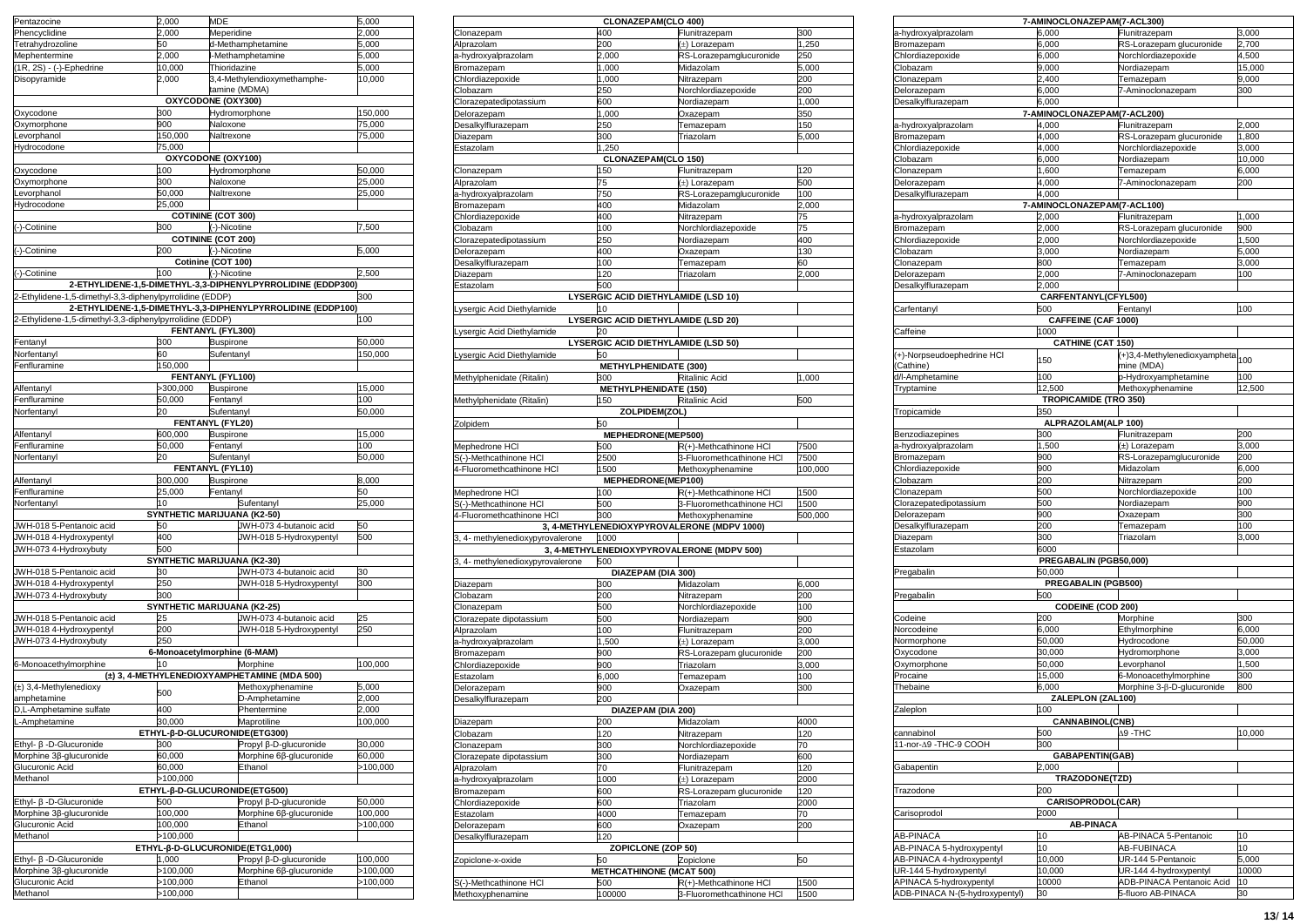| | | | |
|---|---|---|---|
| Pentazocine | 2,000 | MDE | 5,000 |
| Phencyclidine | 2,000 | Meperidine | 2,000 |
| Tetrahydrozoline | 50 | d-Methamphetamine | 5,000 |
| Mephentermine | 2,000 | l-Methamphetamine | 5,000 |
| (1R, 2S) - (-)-Ephedrine | 10,000 | Thioridazine | 5,000 |
| Disopyramide | 2,000 | 3,4-Methylendioxymethamphe-tamine (MDMA) | 10,000 |
| **OXYCODONE (OXY300)** | | | |
| Oxycodone | 300 | Hydromorphone | 150,000 |
| Oxymorphone | 900 | Naloxone | 75,000 |
| Levorphanol | 150,000 | Naltrexone | 75,000 |
| Hydrocodone | 75,000 | | |
| **OXYCODONE (OXY100)** | | | |
| Oxycodone | 100 | Hydromorphone | 50,000 |
| Oxymorphone | 300 | Naloxone | 25,000 |
| Levorphanol | 50,000 | Naltrexone | 25,000 |
| Hydrocodone | 25,000 | | |
| **COTININE (COT 300)** | | | |
| (-)-Cotinine | 300 | (-)-Nicotine | 7,500 |
| **COTININE (COT 200)** | | | |
| (-)-Cotinine | 200 | (-)-Nicotine | 5,000 |
| **Cotinine (COT 100)** | | | |
| (-)-Cotinine | 100 | (-)-Nicotine | 2,500 |
| **2-ETHYLIDENE-1,5-DIMETHYL-3,3-DIPHENYLPYRROLIDINE (EDDP300)** | | | |
| 2-Ethylidene-1,5-dimethyl-3,3-diphenylpyrrolidine (EDDP) | | | 300 |
| **2-ETHYLIDENE-1,5-DIMETHYL-3,3-DIPHENYLPYRROLIDINE (EDDP100)** | | | |
| 2-Ethylidene-1,5-dimethyl-3,3-diphenylpyrrolidine (EDDP) | | | 100 |
| **FENTANYL (FYL300)** | | | |
| Fentanyl | 300 | Buspirone | 50,000 |
| Norfentanyl | 60 | Sufentanyl | 150,000 |
| Fenfluramine | 150,000 | | |
| **FENTANYL (FYL100)** | | | |
| Alfentanyl | >300,000 | Buspirone | 15,000 |
| Fenfluramine | 50,000 | Fentanyl | 100 |
| Norfentanyl | 20 | Sufentanyl | 50,000 |
| **FENTANYL (FYL20)** | | | |
| Alfentanyl | 600,000 | Buspirone | 15,000 |
| Fenfluramine | 50,000 | Fentanyl | 100 |
| Norfentanyl | 20 | Sufentanyl | 50,000 |
| **FENTANYL (FYL10)** | | | |
| Alfentanyl | 300,000 | Buspirone | 8,000 |
| Fenfluramine | 25,000 | Fentanyl | 50 |
| Norfentanyl | 10 | Sufentanyl | 25,000 |
| **SYNTHETIC MARIJUANA (K2-50)** | | | |
| JWH-018 5-Pentanoic acid | 50 | JWH-073 4-butanoic acid | 50 |
| JWH-018 4-Hydroxypentyl | 400 | JWH-018 5-Hydroxypentyl | 500 |
| JWH-073 4-Hydroxybuty | 500 | | |
| **SYNTHETIC MARIJUANA (K2-30)** | | | |
| JWH-018 5-Pentanoic acid | 30 | JWH-073 4-butanoic acid | 30 |
| JWH-018 4-Hydroxypentyl | 250 | JWH-018 5-Hydroxypentyl | 300 |
| JWH-073 4-Hydroxybuty | 300 | | |
| **SYNTHETIC MARIJUANA (K2-25)** | | | |
| JWH-018 5-Pentanoic acid | 25 | JWH-073 4-butanoic acid | 25 |
| JWH-018 4-Hydroxypentyl | 200 | JWH-018 5-Hydroxypentyl | 250 |
| JWH-073 4-Hydroxybuty | 250 | | |
| **6-Monoacetylmorphine (6-MAM)** | | | |
| 6-Monoacethylmorphine | 10 | Morphine | 100,000 |
| **(±) 3, 4-METHYLENEDIOXYAMPHETAMINE (MDA 500)** | | | |
| (±) 3,4-Methylenedioxy amphetamine | 500 | Methoxyphenamine | 5,000 |
| | | D-Amphetamine | 2,000 |
| D,L-Amphetamine sulfate | 400 | Phentermine | 2,000 |
| L-Amphetamine | 30,000 | Maprotiline | 100,000 |
| **ETHYL-β-D-GLUCURONIDE(ETG300)** | | | |
| Ethyl- β -D-Glucuronide | 300 | Propyl β-D-glucuronide | 30,000 |
| Morphine 3β-glucuronide | 60,000 | Morphine 6β-glucuronide | 60,000 |
| Glucuronic Acid | 60,000 | Ethanol | >100,000 |
| Methanol | >100,000 | | |
| **ETHYL-β-D-GLUCURONIDE(ETG500)** | | | |
| Ethyl- β -D-Glucuronide | 500 | Propyl β-D-glucuronide | 50,000 |
| Morphine 3β-glucuronide | 100,000 | Morphine 6β-glucuronide | 100,000 |
| Glucuronic Acid | 100,000 | Ethanol | >100,000 |
| Methanol | >100,000 | | |
| **ETHYL-β-D-GLUCURONIDE(ETG1,000)** | | | |
| Ethyl- β -D-Glucuronide | 1,000 | Propyl β-D-glucuronide | 100,000 |
| Morphine 3β-glucuronide | >100,000 | Morphine 6β-glucuronide | >100,000 |
| Glucuronic Acid | >100,000 | Ethanol | >100,000 |
| Methanol | >100,000 | | |

| | | | |
|---|---|---|---|
| **CLONAZEPAM(CLO 400)** | | | |
| Clonazepam | 400 | Flunitrazepam | 300 |
| Alprazolam | 200 | (±) Lorazepam | 1,250 |
| a-hydroxyalprazolam | 2,000 | RS-Lorazepamglucuronide | 250 |
| Bromazepam | 1,000 | Midazolam | 5,000 |
| Chlordiazepoxide | 1,000 | Nitrazepam | 200 |
| Clobazam | 250 | Norchlordiazepoxide | 200 |
| Clorazepatedipotassium | 600 | Nordiazepam | 1,000 |
| Delorazepam | 1,000 | Oxazepam | 350 |
| Desalkylflurazepam | 250 | Temazepam | 150 |
| Diazepam | 300 | Triazolam | 5,000 |
| Estazolam | 1,250 | | |
| **CLONAZEPAM(CLO 150)** | | | |
| Clonazepam | 150 | Flunitrazepam | 120 |
| Alprazolam | 75 | (±) Lorazepam | 500 |
| a-hydroxyalprazolam | 750 | RS-Lorazepamglucuronide | 100 |
| Bromazepam | 400 | Midazolam | 2,000 |
| Chlordiazepoxide | 400 | Nitrazepam | 75 |
| Clobazam | 100 | Norchlordiazepoxide | 75 |
| Clorazepatedipotassium | 250 | Nordiazepam | 400 |
| Delorazepam | 400 | Oxazepam | 130 |
| Desalkylflurazepam | 100 | Temazepam | 60 |
| Diazepam | 120 | Triazolam | 2,000 |
| Estazolam | 500 | | |
| **LYSERGIC ACID DIETHYLAMIDE (LSD 10)** | | | |
| Lysergic Acid Diethylamide | 10 | | |
| **LYSERGIC ACID DIETHYLAMIDE (LSD 20)** | | | |
| Lysergic Acid Diethylamide | 20 | | |
| **LYSERGIC ACID DIETHYLAMIDE (LSD 50)** | | | |
| Lysergic Acid Diethylamide | 50 | | |
| **METHYLPHENIDATE (300)** | | | |
| Methylphenidate (Ritalin) | 300 | Ritalinic Acid | 1,000 |
| **METHYLPHENIDATE (150)** | | | |
| Methylphenidate (Ritalin) | 150 | Ritalinic Acid | 500 |
| **ZOLPIDEM(ZOL)** | | | |
| Zolpidem | 50 | | |
| **MEPHEDRONE(MEP500)** | | | |
| Mephedrone HCl | 500 | R(+)-Methcathinone HCl | 7500 |
| S(-)-Methcathinone HCl | 2500 | 3-Fluoromethcathinone HCl | 7500 |
| 4-Fluoromethcathinone HCl | 1500 | Methoxyphenamine | 100,000 |
| **MEPHEDRONE(MEP100)** | | | |
| Mephedrone HCl | 100 | R(+)-Methcathinone HCl | 1500 |
| S(-)-Methcathinone HCl | 500 | 3-Fluoromethcathinone HCl | 1500 |
| 4-Fluoromethcathinone HCl | 300 | Methoxyphenamine | 500,000 |
| **3, 4-METHYLENEDIOXYPYROVALERONE (MDPV 1000)** | | | |
| 3, 4- methylenedioxypyrovalerone | 1000 | | |
| **3, 4-METHYLENEDIOXYPYROVALERONE (MDPV 500)** | | | |
| 3, 4- methylenedioxypyrovalerone | 500 | | |
| **DIAZEPAM (DIA 300)** | | | |
| Diazepam | 300 | Midazolam | 6,000 |
| Clobazam | 200 | Nitrazepam | 200 |
| Clonazepam | 500 | Norchlordiazepoxide | 100 |
| Clorazepate dipotassium | 500 | Nordiazepam | 900 |
| Alprazolam | 100 | Flunitrazepam | 200 |
| a-hydroxyalprazolam | 1,500 | (±) Lorazepam | 3,000 |
| Bromazepam | 900 | RS-Lorazepam glucuronide | 200 |
| Chlordiazepoxide | 900 | Triazolam | 3,000 |
| Estazolam | 6,000 | Temazepam | 100 |
| Delorazepam | 900 | Oxazepam | 300 |
| Desalkylflurazepam | 200 | | |
| **DIAZEPAM (DIA 200)** | | | |
| Diazepam | 200 | Midazolam | 4000 |
| Clobazam | 120 | Nitrazepam | 120 |
| Clonazepam | 300 | Norchlordiazepoxide | 70 |
| Clorazepate dipotassium | 300 | Nordiazepam | 600 |
| Alprazolam | 70 | Flunitrazepam | 120 |
| a-hydroxyalprazolam | 1000 | (±) Lorazepam | 2000 |
| Bromazepam | 600 | RS-Lorazepam glucuronide | 120 |
| Chlordiazepoxide | 600 | Triazolam | 2000 |
| Estazolam | 4000 | Temazepam | 70 |
| Delorazepam | 600 | Oxazepam | 200 |
| Desalkylflurazepam | 120 | | |
| **ZOPICLONE (ZOP 50)** | | | |
| Zopiclone-x-oxide | 50 | Zopiclone | 50 |
| **METHCATHINONE (MCAT 500)** | | | |
| S(-)-Methcathinone HCl | 500 | R(+)-Methcathinone HCl | 1500 |
| Methoxyphenamine | 100000 | 3-Fluoromethcathinone HCl | 1500 |

| | | | |
|---|---|---|---|
| **7-AMINOCLONAZEPAM(7-ACL300)** | | | |
| a-hydroxyalprazolam | 6,000 | Flunitrazepam | 3,000 |
| Bromazepam | 6,000 | RS-Lorazepam glucuronide | 2,700 |
| Chlordiazepoxide | 6,000 | Norchlordiazepoxide | 4,500 |
| Clobazam | 9,000 | Nordiazepam | 15,000 |
| Clonazepam | 2,400 | Temazepam | 9,000 |
| Delorazepam | 6,000 | 7-Aminoclonazepam | 300 |
| Desalkylflurazepam | 6,000 | | |
| **7-AMINOCLONAZEPAM(7-ACL200)** | | | |
| a-hydroxyalprazolam | 4,000 | Flunitrazepam | 2,000 |
| Bromazepam | 4,000 | RS-Lorazepam glucuronide | 1,800 |
| Chlordiazepoxide | 4,000 | Norchlordiazepoxide | 3,000 |
| Clobazam | 6,000 | Nordiazepam | 10,000 |
| Clonazepam | 1,600 | Temazepam | 6,000 |
| Delorazepam | 4,000 | 7-Aminoclonazepam | 200 |
| Desalkylflurazepam | 4,000 | | |
| **7-AMINOCLONAZEPAM(7-ACL100)** | | | |
| a-hydroxyalprazolam | 2,000 | Flunitrazepam | 1,000 |
| Bromazepam | 2,000 | RS-Lorazepam glucuronide | 900 |
| Chlordiazepoxide | 2,000 | Norchlordiazepoxide | 1,500 |
| Clobazam | 3,000 | Nordiazepam | 5,000 |
| Clonazepam | 800 | Temazepam | 3,000 |
| Delorazepam | 2,000 | 7-Aminoclonazepam | 100 |
| Desalkylflurazepam | 2,000 | | |
| **CARFENTANYL(CFYL500)** | | | |
| Carfentanyl | 500 | Fentanyl | 100 |
| **CAFFEINE (CAF 1000)** | | | |
| Caffeine | 1000 | | |
| **CATHINE (CAT 150)** | | | |
| (+)-Norpseudoephedrine HCl (Cathine) | 150 | (+)3,4-Methylenedioxyamphetamine (MDA) | 100 |
| d/l-Amphetamine | 100 | p-Hydroxyamphetamine | 100 |
| Tryptamine | 12,500 | Methoxyphenamine | 12,500 |
| **TROPICAMIDE (TRO 350)** | | | |
| Tropicamide | 350 | | |
| **ALPRAZOLAM(ALP 100)** | | | |
| Benzodiazepines | 300 | Flunitrazepam | 200 |
| a-hydroxyalprazolam | 1,500 | (±) Lorazepam | 3,000 |
| Bromazepam | 900 | RS-Lorazepamglucuronide | 200 |
| Chlordiazepoxide | 900 | Midazolam | 6,000 |
| Clobazam | 200 | Nitrazepam | 200 |
| Clonazepam | 500 | Norchlordiazepoxide | 100 |
| Clorazepatedipotassium | 500 | Nordiazepam | 900 |
| Delorazepam | 900 | Oxazepam | 300 |
| Desalkylflurazepam | 200 | Temazepam | 100 |
| Diazepam | 300 | Triazolam | 3,000 |
| Estazolam | 6000 | | |
| **PREGABALIN (PGB50,000)** | | | |
| Pregabalin | 50,000 | | |
| **PREGABALIN (PGB500)** | | | |
| Pregabalin | 500 | | |
| **CODEINE (COD 200)** | | | |
| Codeine | 200 | Morphine | 300 |
| Norcodeine | 6,000 | Ethylmorphine | 6,000 |
| Normorphone | 50,000 | Hydrocodone | 50,000 |
| Oxycodone | 30,000 | Hydromorphone | 3,000 |
| Oxymorphone | 50,000 | Levorphanol | 1,500 |
| Procaine | 15,000 | 6-Monoacethylmorphine | 300 |
| Thebaine | 6,000 | Morphine 3-β-D-glucuronide | 800 |
| **ZALEPLON (ZAL100)** | | | |
| Zaleplon | 100 | | |
| **CANNABINOL(CNB)** | | | |
| cannabinol | 500 | Δ9 -THC | 10,000 |
| 11-nor-Δ9 -THC-9 COOH | 300 | | |
| **GABAPENTIN(GAB)** | | | |
| Gabapentin | 2,000 | | |
| **TRAZODONE(TZD)** | | | |
| Trazodone | 200 | | |
| **CARISOPRODOL(CAR)** | | | |
| Carisoprodol | 2000 | | |
| **AB-PINACA** | | | |
| AB-PINACA | 10 | AB-PINACA 5-Pentanoic | 10 |
| AB-PINACA 5-hydroxypentyl | 10 | AB-FUBINACA | 10 |
| AB-PINACA 4-hydroxypentyl | 10,000 | UR-144 5-Pentanoic | 5,000 |
| UR-144 5-hydroxypentyl | 10,000 | UR-144 4-hydroxypentyl | 10000 |
| APINACA 5-hydroxypentyl | 10000 | ADB-PINACA Pentanoic Acid | 10 |
| ADB-PINACA N-(5-hydroxypentyl) | 30 | 5-fluoro AB-PINACA | 30 |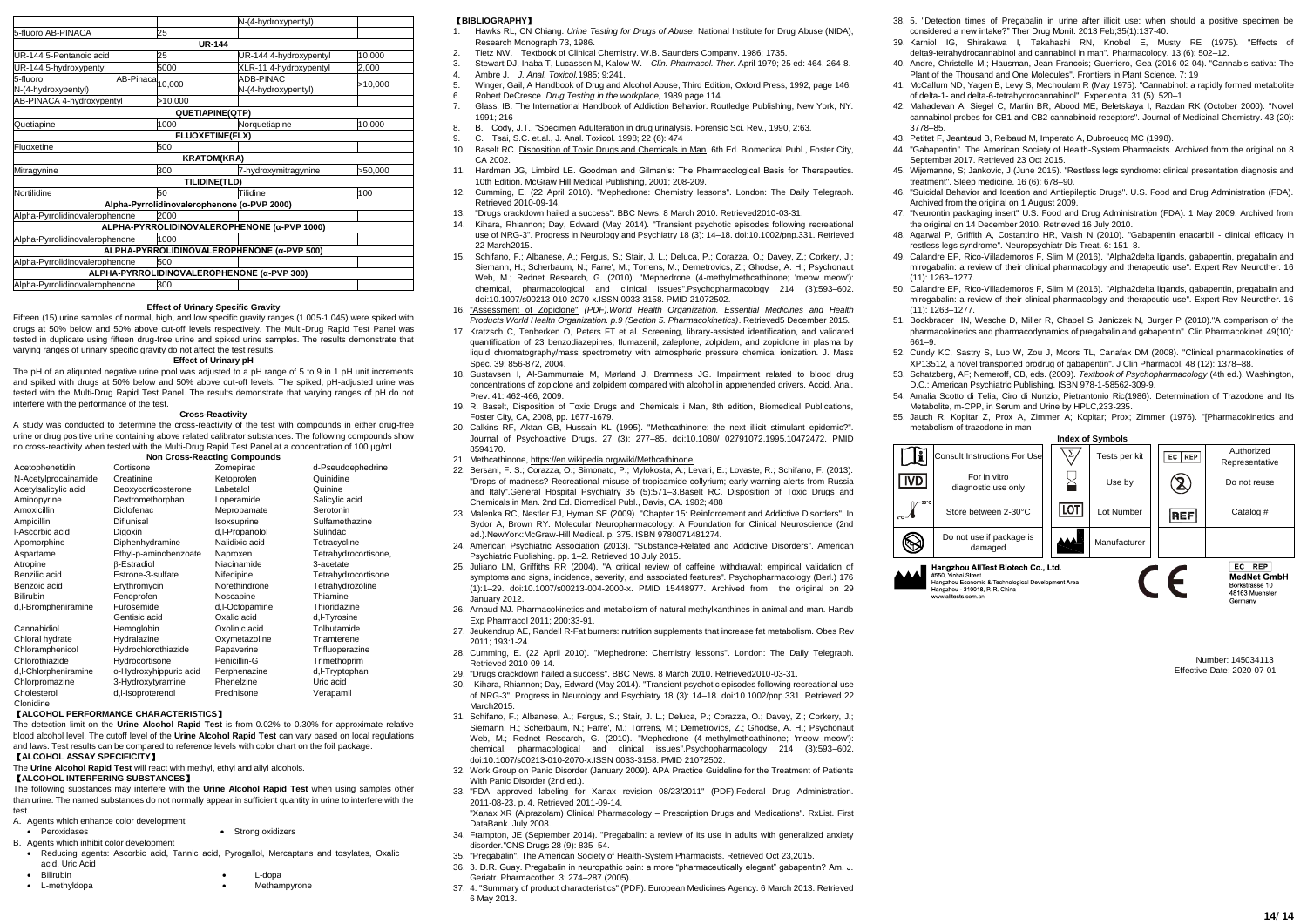| | | | |
|---|---|---|---|
| | | N-(4-hydroxypentyl) | |
| 5-fluoro AB-PINACA | 25 | | |
| **UR-144** | | | |
| UR-144 5-Pentanoic acid | 25 | UR-144 4-hydroxypentyl | 10,000 |
| UR-144 5-hydroxypentyl | 5000 | XLR-11 4-hydroxypentyl | 2,000 |
| 5-fluoro AB-Pinaca N-(4-hydroxypentyl) | 10,000 | ADB-PINAC N-(4-hydroxypentyl) | >10,000 |
| AB-PINACA 4-hydroxypentyl | >10,000 | | |
| **QUETIAPINE(QTP)** | | | |
| Quetiapine | 1000 | Norquetiapine | 10,000 |
| **FLUOXETINE(FLX)** | | | |
| Fluoxetine | 500 | | |
| **KRATOM(KRA)** | | | |
| Mitragynine | 300 | 7-hydroxymitragynine | >50,000 |
| **TILIDINE(TLD)** | | | |
| Nortilidine | 50 | Tilidine | 100 |
| **Alpha-Pyrrolidinovalerophenone (α-PVP 2000)** | | | |
| Alpha-Pyrrolidinovalerophenone | 2000 | | |
| **ALPHA-PYRROLIDINOVALEROPHENONE (α-PVP 1000)** | | | |
| Alpha-Pyrrolidinovalerophenone | 1000 | | |
| **ALPHA-PYRROLIDINOVALEROPHENONE (α-PVP 500)** | | | |
| Alpha-Pyrrolidinovalerophenone | 500 | | |
| **ALPHA-PYRROLIDINOVALEROPHENONE (α-PVP 300)** | | | |
| Alpha-Pyrrolidinovalerophenone | 300 | | |

**Effect of Urinary Specific Gravity**

Fifteen (15) urine samples of normal, high, and low specific gravity ranges (1.005-1.045) were spiked with drugs at 50% below and 50% above cut-off levels respectively. The Multi-Drug Rapid Test Panel was tested in duplicate using fifteen drug-free urine and spiked urine samples. The results demonstrate that varying ranges of urinary specific gravity do not affect the test results.

**Effect of Urinary pH**

The pH of an aliquoted negative urine pool was adjusted to a pH range of 5 to 9 in 1 pH unit increments and spiked with drugs at 50% below and 50% above cut-off levels. The spiked, pH-adjusted urine was tested with the Multi-Drug Rapid Test Panel. The results demonstrate that varying ranges of pH do not interfere with the performance of the test.

**Cross-Reactivity**

A study was conducted to determine the cross-reactivity of the test with compounds in either drug-free urine or drug positive urine containing above related calibrator substances. The following compounds show no cross-reactivity when tested with the Multi-Drug Rapid Test Panel at a concentration of 100 µg/mL.

**Non Cross-Reacting Compounds**

| | | | |
|---|---|---|---|
| Acetophenetidin | Cortisone | Zomepirac | d-Pseudoephedrine |
| N-Acetylprocainamide | Creatinine | Ketoprofen | Quinidine |
| Acetylsalicylic acid | Deoxycorticosterone | Labetalol | Quinine |
| Aminopyrine | Dextromethorphan | Loperamide | Salicylic acid |
| Amoxicillin | Diclofenac | Meprobamate | Serotonin |
| Ampicillin | Diflunisal | Isoxsuprine | Sulfamethazine |
| l-Ascorbic acid | Digoxin | d,l-Propanolol | Sulindac |
| Apomorphine | Diphenhydramine | Nalidixic acid | Tetracycline |
| Aspartame | Ethyl-p-aminobenzoate | Naproxen | Tetrahydrocortisone, |
| Atropine | β-Estradiol | Niacinamide | 3-acetate |
| Benzilic acid | Estrone-3-sulfate | Nifedipine | Tetrahydrocortisone |
| Benzoic acid | Erythromycin | Norethindrone | Tetrahydrozoline |
| Bilirubin | Fenoprofen | Noscapine | Thiamine |
| d,l-Brompheniramine | Furosemide | d,l-Octopamine | Thioridazine |
| | Gentisic acid | Oxalic acid | d,l-Tyrosine |
| Cannabidiol | Hemoglobin | Oxolinic acid | Tolbutamide |
| Chloral hydrate | Hydralazine | Oxymetazoline | Triamterene |
| Chloramphenicol | Hydrochlorothiazide | Papaverine | Trifluoperazine |
| Chlorothiazide | Hydrocortisone | Penicillin-G | Trimethoprim |
| d,l-Chlorpheniramine | o-Hydroxyhippuric acid | Perphenazine | d,l-Tryptophan |
| Chlorpromazine | 3-Hydroxytyramine | Phenelzine | Uric acid |
| Cholesterol | d,l-Isoproterenol | Prednisone | Verapamil |
| Clonidine | | | |

## 【ALCOHOL PERFORMANCE CHARACTERISTICS】

The detection limit on the **Urine Alcohol Rapid Test** is from 0.02% to 0.30% for approximate relative blood alcohol level. The cutoff level of the **Urine Alcohol Rapid Test** can vary based on local regulations and laws. Test results can be compared to reference levels with color chart on the foil package.

## 【ALCOHOL ASSAY SPECIFICITY】

The **Urine Alcohol Rapid Test** will react with methyl, ethyl and allyl alcohols.

## 【ALCOHOL INTERFERING SUBSTANCES】

The following substances may interfere with the **Urine Alcohol Rapid Test** when using samples other than urine. The named substances do not normally appear in sufficient quantity in urine to interfere with the test.

A. Agents which enhance color development
- Peroxidases
- Strong oxidizers

B. Agents which inhibit color development
- Reducing agents: Ascorbic acid, Tannic acid, Pyrogallol, Mercaptans and tosylates, Oxalic acid, Uric Acid
- Bilirubin
- L-dopa
- L-methyldopa
- Methampyrone

## 【BIBLIOGRAPHY】

1. Hawks RL, CN Chiang. *Urine Testing for Drugs of Abuse*. National Institute for Drug Abuse (NIDA), Research Monograph 73, 1986.
2. Tietz NW. Textbook of Clinical Chemistry. W.B. Saunders Company. 1986; 1735.
3. Stewart DJ, Inaba T, Lucassen M, Kalow W. *Clin. Pharmacol. Ther.* April 1979; 25 ed: 464, 264-8.
4. Ambre J. *J. Anal. Toxicol.*1985; 9:241.
5. Winger, Gail, A Handbook of Drug and Alcohol Abuse, Third Edition, Oxford Press, 1992, page 146.
6. Robert DeCresce. *Drug Testing in the workplace*, 1989 page 114.
7. Glass, IB. The International Handbook of Addiction Behavior. Routledge Publishing, New York, NY. 1991; 216
8. B. Cody, J.T., "Specimen Adulteration in drug urinalysis. Forensic Sci. Rev., 1990, 2:63.
9. C. Tsai, S.C. et.al., J. Anal. Toxicol. 1998; 22 (6): 474
10. Baselt RC. Disposition of Toxic Drugs and Chemicals in Man. 6th Ed. Biomedical Publ., Foster City, CA 2002.
11. Hardman JG, Limbird LE. Goodman and Gilman's: The Pharmacological Basis for Therapeutics. 10th Edition. McGraw Hill Medical Publishing, 2001; 208-209.
12. Cumming, E. (22 April 2010). "Mephedrone: Chemistry lessons". London: The Daily Telegraph. Retrieved 2010-09-14.
13. "Drugs crackdown hailed a success". BBC News. 8 March 2010. Retrieved2010-03-31.
14. Kihara, Rhiannon; Day, Edward (May 2014). "Transient psychotic episodes following recreational use of NRG-3". Progress in Neurology and Psychiatry 18 (3): 14–18. doi:10.1002/pnp.331. Retrieved 22 March2015.
15. Schifano, F.; Albanese, A.; Fergus, S.; Stair, J. L.; Deluca, P.; Corazza, O.; Davey, Z.; Corkery, J.; Siemann, H.; Scherbaum, N.; Farre', M.; Torrens, M.; Demetrovics, Z.; Ghodse, A. H.; Psychonaut Web, M.; Rednet Research, G. (2010). "Mephedrone (4-methylmethcathinone; 'meow meow'): chemical, pharmacological and clinical issues".Psychopharmacology 214 (3):593–602. doi:10.1007/s00213-010-2070-x.ISSN 0033-3158. PMID 21072502.
16. "Assessment of Zopiclone" *(PDF).World Health Organization. Essential Medicines and Health Products World Health Organization. p.9 (Section 5. Pharmacokinetics)*. Retrieved5 December 2015.
17. Kratzsch C, Tenberken O, Peters FT et al. Screening, library-assisted identification, and validated quantification of 23 benzodiazepines, flumazenil, zaleplone, zolpidem, and zopiclone in plasma by liquid chromatography/mass spectrometry with atmospheric pressure chemical ionization. J. Mass Spec. 39: 856-872, 2004.
18. Gustavsen I, Al-Sammurraie M, Mørland J, Bramness JG. Impairment related to blood drug concentrations of zopiclone and zolpidem compared with alcohol in apprehended drivers. Accid. Anal. Prev. 41: 462-466, 2009.
19. R. Baselt, Disposition of Toxic Drugs and Chemicals i Man, 8th edition, Biomedical Publications, Foster City, CA, 2008, pp. 1677-1679.
20. Calkins RF, Aktan GB, Hussain KL (1995). "Methcathinone: the next illicit stimulant epidemic?". Journal of Psychoactive Drugs. 27 (3): 277–85. doi:10.1080/ 02791072.1995.10472472. PMID 8594170.
21. Methcathinone, https://en.wikipedia.org/wiki/Methcathinone.
22. Bersani, F. S.; Corazza, O.; Simonato, P.; Mylokosta, A.; Levari, E.; Lovaste, R.; Schifano, F. (2013). "Drops of madness? Recreational misuse of tropicamide collyrium; early warning alerts from Russia and Italy".General Hospital Psychiatry 35 (5):571–3.Baselt RC. Disposition of Toxic Drugs and Chemicals in Man. 2nd Ed. Biomedical Publ., Davis, CA. 1982; 488
23. Malenka RC, Nestler EJ, Hyman SE (2009). "Chapter 15: Reinforcement and Addictive Disorders". In Sydor A, Brown RY. Molecular Neuropharmacology: A Foundation for Clinical Neuroscience (2nd ed.).NewYork:McGraw-Hill Medical. p. 375. ISBN 9780071481274.
24. American Psychiatric Association (2013). "Substance-Related and Addictive Disorders". American Psychiatric Publishing. pp. 1–2. Retrieved 10 July 2015.
25. Juliano LM, Griffiths RR (2004). "A critical review of caffeine withdrawal: empirical validation of symptoms and signs, incidence, severity, and associated features". Psychopharmacology (Berl.) 176 (1):1–29. doi:10.1007/s00213-004-2000-x. PMID 15448977. Archived from the original on 29 January 2012.
26. Arnaud MJ. Pharmacokinetics and metabolism of natural methylxanthines in animal and man. Handb Exp Pharmacol 2011; 200:33-91.
27. Jeukendrup AE, Randell R-Fat burners: nutrition supplements that increase fat metabolism. Obes Rev 2011; 193:1-24.
28. Cumming, E. (22 April 2010). "Mephedrone: Chemistry lessons". London: The Daily Telegraph. Retrieved 2010-09-14.
29. "Drugs crackdown hailed a success". BBC News. 8 March 2010. Retrieved2010-03-31.
30. Kihara, Rhiannon; Day, Edward (May 2014). "Transient psychotic episodes following recreational use of NRG-3". Progress in Neurology and Psychiatry 18 (3): 14–18. doi:10.1002/pnp.331. Retrieved 22 March2015.
31. Schifano, F.; Albanese, A.; Fergus, S.; Stair, J. L.; Deluca, P.; Corazza, O.; Davey, Z.; Corkery, J.; Siemann, H.; Scherbaum, N.; Farre', M.; Torrens, M.; Demetrovics, Z.; Ghodse, A. H.; Psychonaut Web, M.; Rednet Research, G. (2010). "Mephedrone (4-methylmethcathinone; 'meow meow'): chemical, pharmacological and clinical issues".Psychopharmacology 214 (3):593–602. doi:10.1007/s00213-010-2070-x.ISSN 0033-3158. PMID 21072502.
32. Work Group on Panic Disorder (January 2009). APA Practice Guideline for the Treatment of Patients With Panic Disorder (2nd ed.).
33. "FDA approved labeling for Xanax revision 08/23/2011" (PDF).Federal Drug Administration. 2011-08-23. p. 4. Retrieved 2011-09-14.
"Xanax XR (Alprazolam) Clinical Pharmacology – Prescription Drugs and Medications". RxList. First DataBank. July 2008.
34. Frampton, JE (September 2014). "Pregabalin: a review of its use in adults with generalized anxiety disorder."CNS Drugs 28 (9): 835–54.
35. "Pregabalin". The American Society of Health-System Pharmacists. Retrieved Oct 23,2015.
36. 3. D.R. Guay. Pregabalin in neuropathic pain: a more "pharmaceutically elegant" gabapentin? Am. J. Geriatr. Pharmacother. 3: 274–287 (2005).
37. 4. "Summary of product characteristics" (PDF). European Medicines Agency. 6 March 2013. Retrieved 6 May 2013.
38. 5. "Detection times of Pregabalin in urine after illicit use: when should a positive specimen be considered a new intake?" Ther Drug Monit. 2013 Feb;35(1):137-40.
39. Karniol IG, Shirakawa I, Takahashi RN, Knobel E, Musty RE (1975). "Effects of delta9-tetrahydrocannabinol and cannabinol in man". Pharmacology. 13 (6): 502–12.
40. Andre, Christelle M.; Hausman, Jean-Francois; Guerriero, Gea (2016-02-04). "Cannabis sativa: The Plant of the Thousand and One Molecules". Frontiers in Plant Science. 7: 19
41. McCallum ND, Yagen B, Levy S, Mechoulam R (May 1975). "Cannabinol: a rapidly formed metabolite of delta-1- and delta-6-tetrahydrocannabinol". Experientia. 31 (5): 520–1
42. Mahadevan A, Siegel C, Martin BR, Abood ME, Beletskaya I, Razdan RK (October 2000). "Novel cannabinol probes for CB1 and CB2 cannabinoid receptors". Journal of Medicinal Chemistry. 43 (20): 3778–85.
43. Petitet F, Jeantaud B, Reibaud M, Imperato A, Dubroeucq MC (1998).
44. "Gabapentin". The American Society of Health-System Pharmacists. Archived from the original on 8 September 2017. Retrieved 23 Oct 2015.
45. Wijemanne, S; Jankovic, J (June 2015). "Restless legs syndrome: clinical presentation diagnosis and treatment". Sleep medicine. 16 (6): 678–90.
46. "Suicidal Behavior and Ideation and Antiepileptic Drugs". U.S. Food and Drug Administration (FDA). Archived from the original on 1 August 2009.
47. "Neurontin packaging insert" U.S. Food and Drug Administration (FDA). 1 May 2009. Archived from the original on 14 December 2010. Retrieved 16 July 2010.
48. Agarwal P, Griffith A, Costantino HR, Vaish N (2010). "Gabapentin enacarbil - clinical efficacy in restless legs syndrome". Neuropsychiatr Dis Treat. 6: 151–8.
49. Calandre EP, Rico-Villademoros F, Slim M (2016). "Alpha2delta ligands, gabapentin, pregabalin and mirogabalin: a review of their clinical pharmacology and therapeutic use". Expert Rev Neurother. 16 (11): 1263–1277.
50. Calandre EP, Rico-Villademoros F, Slim M (2016). "Alpha2delta ligands, gabapentin, pregabalin and mirogabalin: a review of their clinical pharmacology and therapeutic use". Expert Rev Neurother. 16 (11): 1263–1277.
51. Bockbrader HN, Wesche D, Miller R, Chapel S, Janiczek N, Burger P (2010)."A comparison of the pharmacokinetics and pharmacodynamics of pregabalin and gabapentin". Clin Pharmacokinet. 49(10): 661–9.
52. Cundy KC, Sastry S, Luo W, Zou J, Moors TL, Canafax DM (2008). "Clinical pharmacokinetics of XP13512, a novel transported prodrug of gabapentin". J Clin Pharmacol. 48 (12): 1378–88.
53. Schatzberg, AF; Nemeroff, CB, eds. (2009). *Textbook of Psychopharmacology* (4th ed.). Washington, D.C.: American Psychiatric Publishing. ISBN 978-1-58562-309-9.
54. Amalia Scotto di Telia, Ciro di Nunzio, Pietrantonio Ric(1986). Determination of Trazodone and Its Metabolite, m-CPP, in Serum and Urine by HPLC,233-235.
55. Jauch R, Kopitar Z, Prox A, Zimmer A; Kopitar; Prox; Zimmer (1976). "[Pharmacokinetics and metabolism of trazodone in man

**Index of Symbols**

| | | | | | |
|---|---|---|---|---|---|
| | Consult Instructions For Use | | Tests per kit | EC REP | Authorized Representative |
| IVD | For in vitro diagnostic use only | | Use by | | Do not reuse |
| 2°C–30°C | Store between 2-30°C | LOT | Lot Number | REF | Catalog # |
| | Do not use if package is damaged | | Manufacturer | | |

**Hangzhou AllTest Biotech Co., Ltd.**
#550, Yinhai Street
Hangzhou Economic & Technological Development Area
Hangzhou - 310018, P. R. China
www.alltests.com.cn

CE

EC REP
**MedNet GmbH**
Borkstrasse 10
48163 Muenster
Germany

Number: 145034113
Effective Date: 2020-07-01